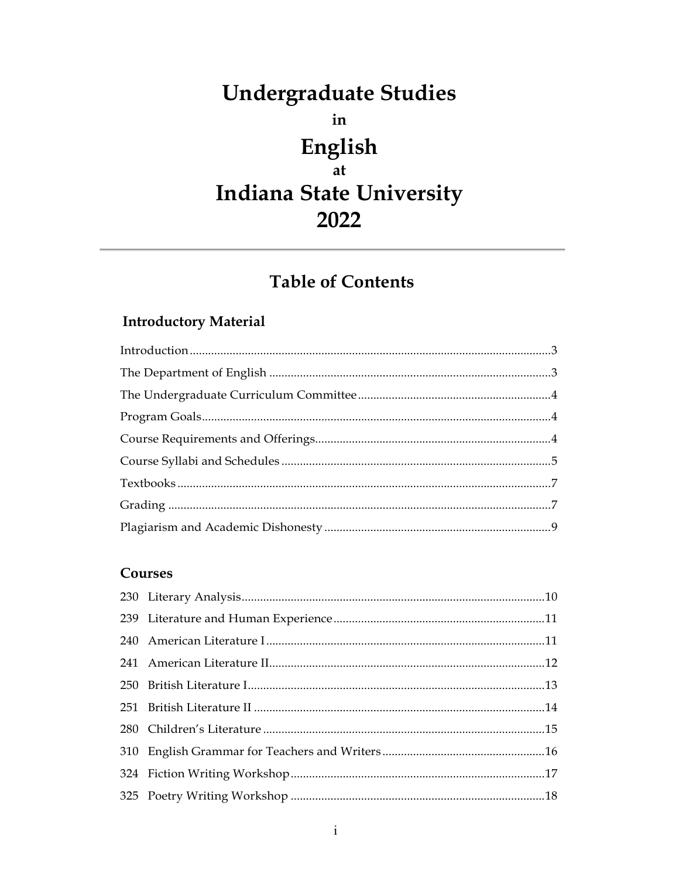# Undergraduate Studies

in

# English

at

# Indiana State University 2022

---

## Table of Contents

### Introductory Material

Introduction ........ 3

The Department of English ........ 3

The Undergraduate Curriculum Committee ........ 4

Program Goals ........ 4

Course Requirements and Offerings ........ 4

Course Syllabi and Schedules ........ 5

Textbooks ........ 7

Grading ........ 7

Plagiarism and Academic Dishonesty ........ 9

### Courses

230 Literary Analysis ........ 10

239 Literature and Human Experience ........ 11

240 American Literature I ........ 11

241 American Literature II ........ 12

250 British Literature I ........ 13

251 British Literature II ........ 14

280 Children's Literature ........ 15

310 English Grammar for Teachers and Writers ........ 16

324 Fiction Writing Workshop ........ 17

325 Poetry Writing Workshop ........ 18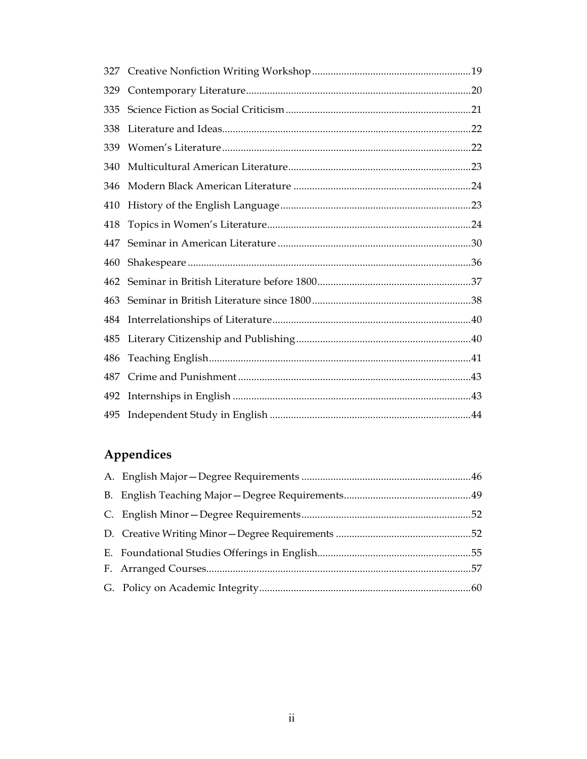327 Creative Nonfiction Writing Workshop ....19
329 Contemporary Literature ....20
335 Science Fiction as Social Criticism ....21
338 Literature and Ideas ....22
339 Women's Literature ....22
340 Multicultural American Literature ....23
346 Modern Black American Literature ....24
410 History of the English Language ....23
418 Topics in Women's Literature ....24
447 Seminar in American Literature ....30
460 Shakespeare ....36
462 Seminar in British Literature before 1800 ....37
463 Seminar in British Literature since 1800 ....38
484 Interrelationships of Literature ....40
485 Literary Citizenship and Publishing ....40
486 Teaching English ....41
487 Crime and Punishment ....43
492 Internships in English ....43
495 Independent Study in English ....44

## Appendices

A. English Major—Degree Requirements ....46
B. English Teaching Major—Degree Requirements ....49
C. English Minor—Degree Requirements ....52
D. Creative Writing Minor—Degree Requirements ....52
E. Foundational Studies Offerings in English ....55
F. Arranged Courses ....57
G. Policy on Academic Integrity ....60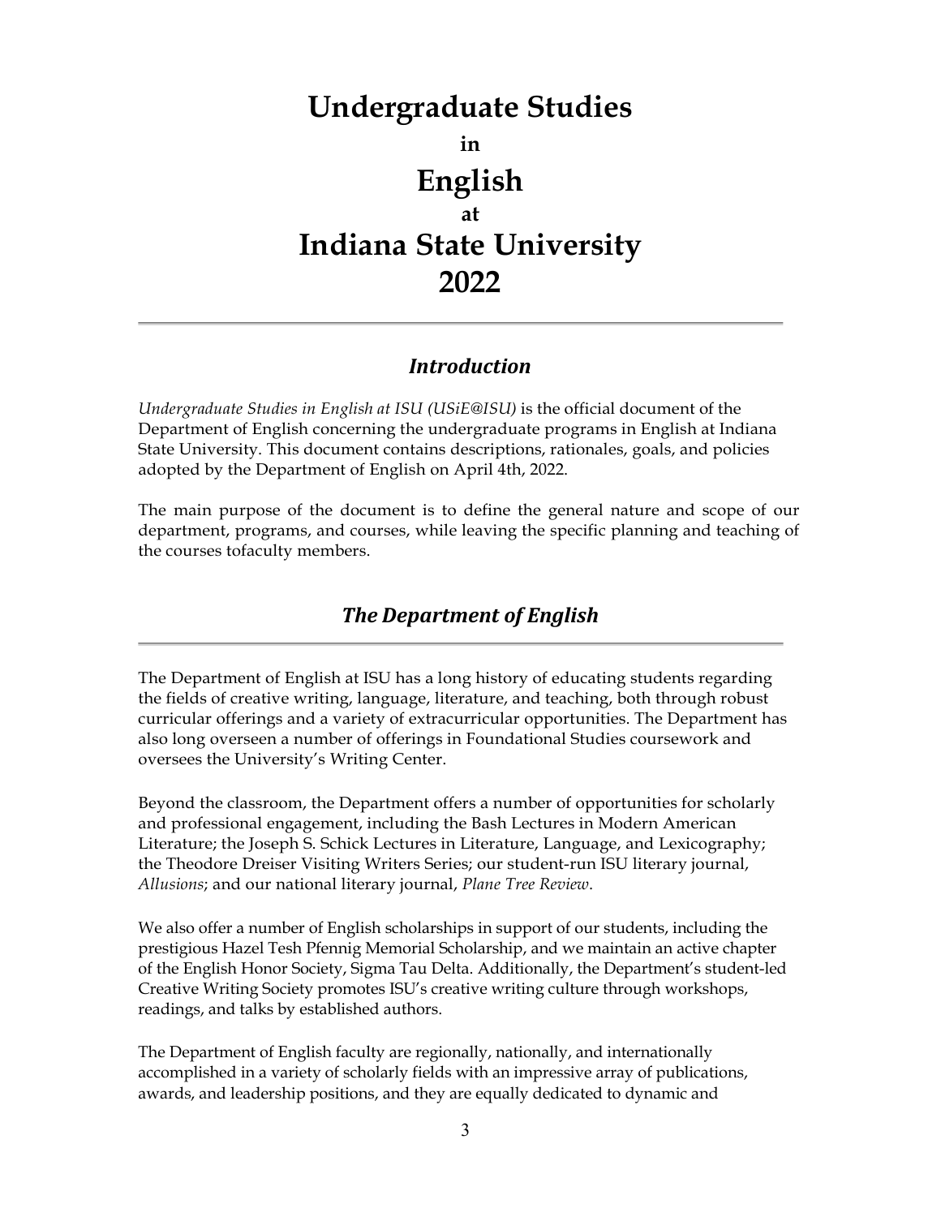# Undergraduate Studies

**in**

# English

**at**

# Indiana State University 2022

---

## *Introduction*

*Undergraduate Studies in English at ISU (USiE@ISU)* is the official document of the Department of English concerning the undergraduate programs in English at Indiana State University. This document contains descriptions, rationales, goals, and policies adopted by the Department of English on April 4th, 2022.

The main purpose of the document is to define the general nature and scope of our department, programs, and courses, while leaving the specific planning and teaching of the courses tofaculty members.

## *The Department of English*

---

The Department of English at ISU has a long history of educating students regarding the fields of creative writing, language, literature, and teaching, both through robust curricular offerings and a variety of extracurricular opportunities. The Department has also long overseen a number of offerings in Foundational Studies coursework and oversees the University's Writing Center.

Beyond the classroom, the Department offers a number of opportunities for scholarly and professional engagement, including the Bash Lectures in Modern American Literature; the Joseph S. Schick Lectures in Literature, Language, and Lexicography; the Theodore Dreiser Visiting Writers Series; our student-run ISU literary journal, *Allusions*; and our national literary journal, *Plane Tree Review*.

We also offer a number of English scholarships in support of our students, including the prestigious Hazel Tesh Pfennig Memorial Scholarship, and we maintain an active chapter of the English Honor Society, Sigma Tau Delta. Additionally, the Department's student-led Creative Writing Society promotes ISU's creative writing culture through workshops, readings, and talks by established authors.

The Department of English faculty are regionally, nationally, and internationally accomplished in a variety of scholarly fields with an impressive array of publications, awards, and leadership positions, and they are equally dedicated to dynamic and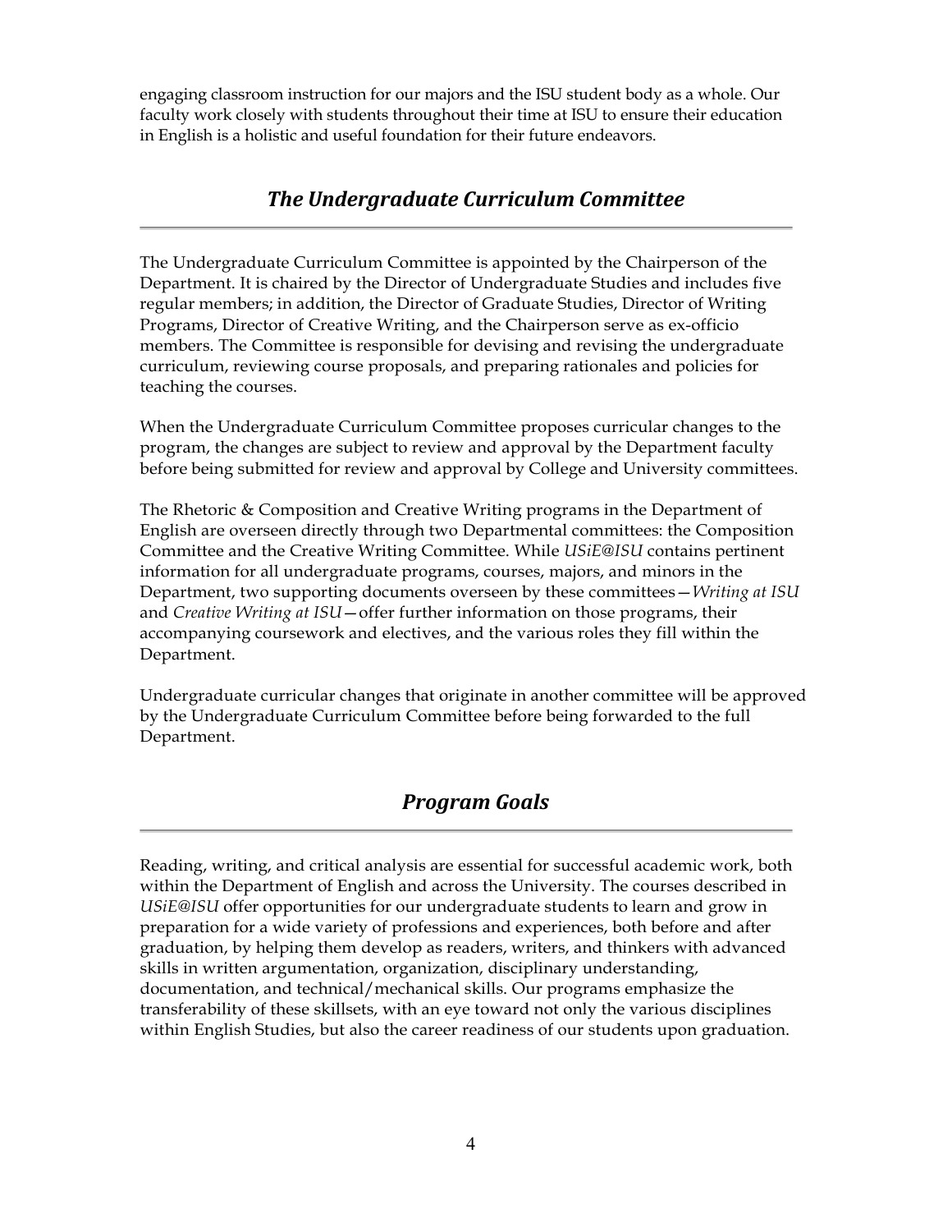engaging classroom instruction for our majors and the ISU student body as a whole. Our faculty work closely with students throughout their time at ISU to ensure their education in English is a holistic and useful foundation for their future endeavors.

## *The Undergraduate Curriculum Committee*

The Undergraduate Curriculum Committee is appointed by the Chairperson of the Department. It is chaired by the Director of Undergraduate Studies and includes five regular members; in addition, the Director of Graduate Studies, Director of Writing Programs, Director of Creative Writing, and the Chairperson serve as ex-officio members. The Committee is responsible for devising and revising the undergraduate curriculum, reviewing course proposals, and preparing rationales and policies for teaching the courses.

When the Undergraduate Curriculum Committee proposes curricular changes to the program, the changes are subject to review and approval by the Department faculty before being submitted for review and approval by College and University committees.

The Rhetoric & Composition and Creative Writing programs in the Department of English are overseen directly through two Departmental committees: the Composition Committee and the Creative Writing Committee. While *USiE@ISU* contains pertinent information for all undergraduate programs, courses, majors, and minors in the Department, two supporting documents overseen by these committees—*Writing at ISU* and *Creative Writing at ISU*—offer further information on those programs, their accompanying coursework and electives, and the various roles they fill within the Department.

Undergraduate curricular changes that originate in another committee will be approved by the Undergraduate Curriculum Committee before being forwarded to the full Department.

## *Program Goals*

Reading, writing, and critical analysis are essential for successful academic work, both within the Department of English and across the University. The courses described in *USiE@ISU* offer opportunities for our undergraduate students to learn and grow in preparation for a wide variety of professions and experiences, both before and after graduation, by helping them develop as readers, writers, and thinkers with advanced skills in written argumentation, organization, disciplinary understanding, documentation, and technical/mechanical skills. Our programs emphasize the transferability of these skillsets, with an eye toward not only the various disciplines within English Studies, but also the career readiness of our students upon graduation.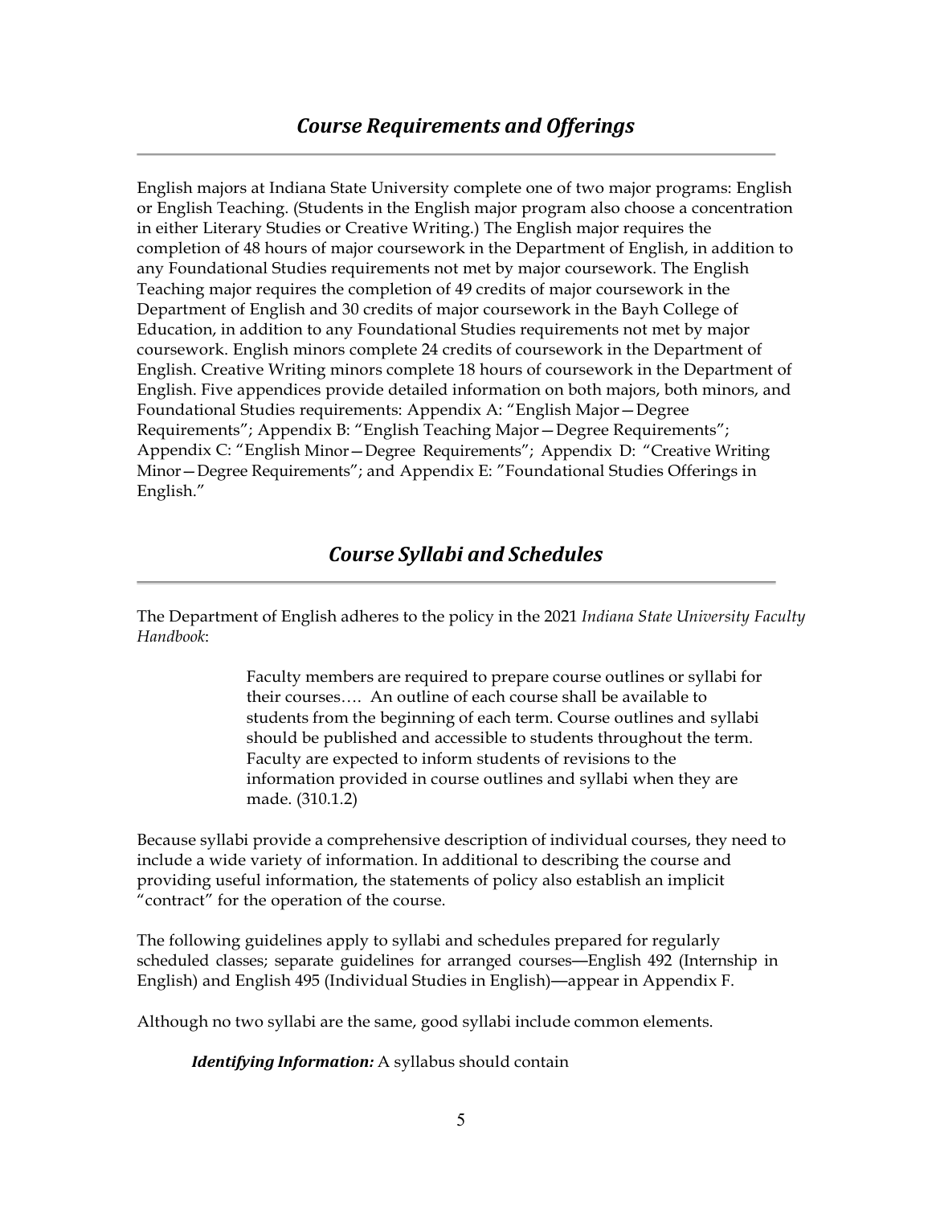## *Course Requirements and Offerings*

English majors at Indiana State University complete one of two major programs: English or English Teaching. (Students in the English major program also choose a concentration in either Literary Studies or Creative Writing.) The English major requires the completion of 48 hours of major coursework in the Department of English, in addition to any Foundational Studies requirements not met by major coursework. The English Teaching major requires the completion of 49 credits of major coursework in the Department of English and 30 credits of major coursework in the Bayh College of Education, in addition to any Foundational Studies requirements not met by major coursework. English minors complete 24 credits of coursework in the Department of English. Creative Writing minors complete 18 hours of coursework in the Department of English. Five appendices provide detailed information on both majors, both minors, and Foundational Studies requirements: Appendix A: "English Major—Degree Requirements"; Appendix B: "English Teaching Major—Degree Requirements"; Appendix C: "English Minor—Degree Requirements"; Appendix D: "Creative Writing Minor—Degree Requirements"; and Appendix E: "Foundational Studies Offerings in English."

## *Course Syllabi and Schedules*

The Department of English adheres to the policy in the 2021 *Indiana State University Faculty Handbook*:

> Faculty members are required to prepare course outlines or syllabi for their courses…. An outline of each course shall be available to students from the beginning of each term. Course outlines and syllabi should be published and accessible to students throughout the term. Faculty are expected to inform students of revisions to the information provided in course outlines and syllabi when they are made. (310.1.2)

Because syllabi provide a comprehensive description of individual courses, they need to include a wide variety of information. In additional to describing the course and providing useful information, the statements of policy also establish an implicit "contract" for the operation of the course.

The following guidelines apply to syllabi and schedules prepared for regularly scheduled classes; separate guidelines for arranged courses—English 492 (Internship in English) and English 495 (Individual Studies in English)—appear in Appendix F.

Although no two syllabi are the same, good syllabi include common elements.

***Identifying Information:*** A syllabus should contain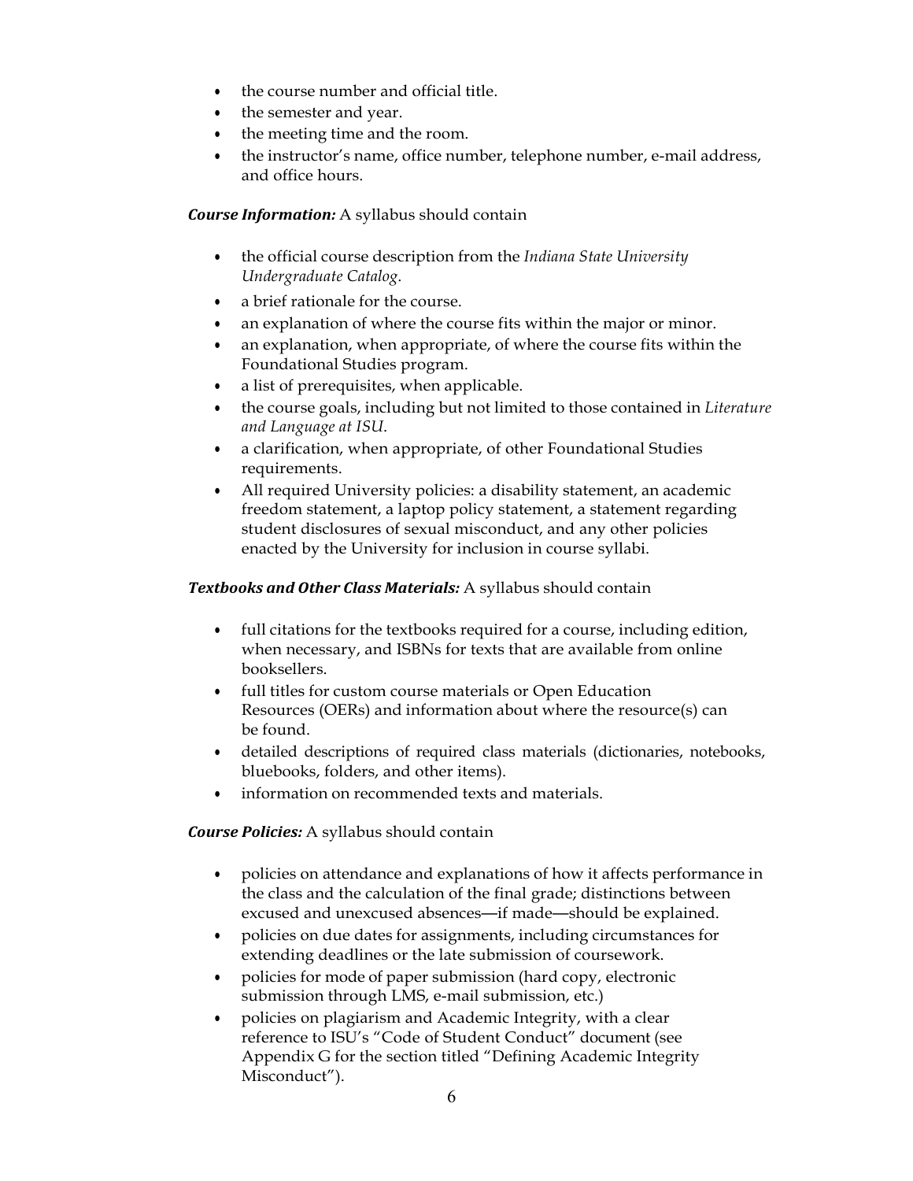- the course number and official title.
- the semester and year.
- the meeting time and the room.
- the instructor's name, office number, telephone number, e-mail address, and office hours.

***Course Information:*** A syllabus should contain

- the official course description from the *Indiana State University Undergraduate Catalog*.
- a brief rationale for the course.
- an explanation of where the course fits within the major or minor.
- an explanation, when appropriate, of where the course fits within the Foundational Studies program.
- a list of prerequisites, when applicable.
- the course goals, including but not limited to those contained in *Literature and Language at ISU*.
- a clarification, when appropriate, of other Foundational Studies requirements.
- All required University policies: a disability statement, an academic freedom statement, a laptop policy statement, a statement regarding student disclosures of sexual misconduct, and any other policies enacted by the University for inclusion in course syllabi.

***Textbooks and Other Class Materials:*** A syllabus should contain

- full citations for the textbooks required for a course, including edition, when necessary, and ISBNs for texts that are available from online booksellers.
- full titles for custom course materials or Open Education Resources (OERs) and information about where the resource(s) can be found.
- detailed descriptions of required class materials (dictionaries, notebooks, bluebooks, folders, and other items).
- information on recommended texts and materials.

***Course Policies:*** A syllabus should contain

- policies on attendance and explanations of how it affects performance in the class and the calculation of the final grade; distinctions between excused and unexcused absences—if made—should be explained.
- policies on due dates for assignments, including circumstances for extending deadlines or the late submission of coursework.
- policies for mode of paper submission (hard copy, electronic submission through LMS, e-mail submission, etc.)
- policies on plagiarism and Academic Integrity, with a clear reference to ISU's "Code of Student Conduct" document (see Appendix G for the section titled "Defining Academic Integrity Misconduct").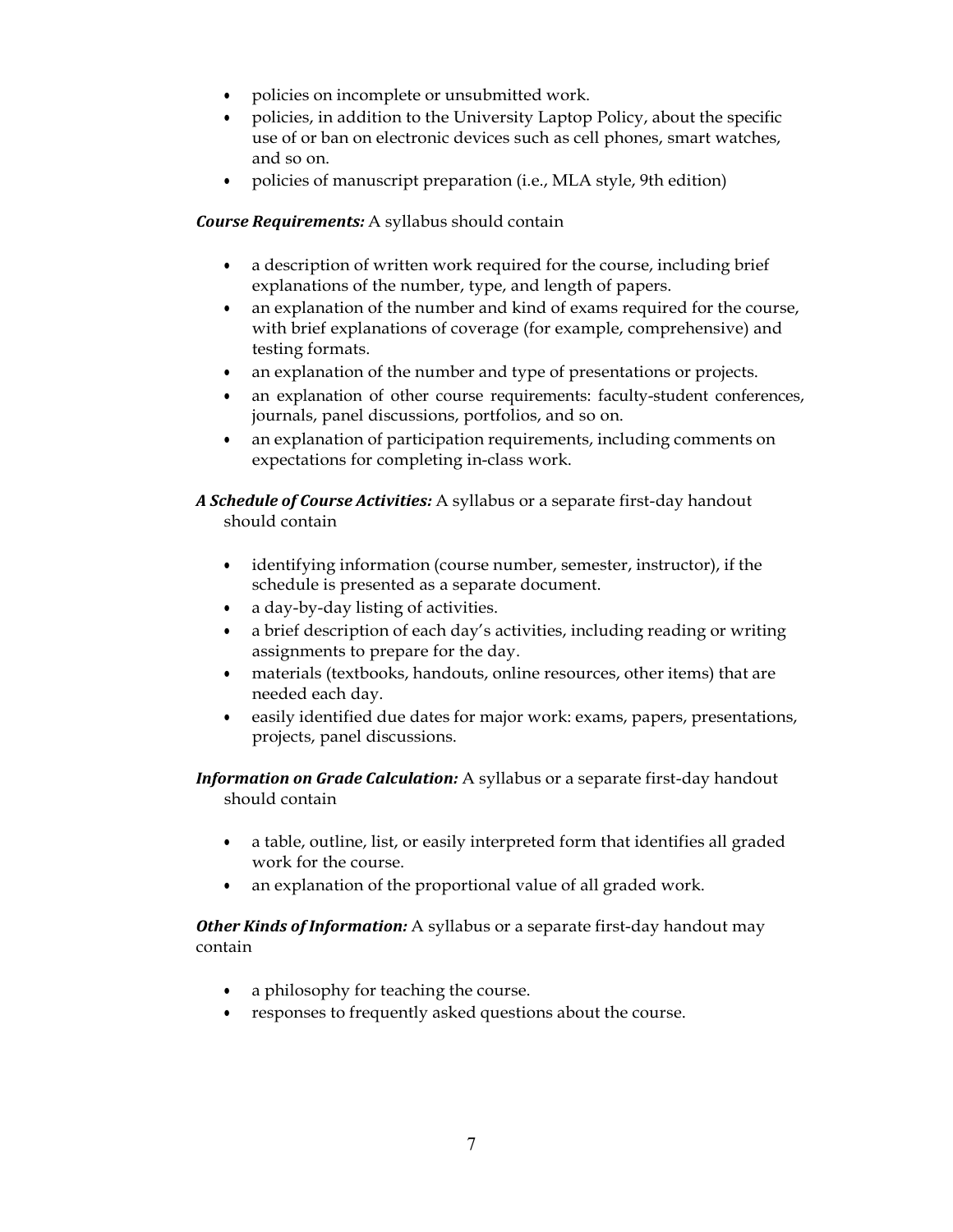- policies on incomplete or unsubmitted work.
- policies, in addition to the University Laptop Policy, about the specific use of or ban on electronic devices such as cell phones, smart watches, and so on.
- policies of manuscript preparation (i.e., MLA style, 9th edition)

***Course Requirements:*** A syllabus should contain

- a description of written work required for the course, including brief explanations of the number, type, and length of papers.
- an explanation of the number and kind of exams required for the course, with brief explanations of coverage (for example, comprehensive) and testing formats.
- an explanation of the number and type of presentations or projects.
- an explanation of other course requirements: faculty-student conferences, journals, panel discussions, portfolios, and so on.
- an explanation of participation requirements, including comments on expectations for completing in-class work.

***A Schedule of Course Activities:*** A syllabus or a separate first-day handout should contain

- identifying information (course number, semester, instructor), if the schedule is presented as a separate document.
- a day-by-day listing of activities.
- a brief description of each day's activities, including reading or writing assignments to prepare for the day.
- materials (textbooks, handouts, online resources, other items) that are needed each day.
- easily identified due dates for major work: exams, papers, presentations, projects, panel discussions.

***Information on Grade Calculation:*** A syllabus or a separate first-day handout should contain

- a table, outline, list, or easily interpreted form that identifies all graded work for the course.
- an explanation of the proportional value of all graded work.

***Other Kinds of Information:*** A syllabus or a separate first-day handout may contain

- a philosophy for teaching the course.
- responses to frequently asked questions about the course.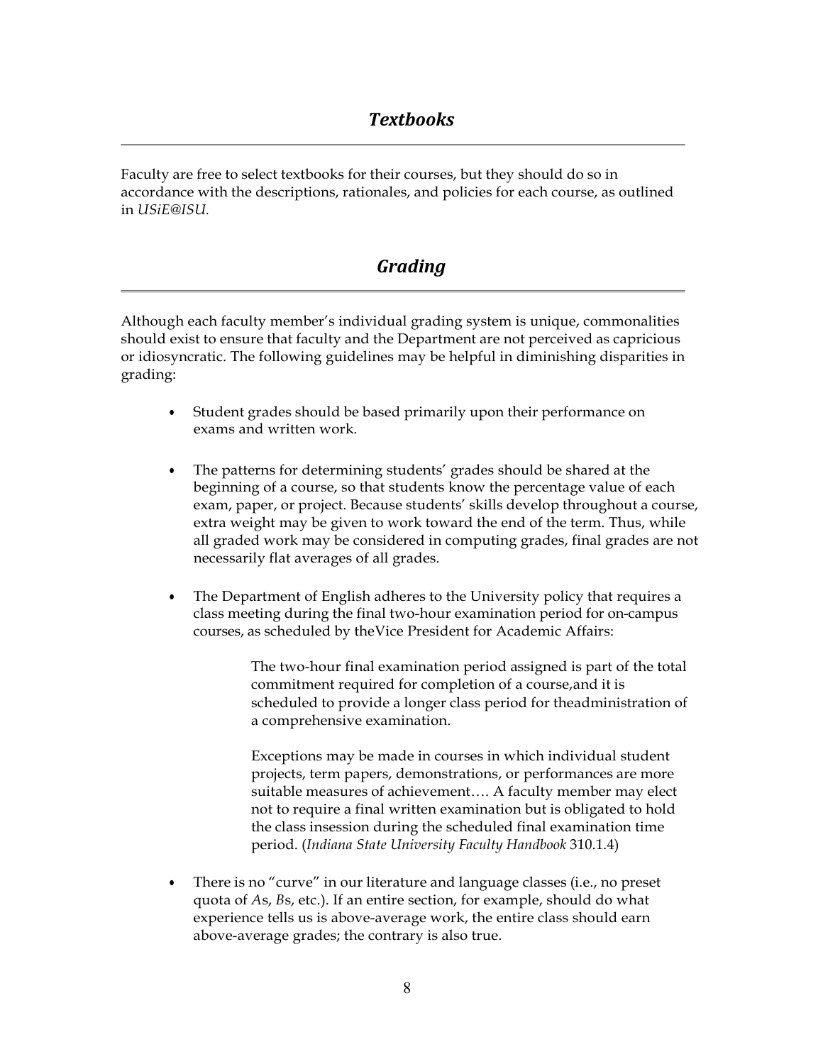## *Textbooks*

Faculty are free to select textbooks for their courses, but they should do so in accordance with the descriptions, rationales, and policies for each course, as outlined in *USiE@ISU.*

## *Grading*

Although each faculty member's individual grading system is unique, commonalities should exist to ensure that faculty and the Department are not perceived as capricious or idiosyncratic. The following guidelines may be helpful in diminishing disparities in grading:

- Student grades should be based primarily upon their performance on exams and written work.

- The patterns for determining students' grades should be shared at the beginning of a course, so that students know the percentage value of each exam, paper, or project. Because students' skills develop throughout a course, extra weight may be given to work toward the end of the term. Thus, while all graded work may be considered in computing grades, final grades are not necessarily flat averages of all grades.

- The Department of English adheres to the University policy that requires a class meeting during the final two-hour examination period for on-campus courses, as scheduled by theVice President for Academic Affairs:

  > The two-hour final examination period assigned is part of the total commitment required for completion of a course,and it is scheduled to provide a longer class period for theadministration of a comprehensive examination.
  >
  > Exceptions may be made in courses in which individual student projects, term papers, demonstrations, or performances are more suitable measures of achievement…. A faculty member may elect not to require a final written examination but is obligated to hold the class insession during the scheduled final examination time period. (*Indiana State University Faculty Handbook* 310.1.4)

- There is no "curve" in our literature and language classes (i.e., no preset quota of *A*s, *B*s, etc.). If an entire section, for example, should do what experience tells us is above-average work, the entire class should earn above-average grades; the contrary is also true.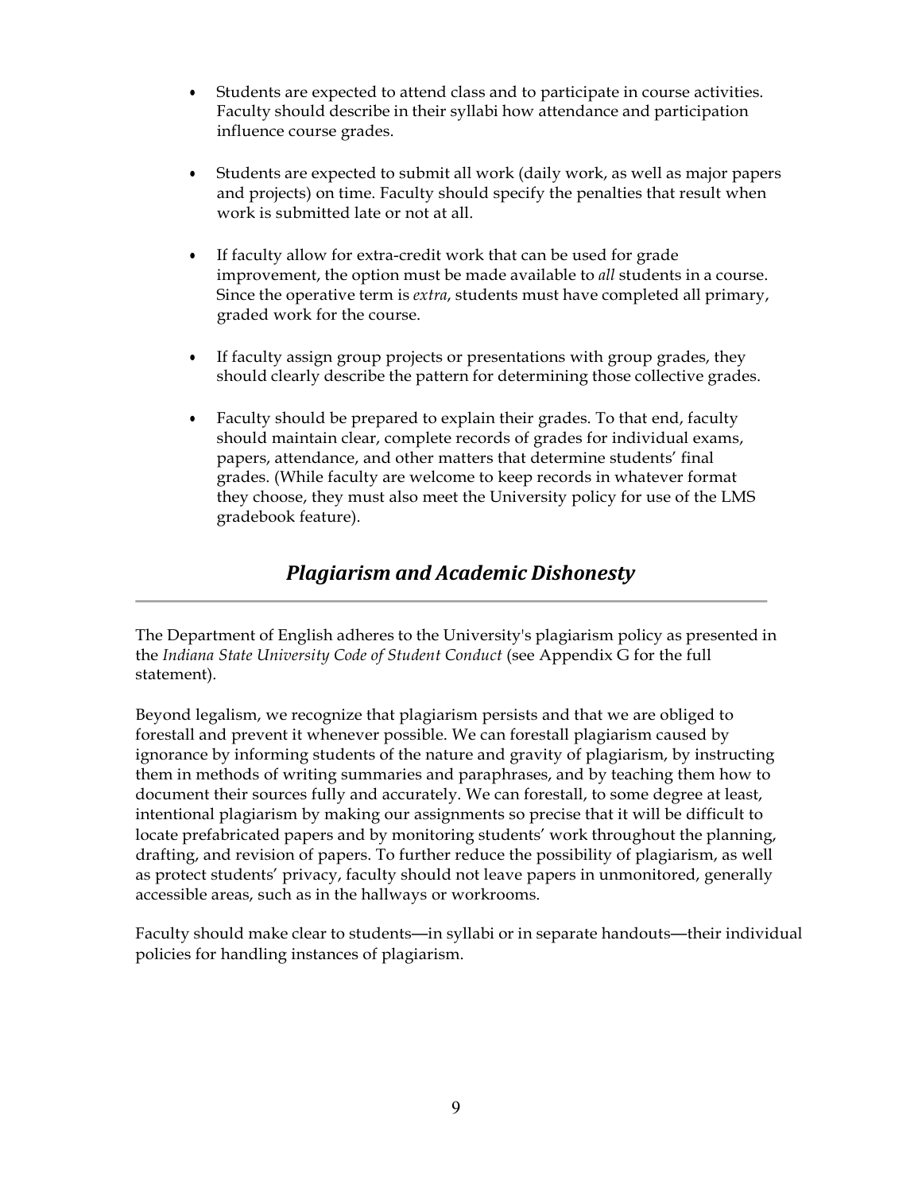- Students are expected to attend class and to participate in course activities. Faculty should describe in their syllabi how attendance and participation influence course grades.

- Students are expected to submit all work (daily work, as well as major papers and projects) on time. Faculty should specify the penalties that result when work is submitted late or not at all.

- If faculty allow for extra-credit work that can be used for grade improvement, the option must be made available to *all* students in a course. Since the operative term is *extra*, students must have completed all primary, graded work for the course.

- If faculty assign group projects or presentations with group grades, they should clearly describe the pattern for determining those collective grades.

- Faculty should be prepared to explain their grades. To that end, faculty should maintain clear, complete records of grades for individual exams, papers, attendance, and other matters that determine students' final grades. (While faculty are welcome to keep records in whatever format they choose, they must also meet the University policy for use of the LMS gradebook feature).

## *Plagiarism and Academic Dishonesty*

---

The Department of English adheres to the University's plagiarism policy as presented in the *Indiana State University Code of Student Conduct* (see Appendix G for the full statement).

Beyond legalism, we recognize that plagiarism persists and that we are obliged to forestall and prevent it whenever possible. We can forestall plagiarism caused by ignorance by informing students of the nature and gravity of plagiarism, by instructing them in methods of writing summaries and paraphrases, and by teaching them how to document their sources fully and accurately. We can forestall, to some degree at least, intentional plagiarism by making our assignments so precise that it will be difficult to locate prefabricated papers and by monitoring students' work throughout the planning, drafting, and revision of papers. To further reduce the possibility of plagiarism, as well as protect students' privacy, faculty should not leave papers in unmonitored, generally accessible areas, such as in the hallways or workrooms.

Faculty should make clear to students—in syllabi or in separate handouts—their individual policies for handling instances of plagiarism.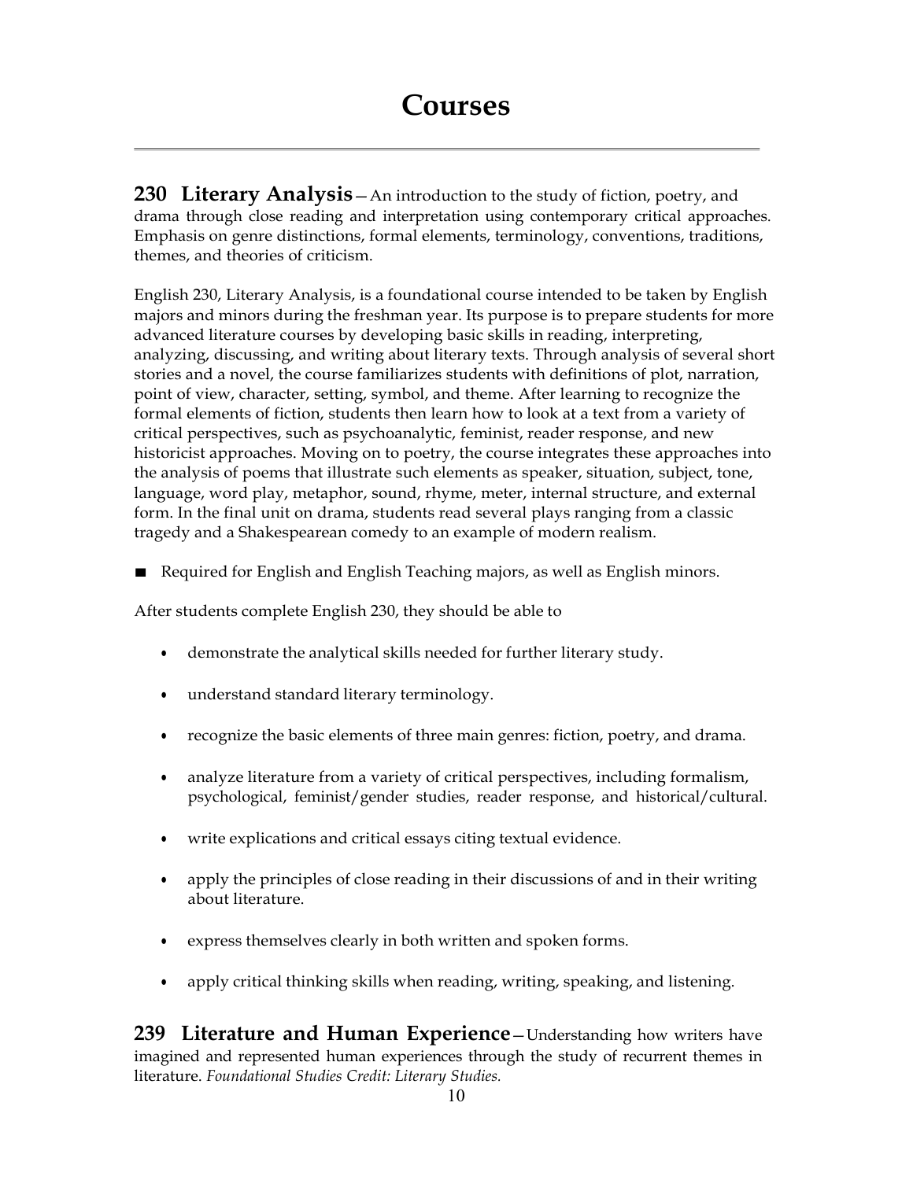# Courses

**230 Literary Analysis**—An introduction to the study of fiction, poetry, and drama through close reading and interpretation using contemporary critical approaches. Emphasis on genre distinctions, formal elements, terminology, conventions, traditions, themes, and theories of criticism.

English 230, Literary Analysis, is a foundational course intended to be taken by English majors and minors during the freshman year. Its purpose is to prepare students for more advanced literature courses by developing basic skills in reading, interpreting, analyzing, discussing, and writing about literary texts. Through analysis of several short stories and a novel, the course familiarizes students with definitions of plot, narration, point of view, character, setting, symbol, and theme. After learning to recognize the formal elements of fiction, students then learn how to look at a text from a variety of critical perspectives, such as psychoanalytic, feminist, reader response, and new historicist approaches. Moving on to poetry, the course integrates these approaches into the analysis of poems that illustrate such elements as speaker, situation, subject, tone, language, word play, metaphor, sound, rhyme, meter, internal structure, and external form. In the final unit on drama, students read several plays ranging from a classic tragedy and a Shakespearean comedy to an example of modern realism.

■ Required for English and English Teaching majors, as well as English minors.

After students complete English 230, they should be able to

- demonstrate the analytical skills needed for further literary study.
- understand standard literary terminology.
- recognize the basic elements of three main genres: fiction, poetry, and drama.
- analyze literature from a variety of critical perspectives, including formalism, psychological, feminist/gender studies, reader response, and historical/cultural.
- write explications and critical essays citing textual evidence.
- apply the principles of close reading in their discussions of and in their writing about literature.
- express themselves clearly in both written and spoken forms.
- apply critical thinking skills when reading, writing, speaking, and listening.

**239 Literature and Human Experience**—Understanding how writers have imagined and represented human experiences through the study of recurrent themes in literature. *Foundational Studies Credit: Literary Studies.*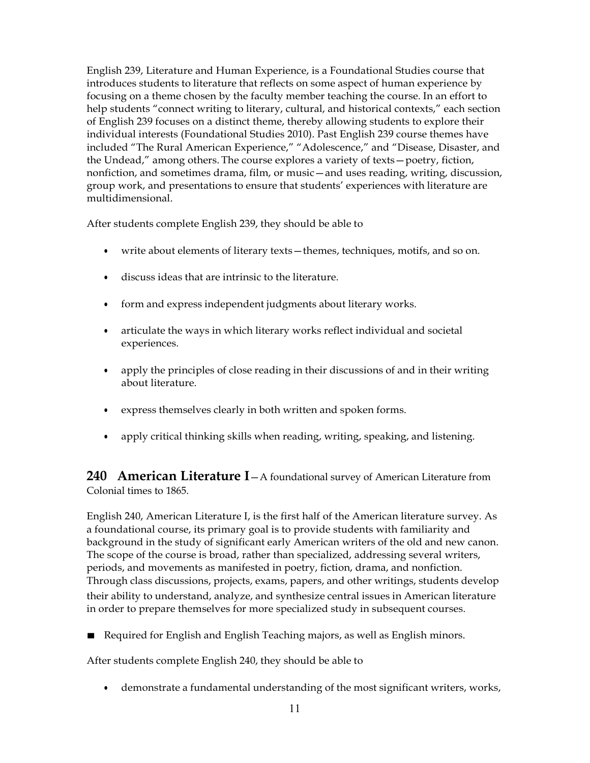English 239, Literature and Human Experience, is a Foundational Studies course that introduces students to literature that reflects on some aspect of human experience by focusing on a theme chosen by the faculty member teaching the course. In an effort to help students "connect writing to literary, cultural, and historical contexts," each section of English 239 focuses on a distinct theme, thereby allowing students to explore their individual interests (Foundational Studies 2010). Past English 239 course themes have included "The Rural American Experience," "Adolescence," and "Disease, Disaster, and the Undead," among others. The course explores a variety of texts—poetry, fiction, nonfiction, and sometimes drama, film, or music—and uses reading, writing, discussion, group work, and presentations to ensure that students' experiences with literature are multidimensional.

After students complete English 239, they should be able to

- write about elements of literary texts—themes, techniques, motifs, and so on.
- discuss ideas that are intrinsic to the literature.
- form and express independent judgments about literary works.
- articulate the ways in which literary works reflect individual and societal experiences.
- apply the principles of close reading in their discussions of and in their writing about literature.
- express themselves clearly in both written and spoken forms.
- apply critical thinking skills when reading, writing, speaking, and listening.

## 240 American Literature I

—A foundational survey of American Literature from Colonial times to 1865.

English 240, American Literature I, is the first half of the American literature survey. As a foundational course, its primary goal is to provide students with familiarity and background in the study of significant early American writers of the old and new canon. The scope of the course is broad, rather than specialized, addressing several writers, periods, and movements as manifested in poetry, fiction, drama, and nonfiction. Through class discussions, projects, exams, papers, and other writings, students develop their ability to understand, analyze, and synthesize central issues in American literature in order to prepare themselves for more specialized study in subsequent courses.

- Required for English and English Teaching majors, as well as English minors.

After students complete English 240, they should be able to

- demonstrate a fundamental understanding of the most significant writers, works,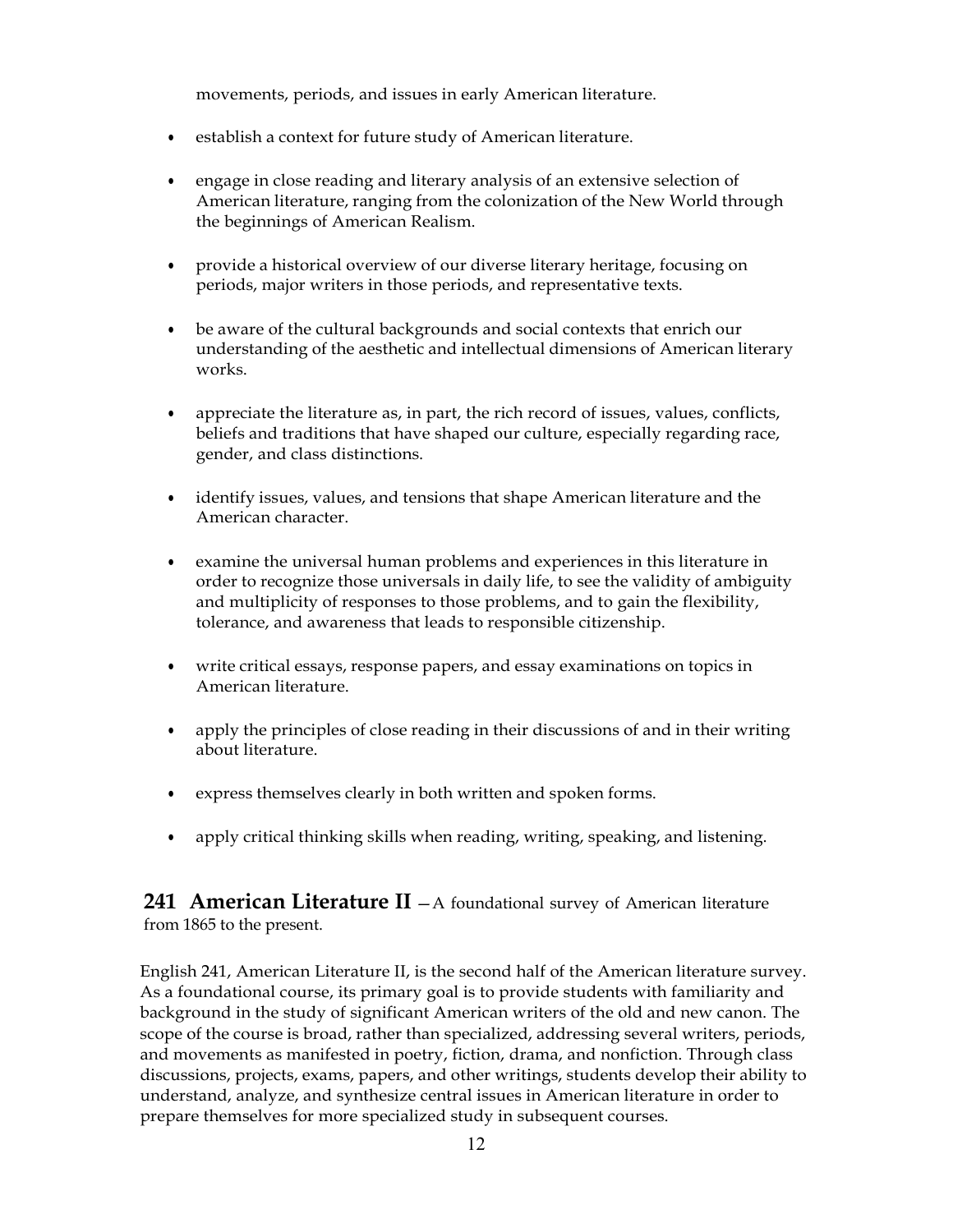movements, periods, and issues in early American literature.

- establish a context for future study of American literature.
- engage in close reading and literary analysis of an extensive selection of American literature, ranging from the colonization of the New World through the beginnings of American Realism.
- provide a historical overview of our diverse literary heritage, focusing on periods, major writers in those periods, and representative texts.
- be aware of the cultural backgrounds and social contexts that enrich our understanding of the aesthetic and intellectual dimensions of American literary works.
- appreciate the literature as, in part, the rich record of issues, values, conflicts, beliefs and traditions that have shaped our culture, especially regarding race, gender, and class distinctions.
- identify issues, values, and tensions that shape American literature and the American character.
- examine the universal human problems and experiences in this literature in order to recognize those universals in daily life, to see the validity of ambiguity and multiplicity of responses to those problems, and to gain the flexibility, tolerance, and awareness that leads to responsible citizenship.
- write critical essays, response papers, and essay examinations on topics in American literature.
- apply the principles of close reading in their discussions of and in their writing about literature.
- express themselves clearly in both written and spoken forms.
- apply critical thinking skills when reading, writing, speaking, and listening.

## 241 American Literature II — A foundational survey of American literature from 1865 to the present.

English 241, American Literature II, is the second half of the American literature survey. As a foundational course, its primary goal is to provide students with familiarity and background in the study of significant American writers of the old and new canon. The scope of the course is broad, rather than specialized, addressing several writers, periods, and movements as manifested in poetry, fiction, drama, and nonfiction. Through class discussions, projects, exams, papers, and other writings, students develop their ability to understand, analyze, and synthesize central issues in American literature in order to prepare themselves for more specialized study in subsequent courses.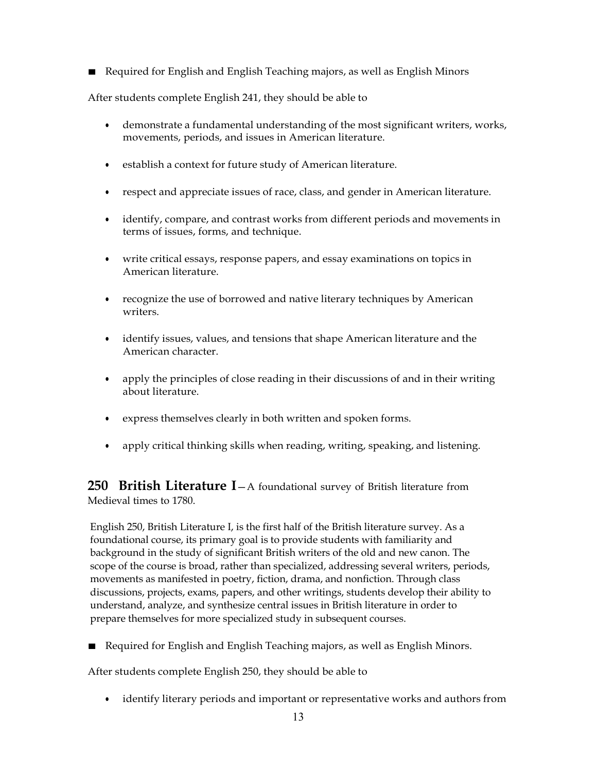■ Required for English and English Teaching majors, as well as English Minors

After students complete English 241, they should be able to

- demonstrate a fundamental understanding of the most significant writers, works, movements, periods, and issues in American literature.
- establish a context for future study of American literature.
- respect and appreciate issues of race, class, and gender in American literature.
- identify, compare, and contrast works from different periods and movements in terms of issues, forms, and technique.
- write critical essays, response papers, and essay examinations on topics in American literature.
- recognize the use of borrowed and native literary techniques by American writers.
- identify issues, values, and tensions that shape American literature and the American character.
- apply the principles of close reading in their discussions of and in their writing about literature.
- express themselves clearly in both written and spoken forms.
- apply critical thinking skills when reading, writing, speaking, and listening.

**250 British Literature I**—A foundational survey of British literature from Medieval times to 1780.

English 250, British Literature I, is the first half of the British literature survey. As a foundational course, its primary goal is to provide students with familiarity and background in the study of significant British writers of the old and new canon. The scope of the course is broad, rather than specialized, addressing several writers, periods, movements as manifested in poetry, fiction, drama, and nonfiction. Through class discussions, projects, exams, papers, and other writings, students develop their ability to understand, analyze, and synthesize central issues in British literature in order to prepare themselves for more specialized study in subsequent courses.

■ Required for English and English Teaching majors, as well as English Minors.

After students complete English 250, they should be able to

- identify literary periods and important or representative works and authors from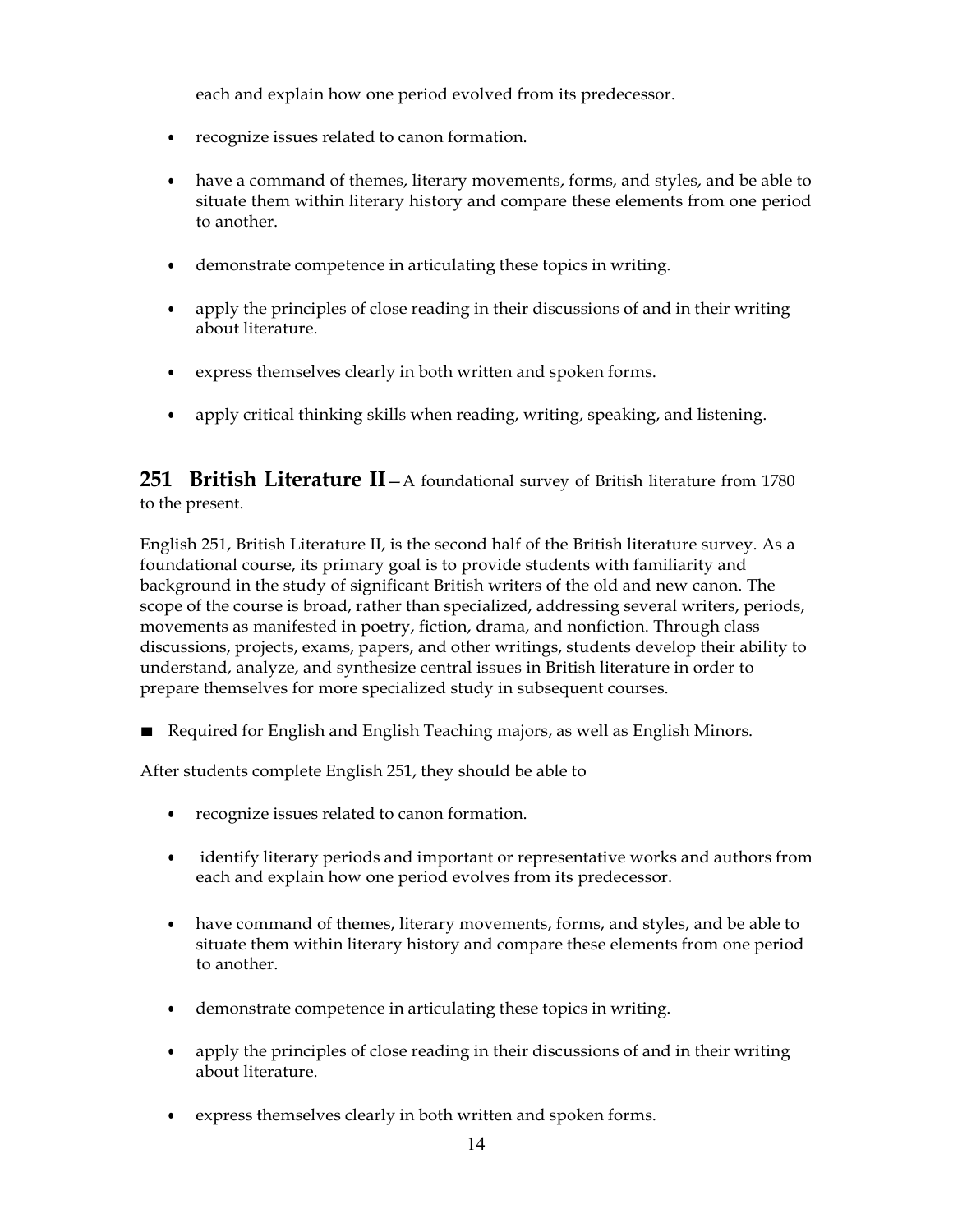each and explain how one period evolved from its predecessor.

- recognize issues related to canon formation.

- have a command of themes, literary movements, forms, and styles, and be able to situate them within literary history and compare these elements from one period to another.

- demonstrate competence in articulating these topics in writing.

- apply the principles of close reading in their discussions of and in their writing about literature.

- express themselves clearly in both written and spoken forms.

- apply critical thinking skills when reading, writing, speaking, and listening.

**251 British Literature II**—A foundational survey of British literature from 1780 to the present.

English 251, British Literature II, is the second half of the British literature survey. As a foundational course, its primary goal is to provide students with familiarity and background in the study of significant British writers of the old and new canon. The scope of the course is broad, rather than specialized, addressing several writers, periods, movements as manifested in poetry, fiction, drama, and nonfiction. Through class discussions, projects, exams, papers, and other writings, students develop their ability to understand, analyze, and synthesize central issues in British literature in order to prepare themselves for more specialized study in subsequent courses.

■ Required for English and English Teaching majors, as well as English Minors.

After students complete English 251, they should be able to

- recognize issues related to canon formation.

- identify literary periods and important or representative works and authors from each and explain how one period evolves from its predecessor.

- have command of themes, literary movements, forms, and styles, and be able to situate them within literary history and compare these elements from one period to another.

- demonstrate competence in articulating these topics in writing.

- apply the principles of close reading in their discussions of and in their writing about literature.

- express themselves clearly in both written and spoken forms.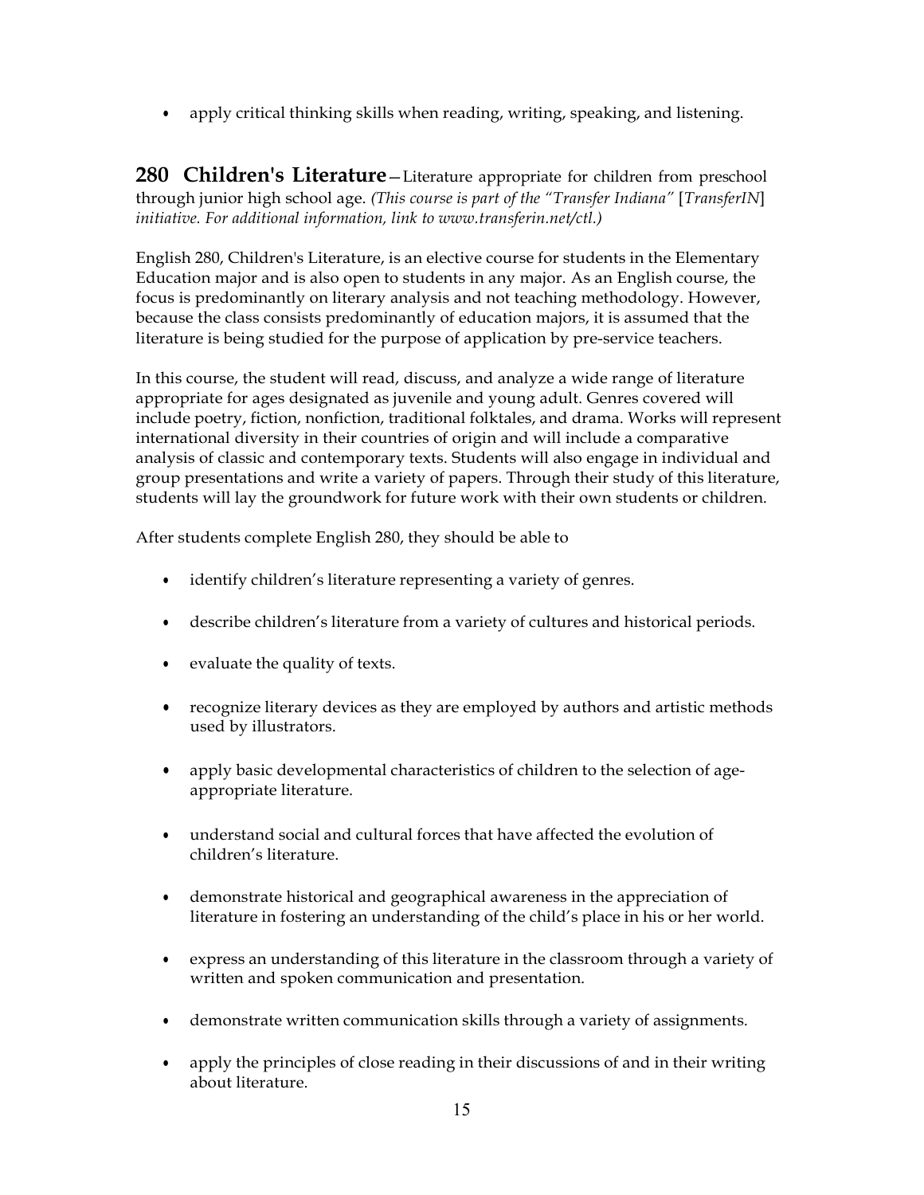- apply critical thinking skills when reading, writing, speaking, and listening.

**280 Children's Literature**—Literature appropriate for children from preschool through junior high school age. *(This course is part of the "Transfer Indiana"* [*TransferIN*] *initiative. For additional information, link to www.transferin.net/ctl.)*

English 280, Children's Literature, is an elective course for students in the Elementary Education major and is also open to students in any major. As an English course, the focus is predominantly on literary analysis and not teaching methodology. However, because the class consists predominantly of education majors, it is assumed that the literature is being studied for the purpose of application by pre-service teachers.

In this course, the student will read, discuss, and analyze a wide range of literature appropriate for ages designated as juvenile and young adult. Genres covered will include poetry, fiction, nonfiction, traditional folktales, and drama. Works will represent international diversity in their countries of origin and will include a comparative analysis of classic and contemporary texts. Students will also engage in individual and group presentations and write a variety of papers. Through their study of this literature, students will lay the groundwork for future work with their own students or children.

After students complete English 280, they should be able to

- identify children's literature representing a variety of genres.
- describe children's literature from a variety of cultures and historical periods.
- evaluate the quality of texts.
- recognize literary devices as they are employed by authors and artistic methods used by illustrators.
- apply basic developmental characteristics of children to the selection of age-appropriate literature.
- understand social and cultural forces that have affected the evolution of children's literature.
- demonstrate historical and geographical awareness in the appreciation of literature in fostering an understanding of the child's place in his or her world.
- express an understanding of this literature in the classroom through a variety of written and spoken communication and presentation.
- demonstrate written communication skills through a variety of assignments.
- apply the principles of close reading in their discussions of and in their writing about literature.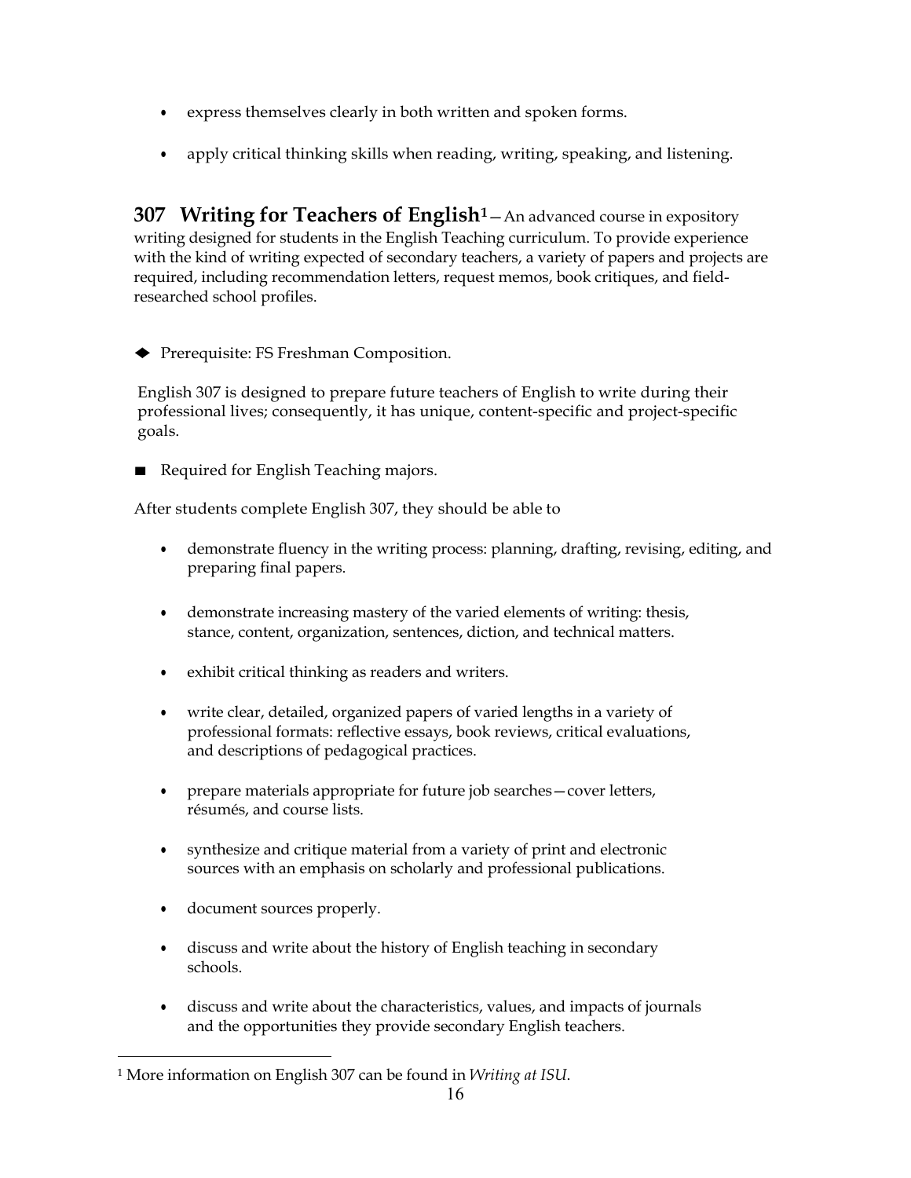- express themselves clearly in both written and spoken forms.
- apply critical thinking skills when reading, writing, speaking, and listening.

**307 Writing for Teachers of English**[1]—An advanced course in expository writing designed for students in the English Teaching curriculum. To provide experience with the kind of writing expected of secondary teachers, a variety of papers and projects are required, including recommendation letters, request memos, book critiques, and field-researched school profiles.

◆ Prerequisite: FS Freshman Composition.

English 307 is designed to prepare future teachers of English to write during their professional lives; consequently, it has unique, content-specific and project-specific goals.

■ Required for English Teaching majors.

After students complete English 307, they should be able to

- demonstrate fluency in the writing process: planning, drafting, revising, editing, and preparing final papers.
- demonstrate increasing mastery of the varied elements of writing: thesis, stance, content, organization, sentences, diction, and technical matters.
- exhibit critical thinking as readers and writers.
- write clear, detailed, organized papers of varied lengths in a variety of professional formats: reflective essays, book reviews, critical evaluations, and descriptions of pedagogical practices.
- prepare materials appropriate for future job searches—cover letters, résumés, and course lists.
- synthesize and critique material from a variety of print and electronic sources with an emphasis on scholarly and professional publications.
- document sources properly.
- discuss and write about the history of English teaching in secondary schools.
- discuss and write about the characteristics, values, and impacts of journals and the opportunities they provide secondary English teachers.

[1] More information on English 307 can be found in *Writing at ISU.*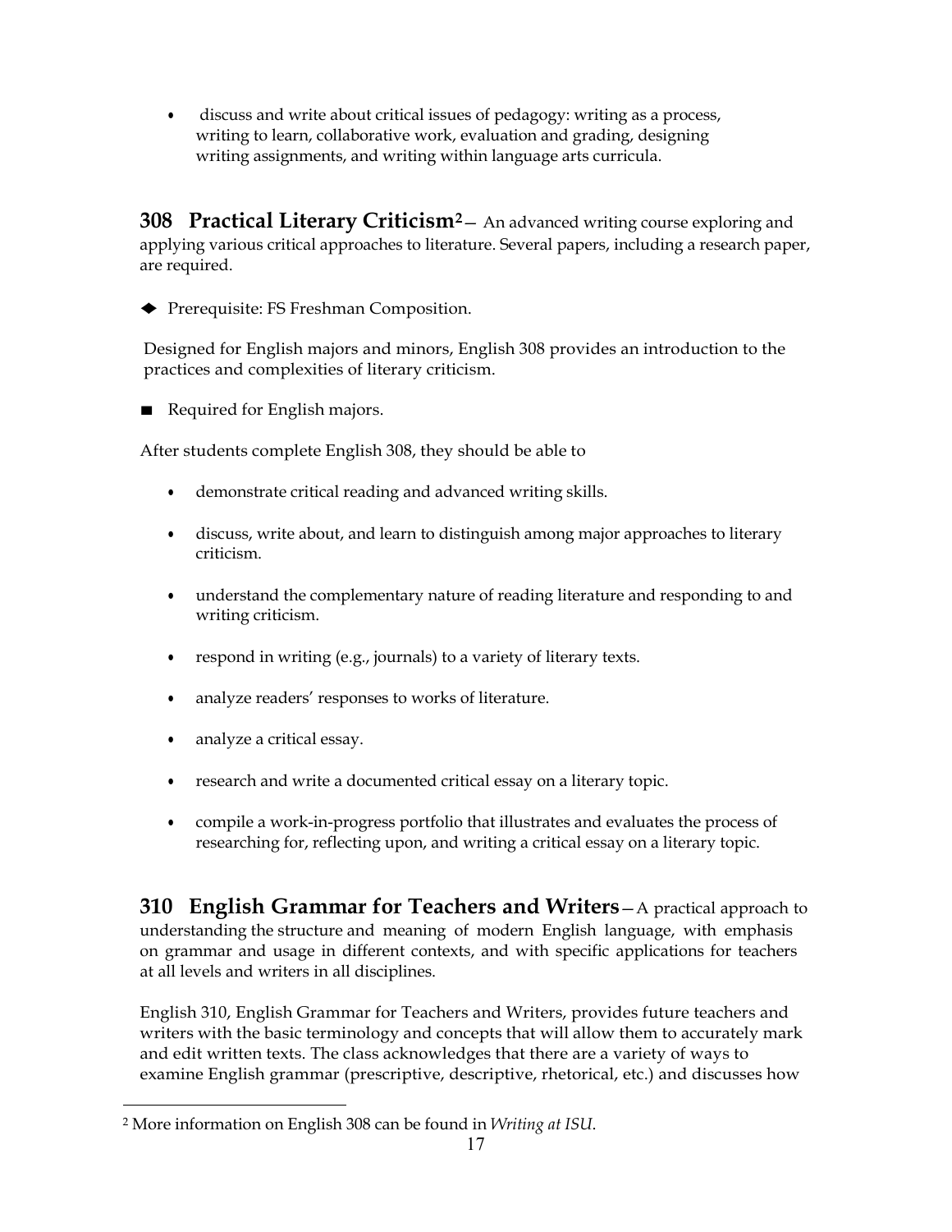- discuss and write about critical issues of pedagogy: writing as a process, writing to learn, collaborative work, evaluation and grading, designing writing assignments, and writing within language arts curricula.

### 308 Practical Literary Criticism[2]

— An advanced writing course exploring and applying various critical approaches to literature. Several papers, including a research paper, are required.

◆ Prerequisite: FS Freshman Composition.

Designed for English majors and minors, English 308 provides an introduction to the practices and complexities of literary criticism.

■ Required for English majors.

After students complete English 308, they should be able to

- demonstrate critical reading and advanced writing skills.
- discuss, write about, and learn to distinguish among major approaches to literary criticism.
- understand the complementary nature of reading literature and responding to and writing criticism.
- respond in writing (e.g., journals) to a variety of literary texts.
- analyze readers' responses to works of literature.
- analyze a critical essay.
- research and write a documented critical essay on a literary topic.
- compile a work-in-progress portfolio that illustrates and evaluates the process of researching for, reflecting upon, and writing a critical essay on a literary topic.

### 310 English Grammar for Teachers and Writers

—A practical approach to understanding the structure and meaning of modern English language, with emphasis on grammar and usage in different contexts, and with specific applications for teachers at all levels and writers in all disciplines.

English 310, English Grammar for Teachers and Writers, provides future teachers and writers with the basic terminology and concepts that will allow them to accurately mark and edit written texts. The class acknowledges that there are a variety of ways to examine English grammar (prescriptive, descriptive, rhetorical, etc.) and discusses how

[2] More information on English 308 can be found in *Writing at ISU*.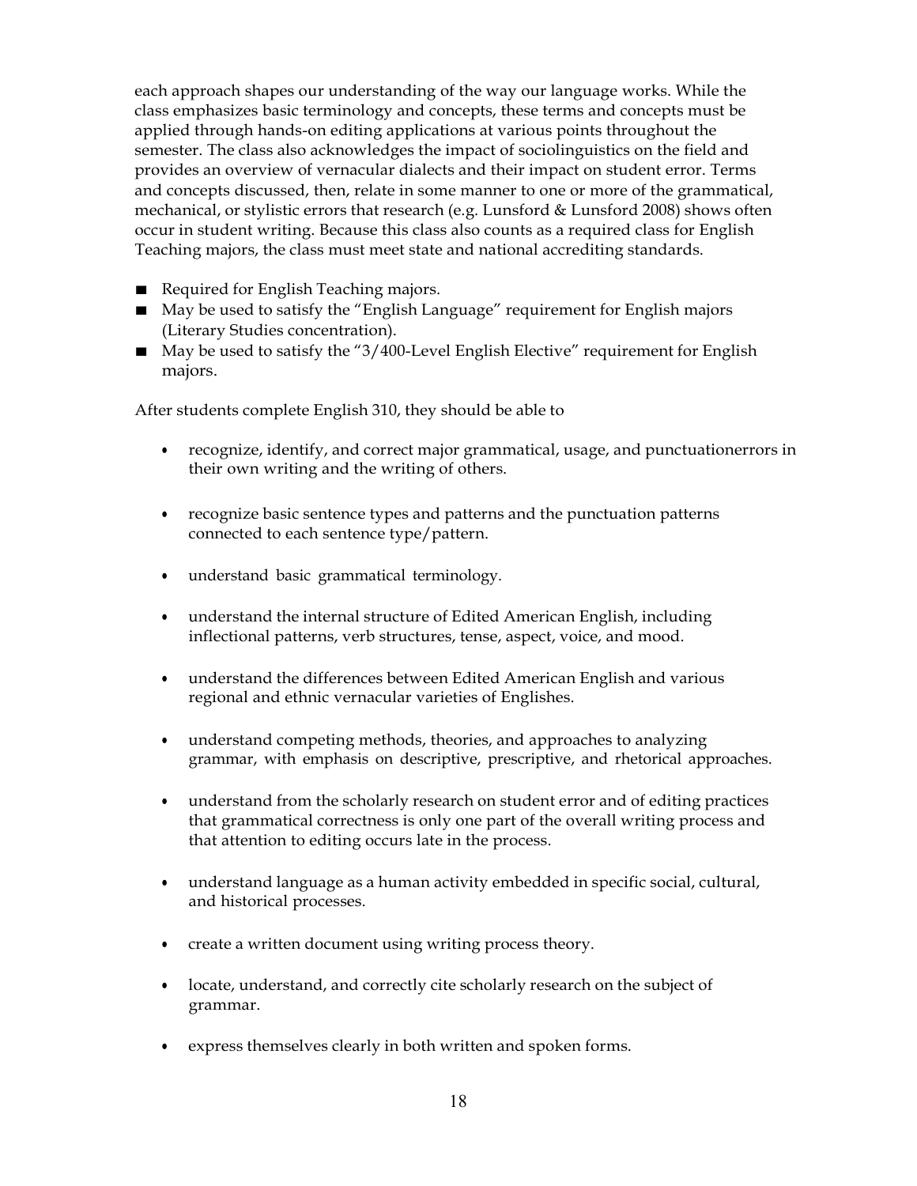each approach shapes our understanding of the way our language works. While the class emphasizes basic terminology and concepts, these terms and concepts must be applied through hands-on editing applications at various points throughout the semester. The class also acknowledges the impact of sociolinguistics on the field and provides an overview of vernacular dialects and their impact on student error. Terms and concepts discussed, then, relate in some manner to one or more of the grammatical, mechanical, or stylistic errors that research (e.g. Lunsford & Lunsford 2008) shows often occur in student writing. Because this class also counts as a required class for English Teaching majors, the class must meet state and national accrediting standards.

- Required for English Teaching majors.
- May be used to satisfy the "English Language" requirement for English majors (Literary Studies concentration).
- May be used to satisfy the "3/400-Level English Elective" requirement for English majors.

After students complete English 310, they should be able to

- recognize, identify, and correct major grammatical, usage, and punctuationerrors in their own writing and the writing of others.
- recognize basic sentence types and patterns and the punctuation patterns connected to each sentence type/pattern.
- understand basic grammatical terminology.
- understand the internal structure of Edited American English, including inflectional patterns, verb structures, tense, aspect, voice, and mood.
- understand the differences between Edited American English and various regional and ethnic vernacular varieties of Englishes.
- understand competing methods, theories, and approaches to analyzing grammar, with emphasis on descriptive, prescriptive, and rhetorical approaches.
- understand from the scholarly research on student error and of editing practices that grammatical correctness is only one part of the overall writing process and that attention to editing occurs late in the process.
- understand language as a human activity embedded in specific social, cultural, and historical processes.
- create a written document using writing process theory.
- locate, understand, and correctly cite scholarly research on the subject of grammar.
- express themselves clearly in both written and spoken forms.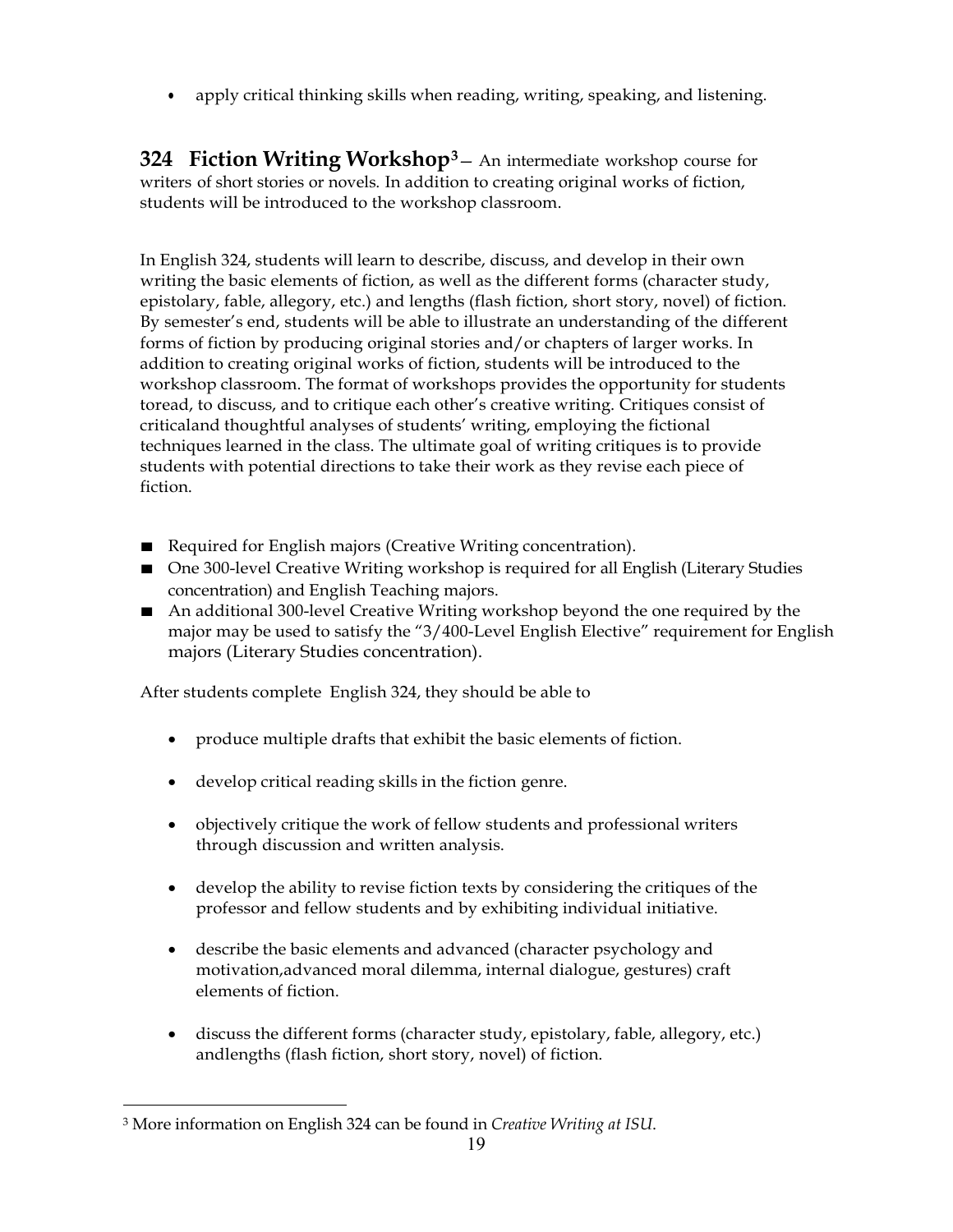- apply critical thinking skills when reading, writing, speaking, and listening.

## 324 Fiction Writing Workshop[3]

— An intermediate workshop course for writers of short stories or novels. In addition to creating original works of fiction, students will be introduced to the workshop classroom.

In English 324, students will learn to describe, discuss, and develop in their own writing the basic elements of fiction, as well as the different forms (character study, epistolary, fable, allegory, etc.) and lengths (flash fiction, short story, novel) of fiction. By semester's end, students will be able to illustrate an understanding of the different forms of fiction by producing original stories and/or chapters of larger works. In addition to creating original works of fiction, students will be introduced to the workshop classroom. The format of workshops provides the opportunity for students toread, to discuss, and to critique each other's creative writing. Critiques consist of criticaland thoughtful analyses of students' writing, employing the fictional techniques learned in the class. The ultimate goal of writing critiques is to provide students with potential directions to take their work as they revise each piece of fiction.

- Required for English majors (Creative Writing concentration).
- One 300-level Creative Writing workshop is required for all English (Literary Studies concentration) and English Teaching majors.
- An additional 300-level Creative Writing workshop beyond the one required by the major may be used to satisfy the "3/400-Level English Elective" requirement for English majors (Literary Studies concentration).

After students complete English 324, they should be able to

- produce multiple drafts that exhibit the basic elements of fiction.
- develop critical reading skills in the fiction genre.
- objectively critique the work of fellow students and professional writers through discussion and written analysis.
- develop the ability to revise fiction texts by considering the critiques of the professor and fellow students and by exhibiting individual initiative.
- describe the basic elements and advanced (character psychology and motivation,advanced moral dilemma, internal dialogue, gestures) craft elements of fiction.
- discuss the different forms (character study, epistolary, fable, allegory, etc.) andlengths (flash fiction, short story, novel) of fiction.

[3] More information on English 324 can be found in *Creative Writing at ISU*.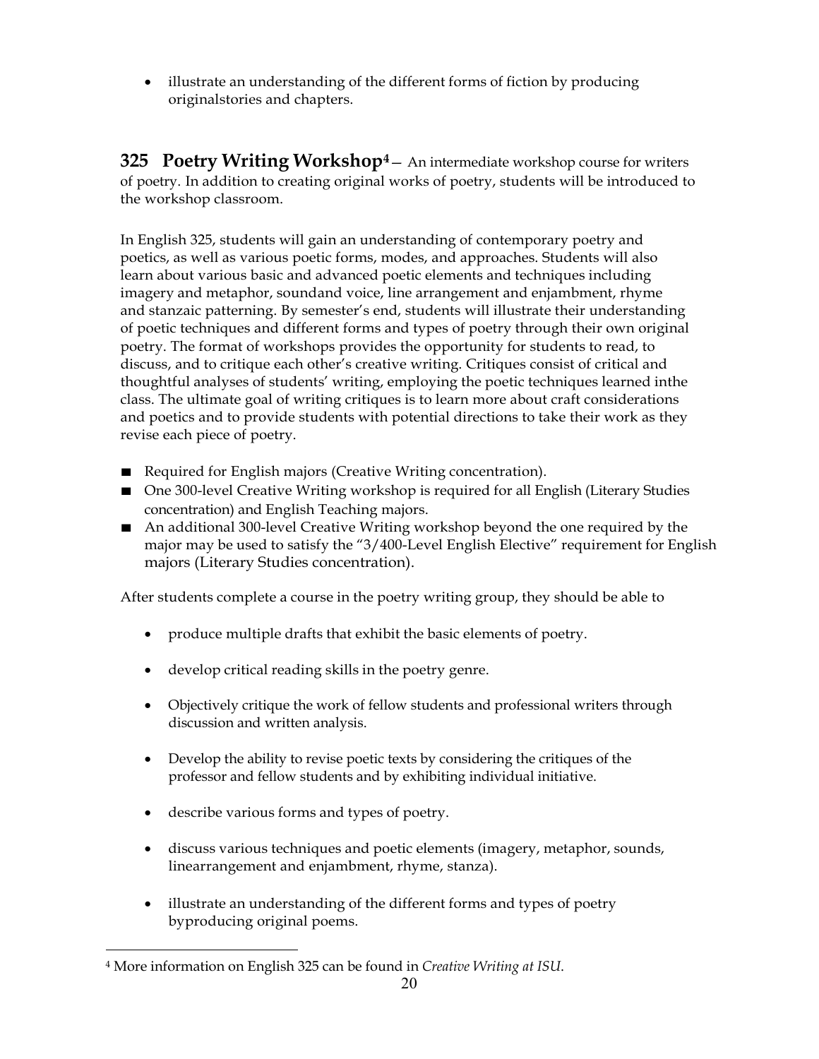- illustrate an understanding of the different forms of fiction by producing originalstories and chapters.

## 325 Poetry Writing Workshop[4] – An intermediate workshop course for writers of poetry. In addition to creating original works of poetry, students will be introduced to the workshop classroom.

In English 325, students will gain an understanding of contemporary poetry and poetics, as well as various poetic forms, modes, and approaches. Students will also learn about various basic and advanced poetic elements and techniques including imagery and metaphor, soundand voice, line arrangement and enjambment, rhyme and stanzaic patterning. By semester's end, students will illustrate their understanding of poetic techniques and different forms and types of poetry through their own original poetry. The format of workshops provides the opportunity for students to read, to discuss, and to critique each other's creative writing. Critiques consist of critical and thoughtful analyses of students' writing, employing the poetic techniques learned inthe class. The ultimate goal of writing critiques is to learn more about craft considerations and poetics and to provide students with potential directions to take their work as they revise each piece of poetry.

- Required for English majors (Creative Writing concentration).
- One 300-level Creative Writing workshop is required for all English (Literary Studies concentration) and English Teaching majors.
- An additional 300-level Creative Writing workshop beyond the one required by the major may be used to satisfy the "3/400-Level English Elective" requirement for English majors (Literary Studies concentration).

After students complete a course in the poetry writing group, they should be able to

- produce multiple drafts that exhibit the basic elements of poetry.
- develop critical reading skills in the poetry genre.
- Objectively critique the work of fellow students and professional writers through discussion and written analysis.
- Develop the ability to revise poetic texts by considering the critiques of the professor and fellow students and by exhibiting individual initiative.
- describe various forms and types of poetry.
- discuss various techniques and poetic elements (imagery, metaphor, sounds, linearrangement and enjambment, rhyme, stanza).
- illustrate an understanding of the different forms and types of poetry byproducing original poems.

[4] More information on English 325 can be found in *Creative Writing at ISU.*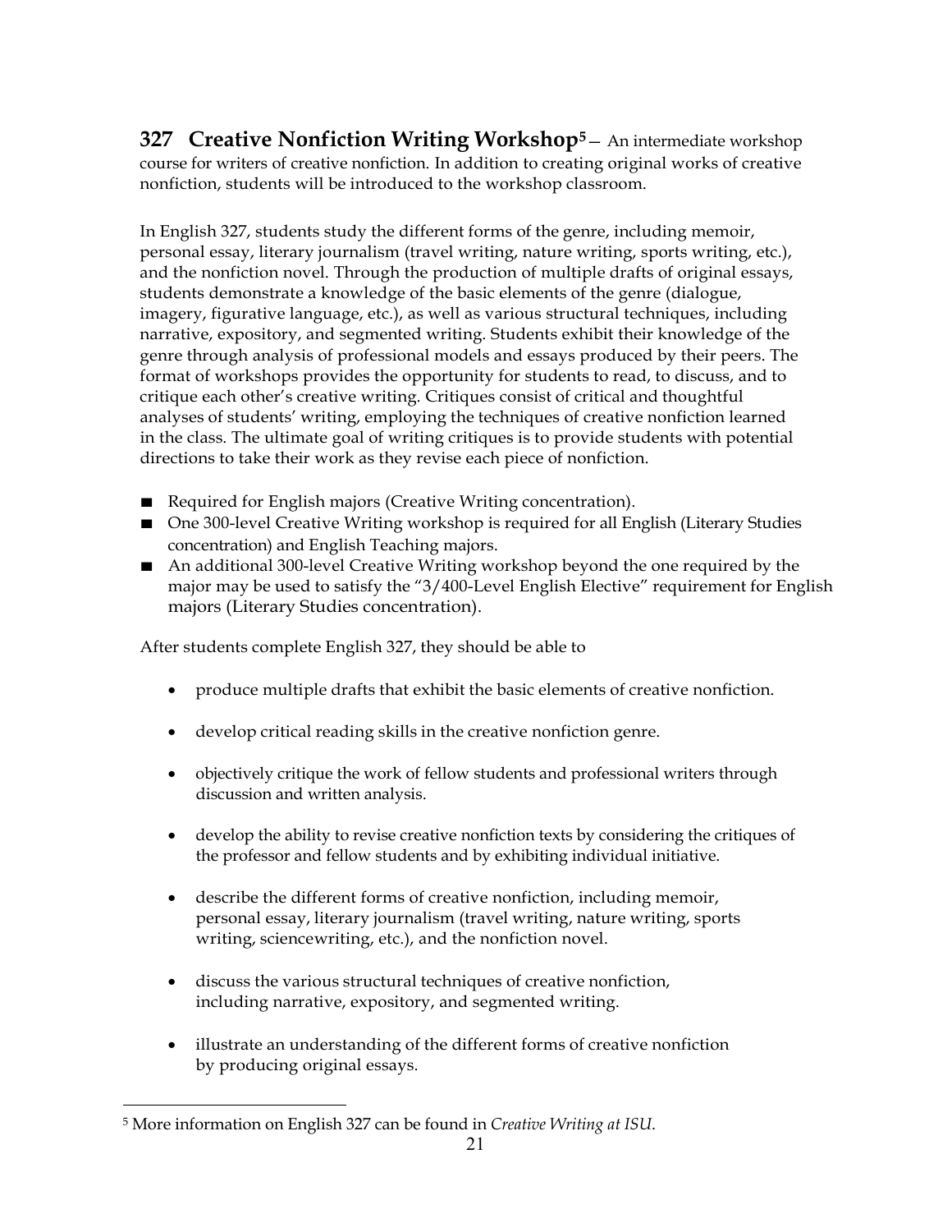**327 Creative Nonfiction Writing Workshop**[5] — An intermediate workshop course for writers of creative nonfiction. In addition to creating original works of creative nonfiction, students will be introduced to the workshop classroom.

In English 327, students study the different forms of the genre, including memoir, personal essay, literary journalism (travel writing, nature writing, sports writing, etc.), and the nonfiction novel. Through the production of multiple drafts of original essays, students demonstrate a knowledge of the basic elements of the genre (dialogue, imagery, figurative language, etc.), as well as various structural techniques, including narrative, expository, and segmented writing. Students exhibit their knowledge of the genre through analysis of professional models and essays produced by their peers. The format of workshops provides the opportunity for students to read, to discuss, and to critique each other's creative writing. Critiques consist of critical and thoughtful analyses of students' writing, employing the techniques of creative nonfiction learned in the class. The ultimate goal of writing critiques is to provide students with potential directions to take their work as they revise each piece of nonfiction.

- Required for English majors (Creative Writing concentration).
- One 300-level Creative Writing workshop is required for all English (Literary Studies concentration) and English Teaching majors.
- An additional 300-level Creative Writing workshop beyond the one required by the major may be used to satisfy the "3/400-Level English Elective" requirement for English majors (Literary Studies concentration).

After students complete English 327, they should be able to

- produce multiple drafts that exhibit the basic elements of creative nonfiction.
- develop critical reading skills in the creative nonfiction genre.
- objectively critique the work of fellow students and professional writers through discussion and written analysis.
- develop the ability to revise creative nonfiction texts by considering the critiques of the professor and fellow students and by exhibiting individual initiative.
- describe the different forms of creative nonfiction, including memoir, personal essay, literary journalism (travel writing, nature writing, sports writing, sciencewriting, etc.), and the nonfiction novel.
- discuss the various structural techniques of creative nonfiction, including narrative, expository, and segmented writing.
- illustrate an understanding of the different forms of creative nonfiction by producing original essays.

---

[5] More information on English 327 can be found in *Creative Writing at ISU.*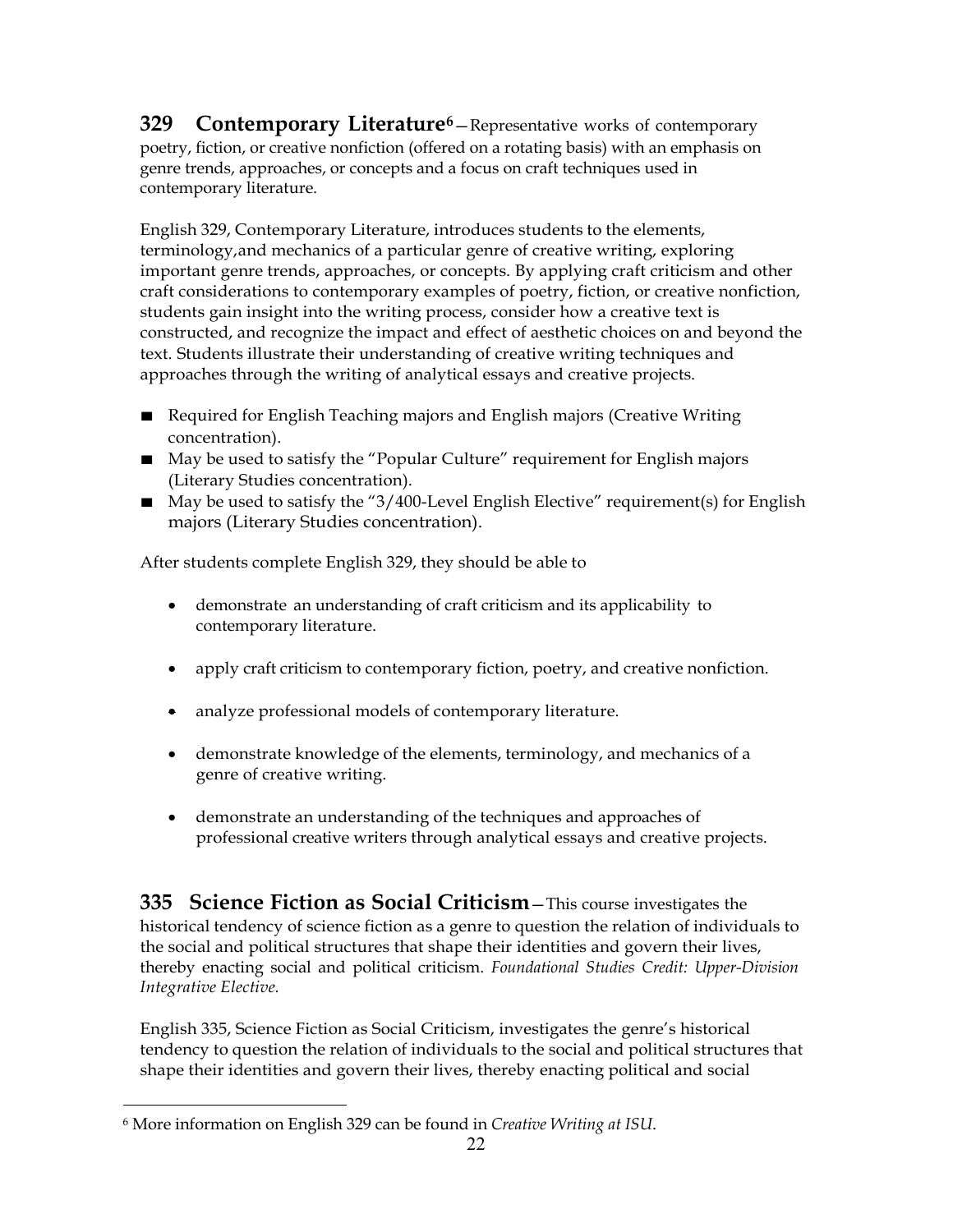**329 Contemporary Literature**[6]—Representative works of contemporary poetry, fiction, or creative nonfiction (offered on a rotating basis) with an emphasis on genre trends, approaches, or concepts and a focus on craft techniques used in contemporary literature.

English 329, Contemporary Literature, introduces students to the elements, terminology,and mechanics of a particular genre of creative writing, exploring important genre trends, approaches, or concepts. By applying craft criticism and other craft considerations to contemporary examples of poetry, fiction, or creative nonfiction, students gain insight into the writing process, consider how a creative text is constructed, and recognize the impact and effect of aesthetic choices on and beyond the text. Students illustrate their understanding of creative writing techniques and approaches through the writing of analytical essays and creative projects.

- Required for English Teaching majors and English majors (Creative Writing concentration).
- May be used to satisfy the "Popular Culture" requirement for English majors (Literary Studies concentration).
- May be used to satisfy the "3/400-Level English Elective" requirement(s) for English majors (Literary Studies concentration).

After students complete English 329, they should be able to

- demonstrate an understanding of craft criticism and its applicability to contemporary literature.
- apply craft criticism to contemporary fiction, poetry, and creative nonfiction.
- analyze professional models of contemporary literature.
- demonstrate knowledge of the elements, terminology, and mechanics of a genre of creative writing.
- demonstrate an understanding of the techniques and approaches of professional creative writers through analytical essays and creative projects.

**335 Science Fiction as Social Criticism**—This course investigates the historical tendency of science fiction as a genre to question the relation of individuals to the social and political structures that shape their identities and govern their lives, thereby enacting social and political criticism. *Foundational Studies Credit: Upper-Division Integrative Elective.*

English 335, Science Fiction as Social Criticism, investigates the genre's historical tendency to question the relation of individuals to the social and political structures that shape their identities and govern their lives, thereby enacting political and social

[6] More information on English 329 can be found in *Creative Writing at ISU*.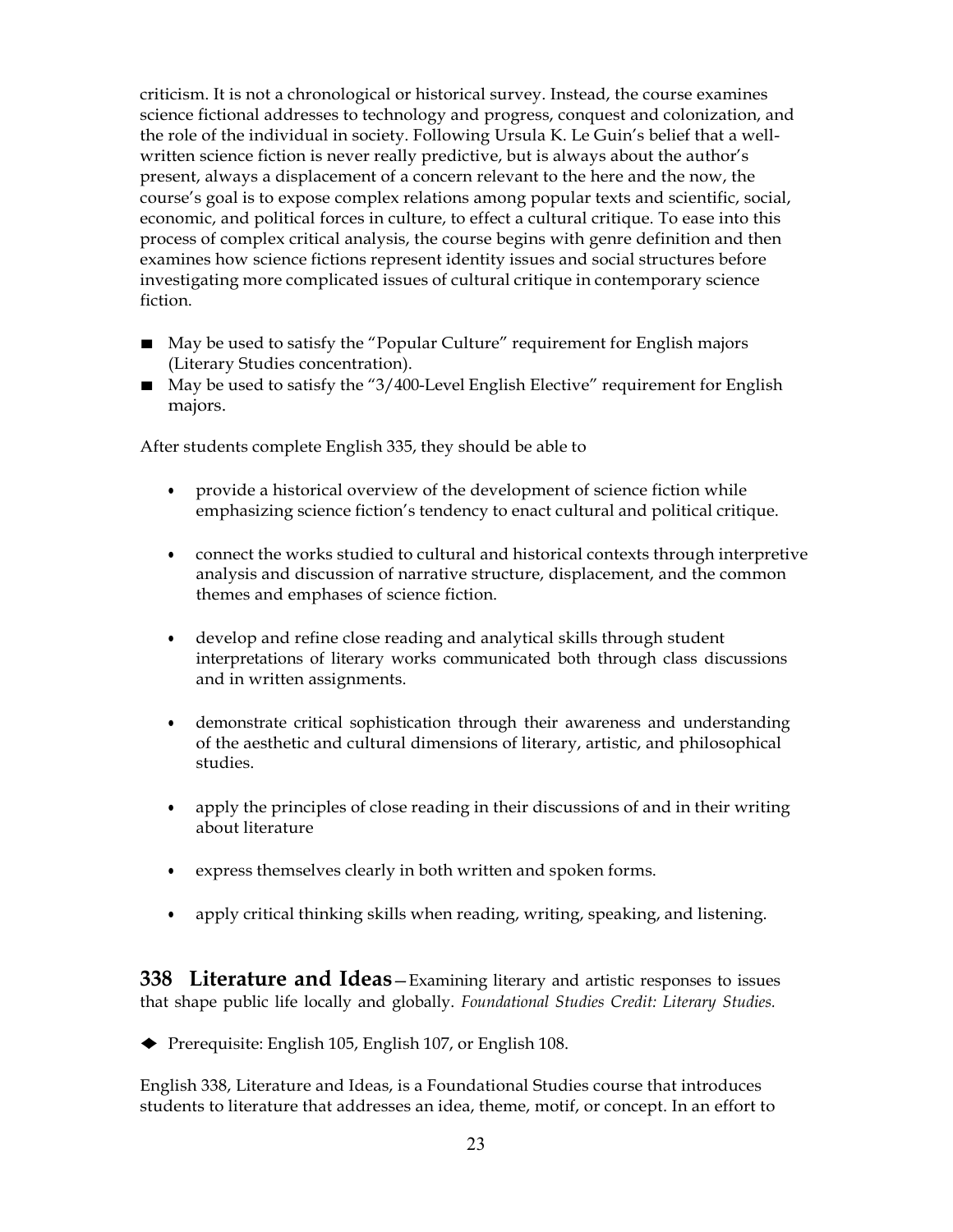criticism. It is not a chronological or historical survey. Instead, the course examines science fictional addresses to technology and progress, conquest and colonization, and the role of the individual in society. Following Ursula K. Le Guin's belief that a well-written science fiction is never really predictive, but is always about the author's present, always a displacement of a concern relevant to the here and the now, the course's goal is to expose complex relations among popular texts and scientific, social, economic, and political forces in culture, to effect a cultural critique. To ease into this process of complex critical analysis, the course begins with genre definition and then examines how science fictions represent identity issues and social structures before investigating more complicated issues of cultural critique in contemporary science fiction.

- May be used to satisfy the "Popular Culture" requirement for English majors (Literary Studies concentration).
- May be used to satisfy the "3/400-Level English Elective" requirement for English majors.

After students complete English 335, they should be able to

- provide a historical overview of the development of science fiction while emphasizing science fiction's tendency to enact cultural and political critique.
- connect the works studied to cultural and historical contexts through interpretive analysis and discussion of narrative structure, displacement, and the common themes and emphases of science fiction.
- develop and refine close reading and analytical skills through student interpretations of literary works communicated both through class discussions and in written assignments.
- demonstrate critical sophistication through their awareness and understanding of the aesthetic and cultural dimensions of literary, artistic, and philosophical studies.
- apply the principles of close reading in their discussions of and in their writing about literature
- express themselves clearly in both written and spoken forms.
- apply critical thinking skills when reading, writing, speaking, and listening.

**338 Literature and Ideas**—Examining literary and artistic responses to issues that shape public life locally and globally. *Foundational Studies Credit: Literary Studies.*

◆ Prerequisite: English 105, English 107, or English 108.

English 338, Literature and Ideas, is a Foundational Studies course that introduces students to literature that addresses an idea, theme, motif, or concept. In an effort to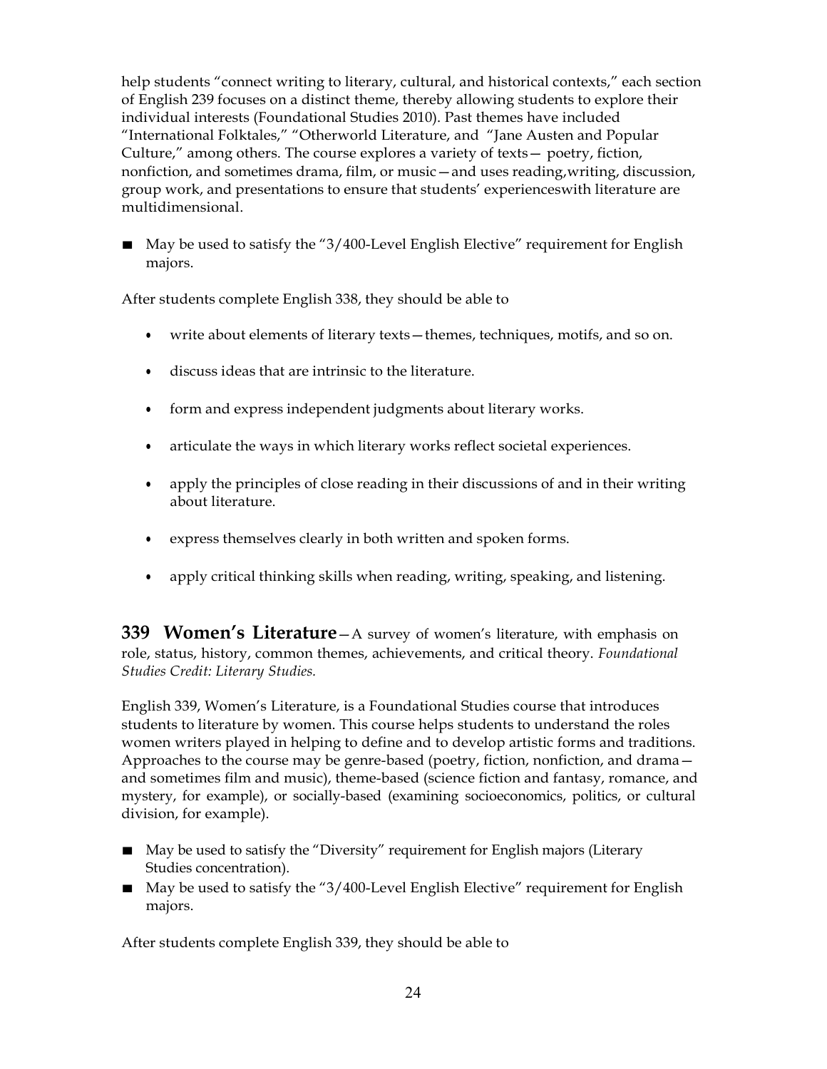help students "connect writing to literary, cultural, and historical contexts," each section of English 239 focuses on a distinct theme, thereby allowing students to explore their individual interests (Foundational Studies 2010). Past themes have included "International Folktales," "Otherworld Literature, and "Jane Austen and Popular Culture," among others. The course explores a variety of texts— poetry, fiction, nonfiction, and sometimes drama, film, or music—and uses reading,writing, discussion, group work, and presentations to ensure that students' experienceswith literature are multidimensional.

- May be used to satisfy the "3/400-Level English Elective" requirement for English majors.

After students complete English 338, they should be able to

- write about elements of literary texts—themes, techniques, motifs, and so on.
- discuss ideas that are intrinsic to the literature.
- form and express independent judgments about literary works.
- articulate the ways in which literary works reflect societal experiences.
- apply the principles of close reading in their discussions of and in their writing about literature.
- express themselves clearly in both written and spoken forms.
- apply critical thinking skills when reading, writing, speaking, and listening.

**339 Women's Literature**—A survey of women's literature, with emphasis on role, status, history, common themes, achievements, and critical theory. *Foundational Studies Credit: Literary Studies.*

English 339, Women's Literature, is a Foundational Studies course that introduces students to literature by women. This course helps students to understand the roles women writers played in helping to define and to develop artistic forms and traditions. Approaches to the course may be genre-based (poetry, fiction, nonfiction, and drama—and sometimes film and music), theme-based (science fiction and fantasy, romance, and mystery, for example), or socially-based (examining socioeconomics, politics, or cultural division, for example).

- May be used to satisfy the "Diversity" requirement for English majors (Literary Studies concentration).
- May be used to satisfy the "3/400-Level English Elective" requirement for English majors.

After students complete English 339, they should be able to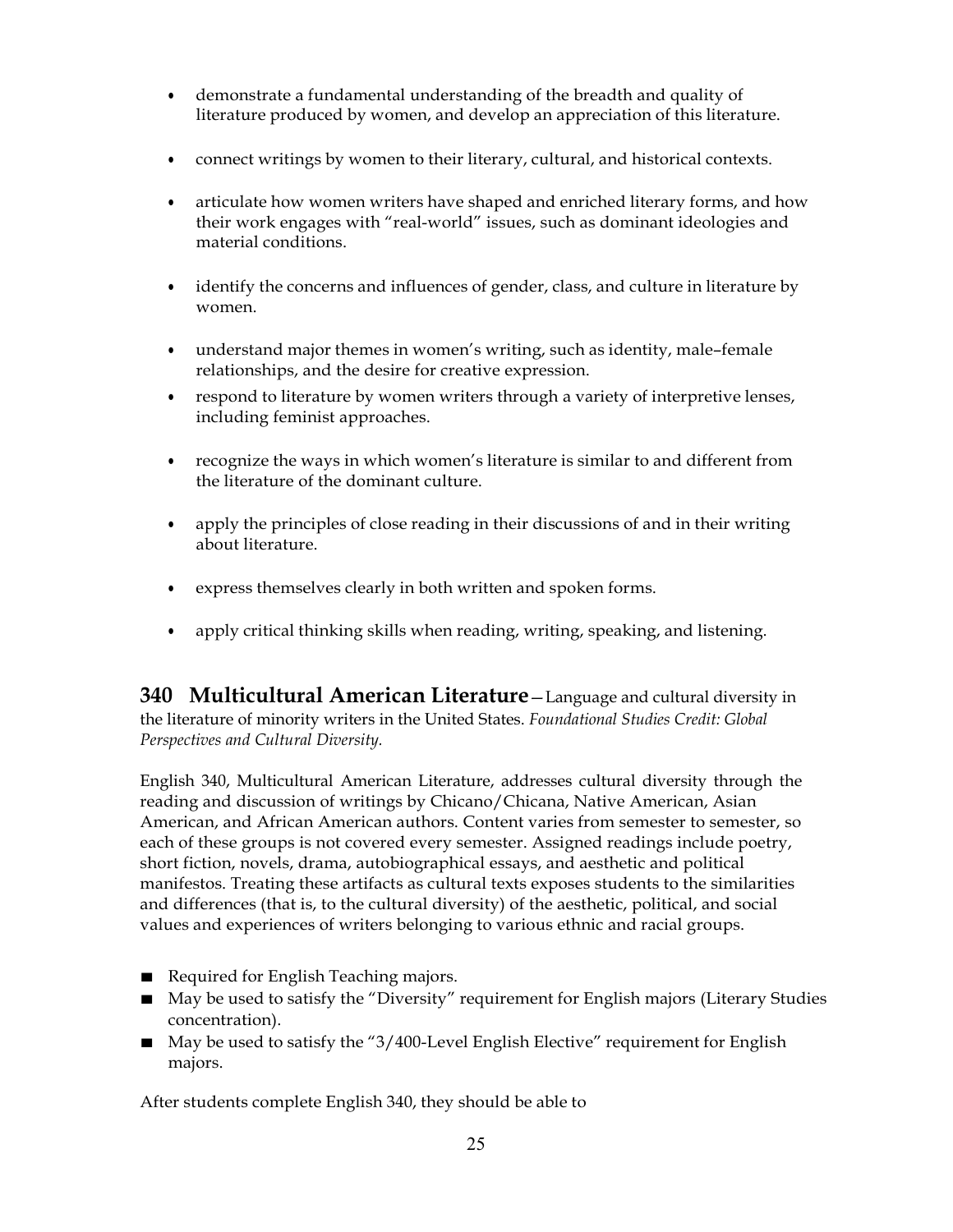- demonstrate a fundamental understanding of the breadth and quality of literature produced by women, and develop an appreciation of this literature.
- connect writings by women to their literary, cultural, and historical contexts.
- articulate how women writers have shaped and enriched literary forms, and how their work engages with "real-world" issues, such as dominant ideologies and material conditions.
- identify the concerns and influences of gender, class, and culture in literature by women.
- understand major themes in women's writing, such as identity, male–female relationships, and the desire for creative expression.
- respond to literature by women writers through a variety of interpretive lenses, including feminist approaches.
- recognize the ways in which women's literature is similar to and different from the literature of the dominant culture.
- apply the principles of close reading in their discussions of and in their writing about literature.
- express themselves clearly in both written and spoken forms.
- apply critical thinking skills when reading, writing, speaking, and listening.

**340 Multicultural American Literature**—Language and cultural diversity in the literature of minority writers in the United States. *Foundational Studies Credit: Global Perspectives and Cultural Diversity.*

English 340, Multicultural American Literature, addresses cultural diversity through the reading and discussion of writings by Chicano/Chicana, Native American, Asian American, and African American authors. Content varies from semester to semester, so each of these groups is not covered every semester. Assigned readings include poetry, short fiction, novels, drama, autobiographical essays, and aesthetic and political manifestos. Treating these artifacts as cultural texts exposes students to the similarities and differences (that is, to the cultural diversity) of the aesthetic, political, and social values and experiences of writers belonging to various ethnic and racial groups.

- Required for English Teaching majors.
- May be used to satisfy the "Diversity" requirement for English majors (Literary Studies concentration).
- May be used to satisfy the "3/400-Level English Elective" requirement for English majors.

After students complete English 340, they should be able to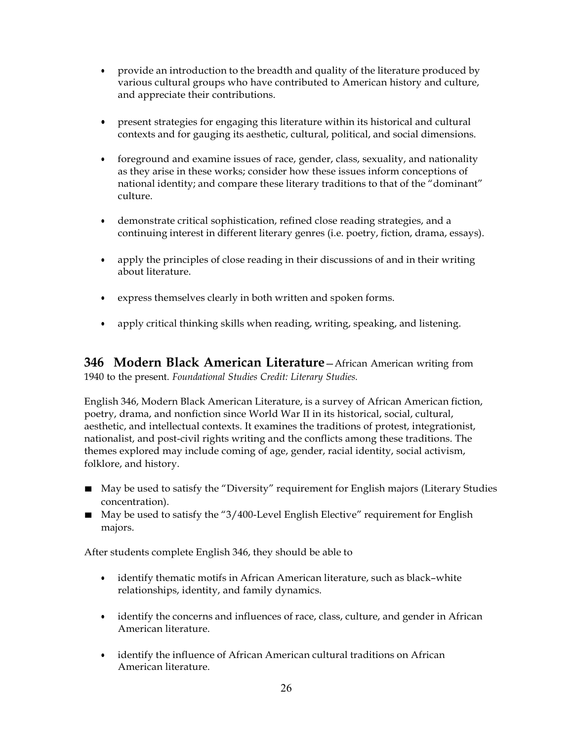- provide an introduction to the breadth and quality of the literature produced by various cultural groups who have contributed to American history and culture, and appreciate their contributions.

- present strategies for engaging this literature within its historical and cultural contexts and for gauging its aesthetic, cultural, political, and social dimensions.

- foreground and examine issues of race, gender, class, sexuality, and nationality as they arise in these works; consider how these issues inform conceptions of national identity; and compare these literary traditions to that of the "dominant" culture.

- demonstrate critical sophistication, refined close reading strategies, and a continuing interest in different literary genres (i.e. poetry, fiction, drama, essays).

- apply the principles of close reading in their discussions of and in their writing about literature.

- express themselves clearly in both written and spoken forms.

- apply critical thinking skills when reading, writing, speaking, and listening.

## 346 Modern Black American Literature

—African American writing from 1940 to the present. *Foundational Studies Credit: Literary Studies.*

English 346, Modern Black American Literature, is a survey of African American fiction, poetry, drama, and nonfiction since World War II in its historical, social, cultural, aesthetic, and intellectual contexts. It examines the traditions of protest, integrationist, nationalist, and post-civil rights writing and the conflicts among these traditions. The themes explored may include coming of age, gender, racial identity, social activism, folklore, and history.

- May be used to satisfy the "Diversity" requirement for English majors (Literary Studies concentration).
- May be used to satisfy the "3/400-Level English Elective" requirement for English majors.

After students complete English 346, they should be able to

- identify thematic motifs in African American literature, such as black–white relationships, identity, and family dynamics.

- identify the concerns and influences of race, class, culture, and gender in African American literature.

- identify the influence of African American cultural traditions on African American literature.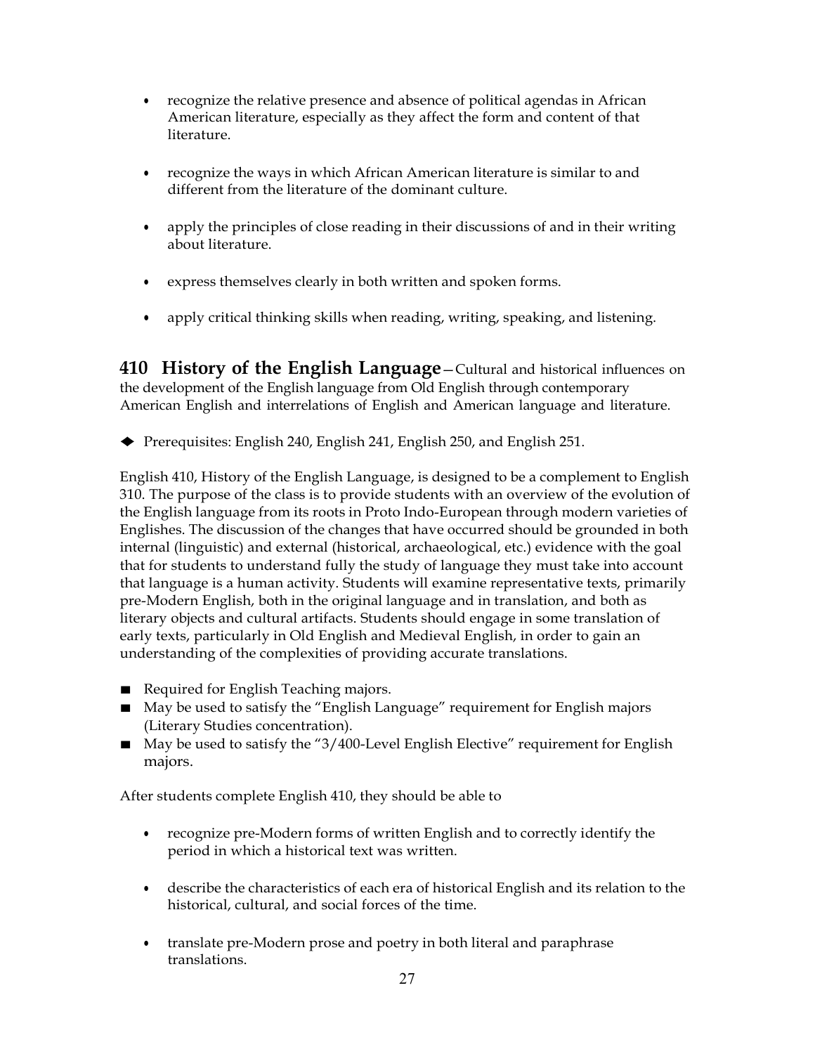- recognize the relative presence and absence of political agendas in African American literature, especially as they affect the form and content of that literature.

- recognize the ways in which African American literature is similar to and different from the literature of the dominant culture.

- apply the principles of close reading in their discussions of and in their writing about literature.

- express themselves clearly in both written and spoken forms.

- apply critical thinking skills when reading, writing, speaking, and listening.

## 410 History of the English Language

**410 History of the English Language**—Cultural and historical influences on the development of the English language from Old English through contemporary American English and interrelations of English and American language and literature.

◆ Prerequisites: English 240, English 241, English 250, and English 251.

English 410, History of the English Language, is designed to be a complement to English 310. The purpose of the class is to provide students with an overview of the evolution of the English language from its roots in Proto Indo-European through modern varieties of Englishes. The discussion of the changes that have occurred should be grounded in both internal (linguistic) and external (historical, archaeological, etc.) evidence with the goal that for students to understand fully the study of language they must take into account that language is a human activity. Students will examine representative texts, primarily pre-Modern English, both in the original language and in translation, and both as literary objects and cultural artifacts. Students should engage in some translation of early texts, particularly in Old English and Medieval English, in order to gain an understanding of the complexities of providing accurate translations.

- Required for English Teaching majors.
- May be used to satisfy the "English Language" requirement for English majors (Literary Studies concentration).
- May be used to satisfy the "3/400-Level English Elective" requirement for English majors.

After students complete English 410, they should be able to

- recognize pre-Modern forms of written English and to correctly identify the period in which a historical text was written.

- describe the characteristics of each era of historical English and its relation to the historical, cultural, and social forces of the time.

- translate pre-Modern prose and poetry in both literal and paraphrase translations.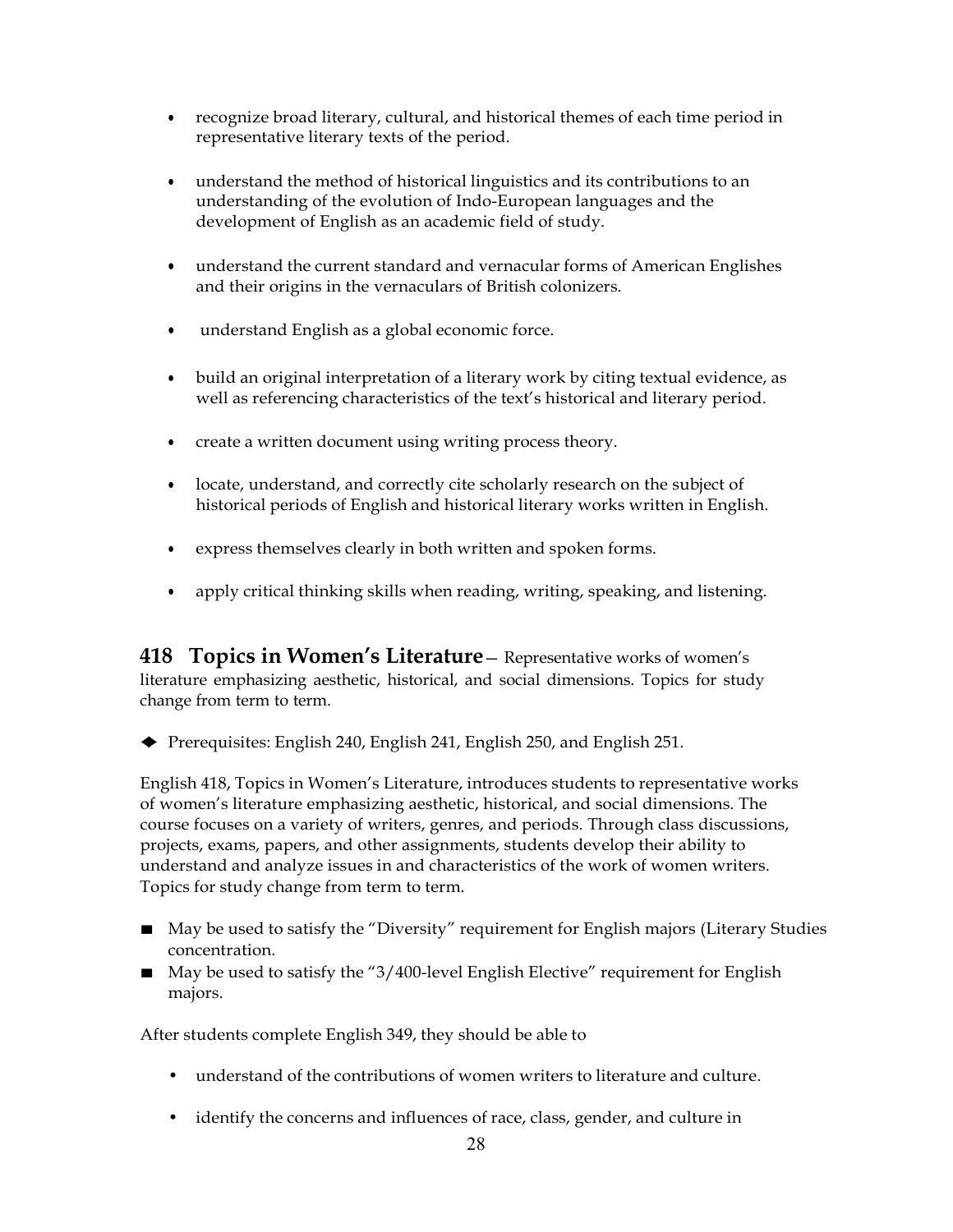- recognize broad literary, cultural, and historical themes of each time period in representative literary texts of the period.

- understand the method of historical linguistics and its contributions to an understanding of the evolution of Indo-European languages and the development of English as an academic field of study.

- understand the current standard and vernacular forms of American Englishes and their origins in the vernaculars of British colonizers.

- understand English as a global economic force.

- build an original interpretation of a literary work by citing textual evidence, as well as referencing characteristics of the text's historical and literary period.

- create a written document using writing process theory.

- locate, understand, and correctly cite scholarly research on the subject of historical periods of English and historical literary works written in English.

- express themselves clearly in both written and spoken forms.

- apply critical thinking skills when reading, writing, speaking, and listening.

## 418 Topics in Women's Literature

— Representative works of women's literature emphasizing aesthetic, historical, and social dimensions. Topics for study change from term to term.

◆ Prerequisites: English 240, English 241, English 250, and English 251.

English 418, Topics in Women's Literature, introduces students to representative works of women's literature emphasizing aesthetic, historical, and social dimensions. The course focuses on a variety of writers, genres, and periods. Through class discussions, projects, exams, papers, and other assignments, students develop their ability to understand and analyze issues in and characteristics of the work of women writers. Topics for study change from term to term.

- May be used to satisfy the "Diversity" requirement for English majors (Literary Studies concentration.
- May be used to satisfy the "3/400-level English Elective" requirement for English majors.

After students complete English 349, they should be able to

- understand of the contributions of women writers to literature and culture.

- identify the concerns and influences of race, class, gender, and culture in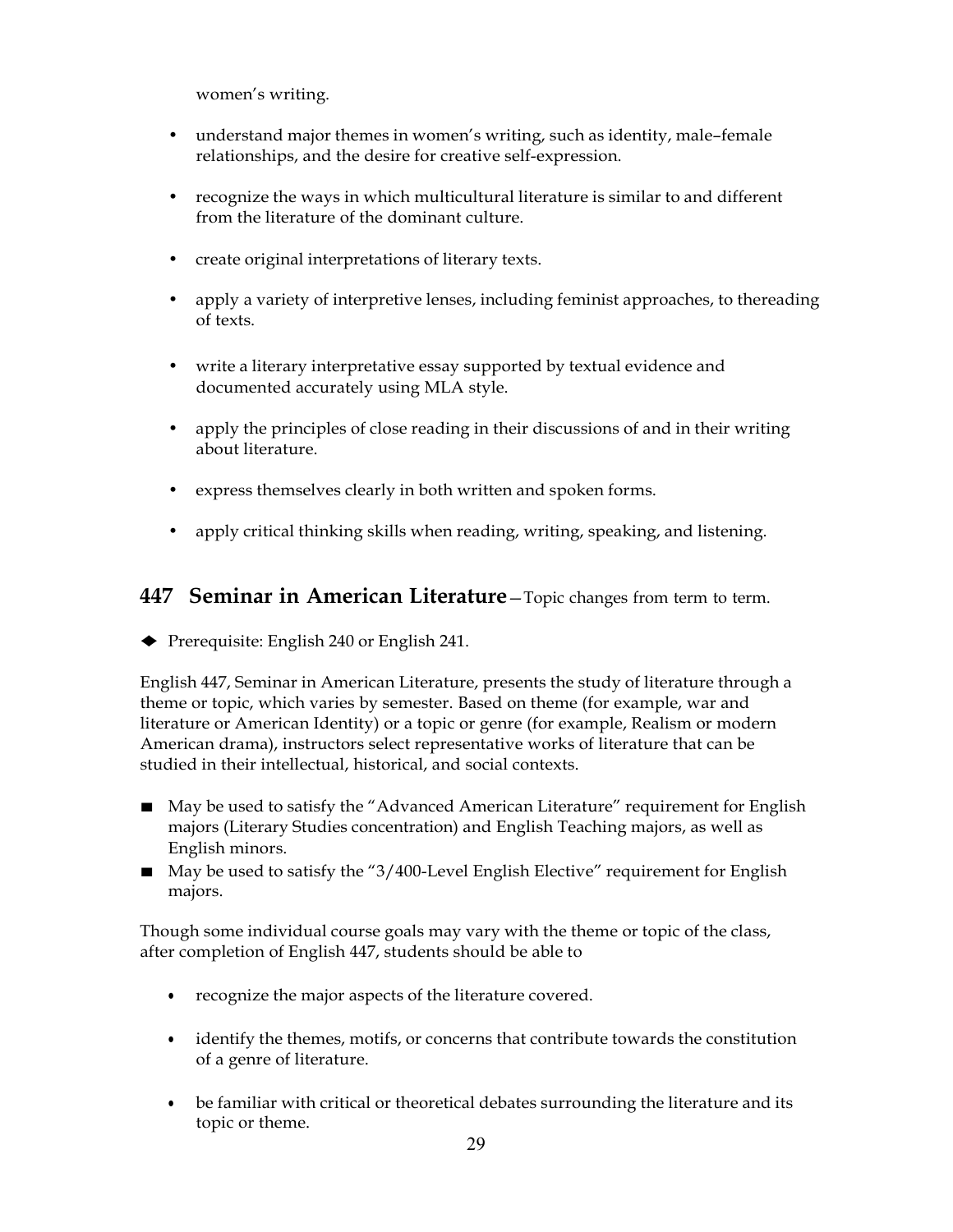women's writing.

- understand major themes in women's writing, such as identity, male–female relationships, and the desire for creative self-expression.

- recognize the ways in which multicultural literature is similar to and different from the literature of the dominant culture.

- create original interpretations of literary texts.

- apply a variety of interpretive lenses, including feminist approaches, to thereading of texts.

- write a literary interpretative essay supported by textual evidence and documented accurately using MLA style.

- apply the principles of close reading in their discussions of and in their writing about literature.

- express themselves clearly in both written and spoken forms.

- apply critical thinking skills when reading, writing, speaking, and listening.

## 447 Seminar in American Literature—Topic changes from term to term.

◆ Prerequisite: English 240 or English 241.

English 447, Seminar in American Literature, presents the study of literature through a theme or topic, which varies by semester. Based on theme (for example, war and literature or American Identity) or a topic or genre (for example, Realism or modern American drama), instructors select representative works of literature that can be studied in their intellectual, historical, and social contexts.

- May be used to satisfy the "Advanced American Literature" requirement for English majors (Literary Studies concentration) and English Teaching majors, as well as English minors.
- May be used to satisfy the "3/400-Level English Elective" requirement for English majors.

Though some individual course goals may vary with the theme or topic of the class, after completion of English 447, students should be able to

- recognize the major aspects of the literature covered.

- identify the themes, motifs, or concerns that contribute towards the constitution of a genre of literature.

- be familiar with critical or theoretical debates surrounding the literature and its topic or theme.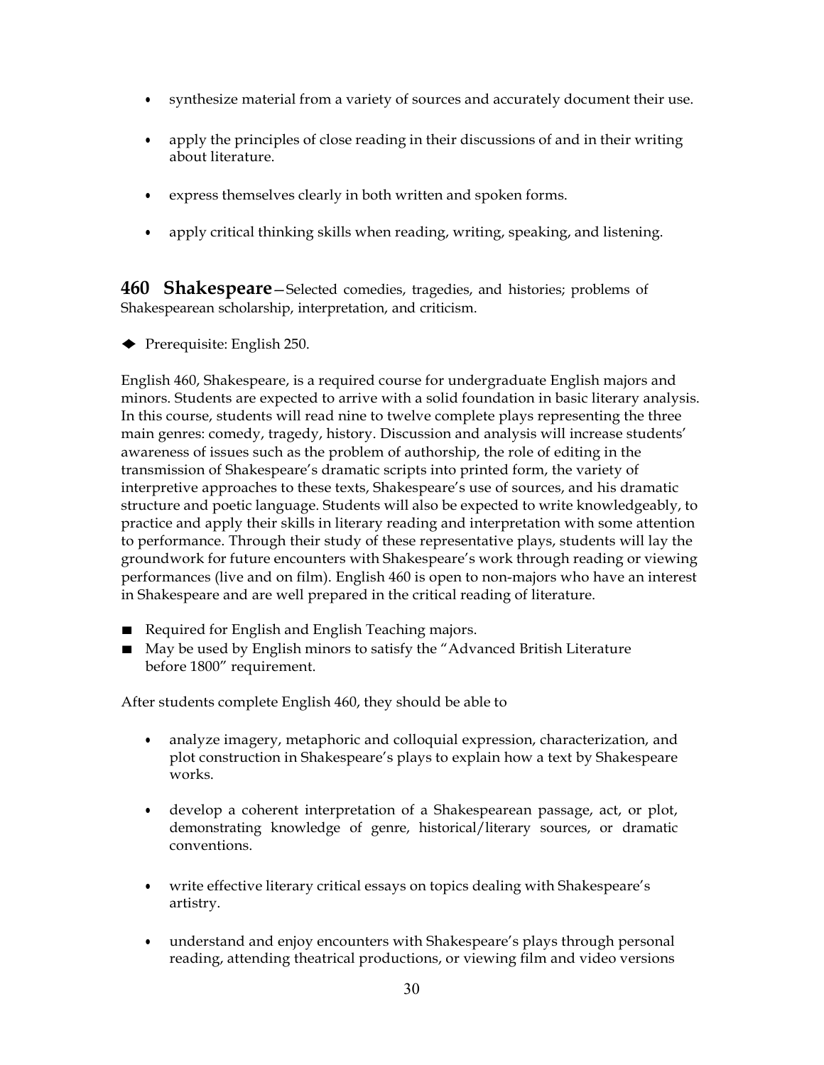- synthesize material from a variety of sources and accurately document their use.

- apply the principles of close reading in their discussions of and in their writing about literature.

- express themselves clearly in both written and spoken forms.

- apply critical thinking skills when reading, writing, speaking, and listening.

**460 Shakespeare**—Selected comedies, tragedies, and histories; problems of Shakespearean scholarship, interpretation, and criticism.

◆ Prerequisite: English 250.

English 460, Shakespeare, is a required course for undergraduate English majors and minors. Students are expected to arrive with a solid foundation in basic literary analysis. In this course, students will read nine to twelve complete plays representing the three main genres: comedy, tragedy, history. Discussion and analysis will increase students' awareness of issues such as the problem of authorship, the role of editing in the transmission of Shakespeare's dramatic scripts into printed form, the variety of interpretive approaches to these texts, Shakespeare's use of sources, and his dramatic structure and poetic language. Students will also be expected to write knowledgeably, to practice and apply their skills in literary reading and interpretation with some attention to performance. Through their study of these representative plays, students will lay the groundwork for future encounters with Shakespeare's work through reading or viewing performances (live and on film). English 460 is open to non-majors who have an interest in Shakespeare and are well prepared in the critical reading of literature.

- Required for English and English Teaching majors.
- May be used by English minors to satisfy the "Advanced British Literature before 1800" requirement.

After students complete English 460, they should be able to

- analyze imagery, metaphoric and colloquial expression, characterization, and plot construction in Shakespeare's plays to explain how a text by Shakespeare works.

- develop a coherent interpretation of a Shakespearean passage, act, or plot, demonstrating knowledge of genre, historical/literary sources, or dramatic conventions.

- write effective literary critical essays on topics dealing with Shakespeare's artistry.

- understand and enjoy encounters with Shakespeare's plays through personal reading, attending theatrical productions, or viewing film and video versions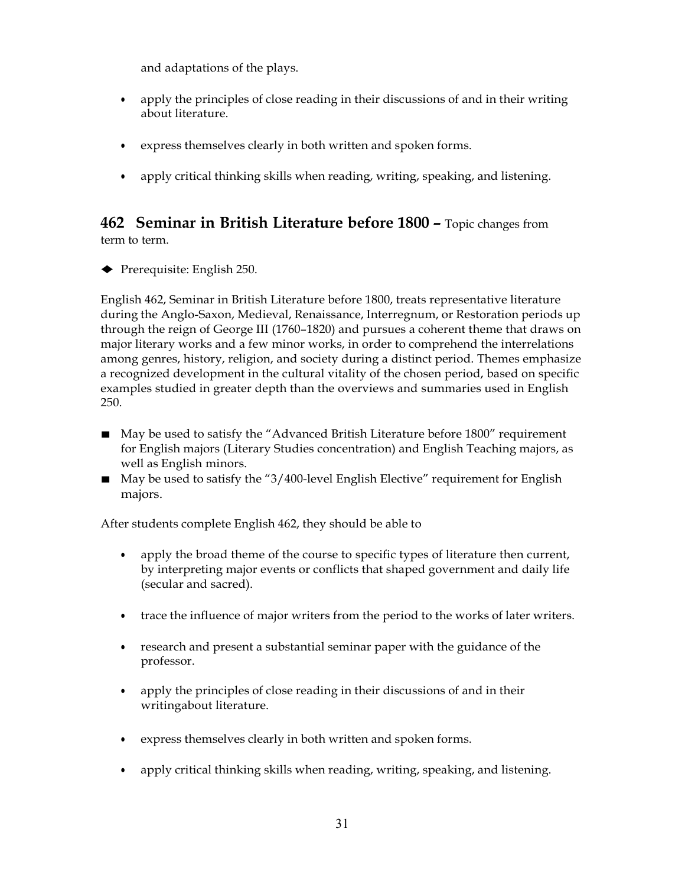and adaptations of the plays.

- apply the principles of close reading in their discussions of and in their writing about literature.
- express themselves clearly in both written and spoken forms.
- apply critical thinking skills when reading, writing, speaking, and listening.

## 462 Seminar in British Literature before 1800 – Topic changes from term to term.

◆ Prerequisite: English 250.

English 462, Seminar in British Literature before 1800, treats representative literature during the Anglo-Saxon, Medieval, Renaissance, Interregnum, or Restoration periods up through the reign of George III (1760–1820) and pursues a coherent theme that draws on major literary works and a few minor works, in order to comprehend the interrelations among genres, history, religion, and society during a distinct period. Themes emphasize a recognized development in the cultural vitality of the chosen period, based on specific examples studied in greater depth than the overviews and summaries used in English 250.

- May be used to satisfy the "Advanced British Literature before 1800" requirement for English majors (Literary Studies concentration) and English Teaching majors, as well as English minors.
- May be used to satisfy the "3/400-level English Elective" requirement for English majors.

After students complete English 462, they should be able to

- apply the broad theme of the course to specific types of literature then current, by interpreting major events or conflicts that shaped government and daily life (secular and sacred).
- trace the influence of major writers from the period to the works of later writers.
- research and present a substantial seminar paper with the guidance of the professor.
- apply the principles of close reading in their discussions of and in their writingabout literature.
- express themselves clearly in both written and spoken forms.
- apply critical thinking skills when reading, writing, speaking, and listening.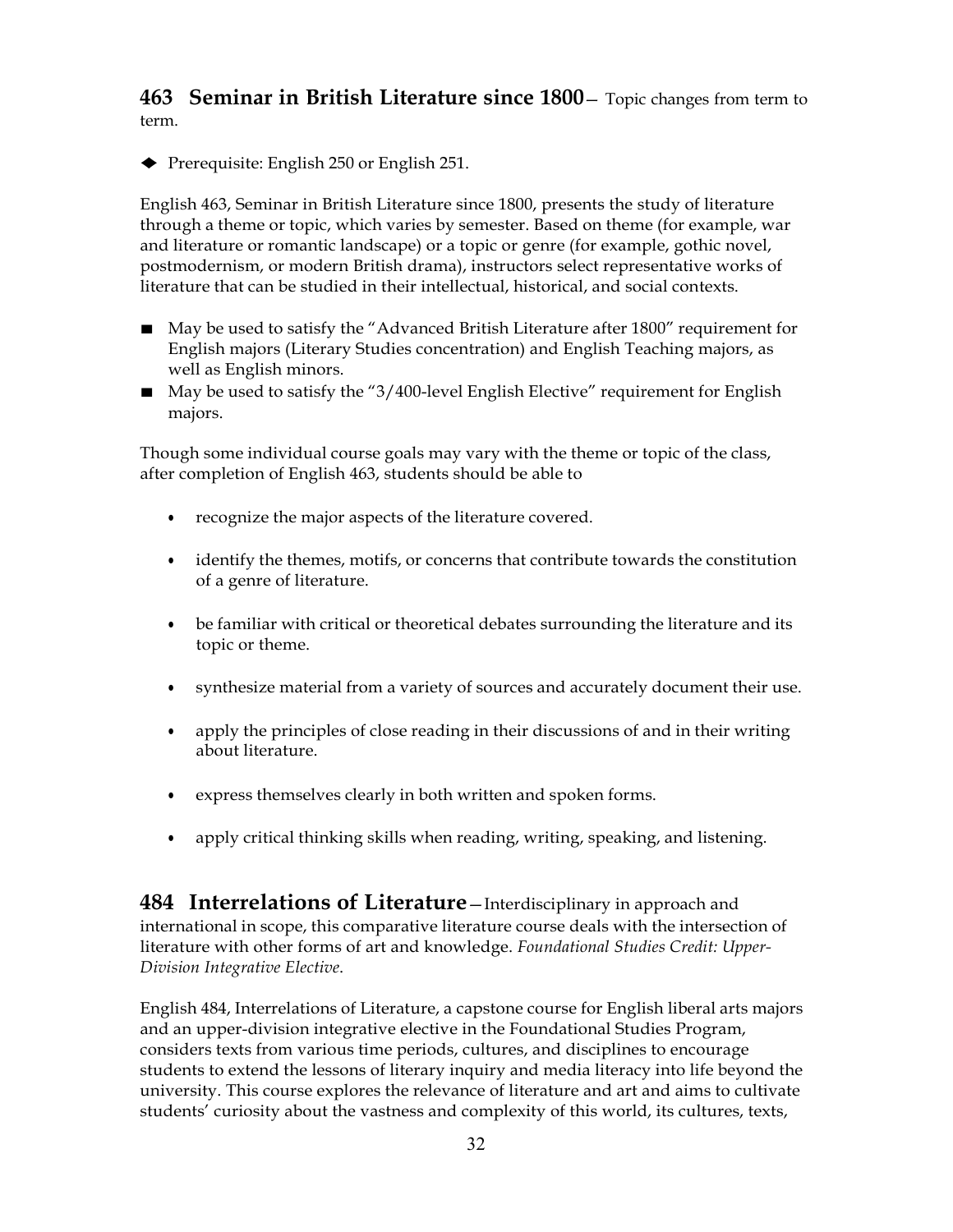**463 Seminar in British Literature since 1800**— Topic changes from term to term.

◆ Prerequisite: English 250 or English 251.

English 463, Seminar in British Literature since 1800, presents the study of literature through a theme or topic, which varies by semester. Based on theme (for example, war and literature or romantic landscape) or a topic or genre (for example, gothic novel, postmodernism, or modern British drama), instructors select representative works of literature that can be studied in their intellectual, historical, and social contexts.

- May be used to satisfy the "Advanced British Literature after 1800" requirement for English majors (Literary Studies concentration) and English Teaching majors, as well as English minors.
- May be used to satisfy the "3/400-level English Elective" requirement for English majors.

Though some individual course goals may vary with the theme or topic of the class, after completion of English 463, students should be able to

- recognize the major aspects of the literature covered.
- identify the themes, motifs, or concerns that contribute towards the constitution of a genre of literature.
- be familiar with critical or theoretical debates surrounding the literature and its topic or theme.
- synthesize material from a variety of sources and accurately document their use.
- apply the principles of close reading in their discussions of and in their writing about literature.
- express themselves clearly in both written and spoken forms.
- apply critical thinking skills when reading, writing, speaking, and listening.

**484 Interrelations of Literature**—Interdisciplinary in approach and international in scope, this comparative literature course deals with the intersection of literature with other forms of art and knowledge. *Foundational Studies Credit: Upper-Division Integrative Elective.*

English 484, Interrelations of Literature, a capstone course for English liberal arts majors and an upper-division integrative elective in the Foundational Studies Program, considers texts from various time periods, cultures, and disciplines to encourage students to extend the lessons of literary inquiry and media literacy into life beyond the university. This course explores the relevance of literature and art and aims to cultivate students' curiosity about the vastness and complexity of this world, its cultures, texts,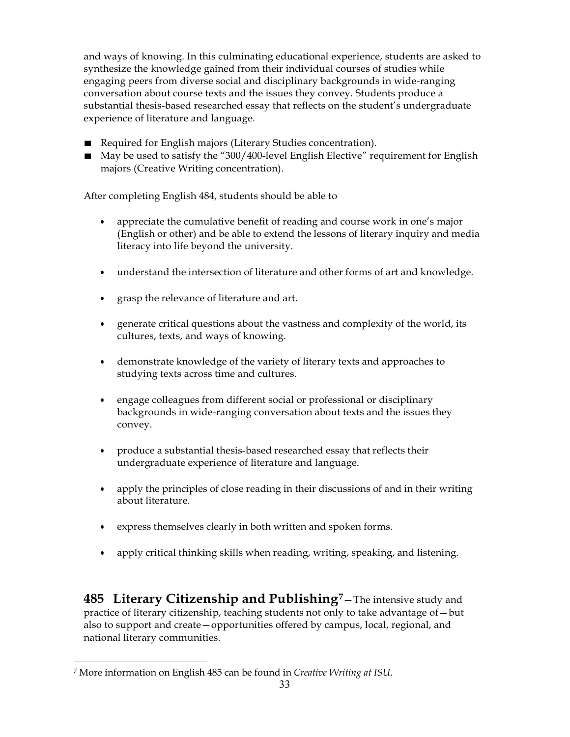and ways of knowing. In this culminating educational experience, students are asked to synthesize the knowledge gained from their individual courses of studies while engaging peers from diverse social and disciplinary backgrounds in wide-ranging conversation about course texts and the issues they convey. Students produce a substantial thesis-based researched essay that reflects on the student's undergraduate experience of literature and language.

- Required for English majors (Literary Studies concentration).
- May be used to satisfy the "300/400-level English Elective" requirement for English majors (Creative Writing concentration).

After completing English 484, students should be able to

- appreciate the cumulative benefit of reading and course work in one's major (English or other) and be able to extend the lessons of literary inquiry and media literacy into life beyond the university.
- understand the intersection of literature and other forms of art and knowledge.
- grasp the relevance of literature and art.
- generate critical questions about the vastness and complexity of the world, its cultures, texts, and ways of knowing.
- demonstrate knowledge of the variety of literary texts and approaches to studying texts across time and cultures.
- engage colleagues from different social or professional or disciplinary backgrounds in wide-ranging conversation about texts and the issues they convey.
- produce a substantial thesis-based researched essay that reflects their undergraduate experience of literature and language.
- apply the principles of close reading in their discussions of and in their writing about literature.
- express themselves clearly in both written and spoken forms.
- apply critical thinking skills when reading, writing, speaking, and listening.

**485 Literary Citizenship and Publishing[7]**—The intensive study and practice of literary citizenship, teaching students not only to take advantage of—but also to support and create—opportunities offered by campus, local, regional, and national literary communities.

[7] More information on English 485 can be found in *Creative Writing at ISU.*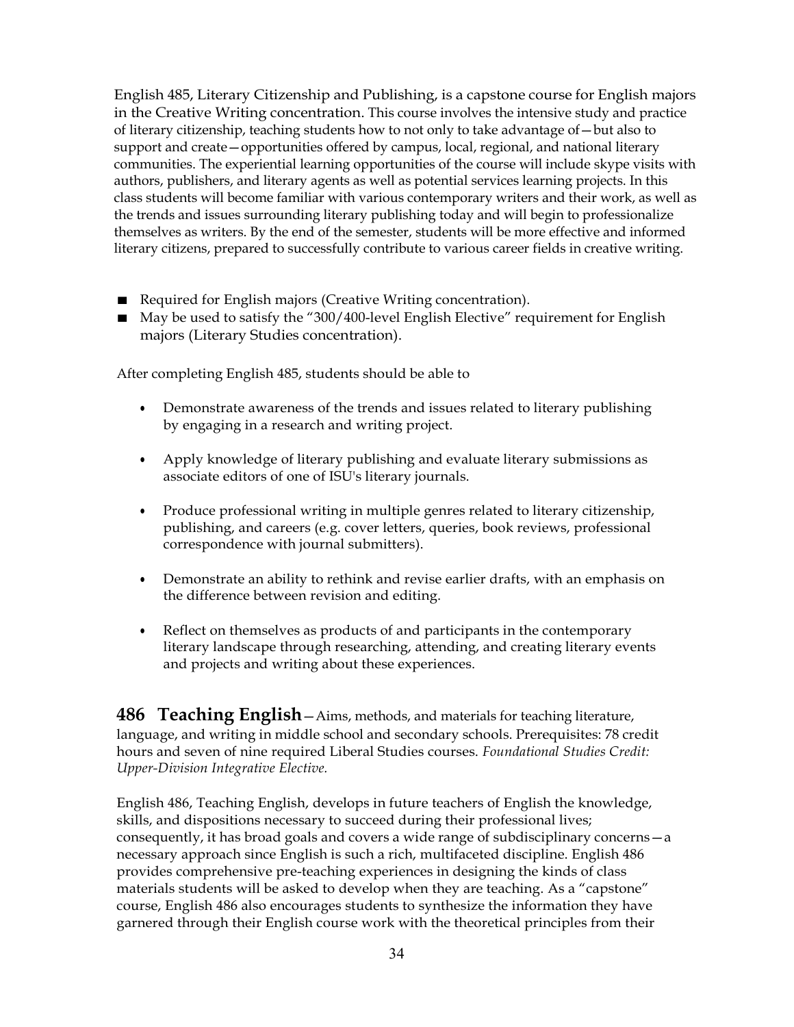English 485, Literary Citizenship and Publishing, is a capstone course for English majors in the Creative Writing concentration. This course involves the intensive study and practice of literary citizenship, teaching students how to not only to take advantage of—but also to support and create—opportunities offered by campus, local, regional, and national literary communities. The experiential learning opportunities of the course will include skype visits with authors, publishers, and literary agents as well as potential services learning projects. In this class students will become familiar with various contemporary writers and their work, as well as the trends and issues surrounding literary publishing today and will begin to professionalize themselves as writers. By the end of the semester, students will be more effective and informed literary citizens, prepared to successfully contribute to various career fields in creative writing.

- Required for English majors (Creative Writing concentration).
- May be used to satisfy the "300/400-level English Elective" requirement for English majors (Literary Studies concentration).

After completing English 485, students should be able to

- Demonstrate awareness of the trends and issues related to literary publishing by engaging in a research and writing project.
- Apply knowledge of literary publishing and evaluate literary submissions as associate editors of one of ISU's literary journals.
- Produce professional writing in multiple genres related to literary citizenship, publishing, and careers (e.g. cover letters, queries, book reviews, professional correspondence with journal submitters).
- Demonstrate an ability to rethink and revise earlier drafts, with an emphasis on the difference between revision and editing.
- Reflect on themselves as products of and participants in the contemporary literary landscape through researching, attending, and creating literary events and projects and writing about these experiences.

**486 Teaching English**—Aims, methods, and materials for teaching literature, language, and writing in middle school and secondary schools. Prerequisites: 78 credit hours and seven of nine required Liberal Studies courses. *Foundational Studies Credit: Upper-Division Integrative Elective.*

English 486, Teaching English, develops in future teachers of English the knowledge, skills, and dispositions necessary to succeed during their professional lives; consequently, it has broad goals and covers a wide range of subdisciplinary concerns—a necessary approach since English is such a rich, multifaceted discipline. English 486 provides comprehensive pre-teaching experiences in designing the kinds of class materials students will be asked to develop when they are teaching. As a "capstone" course, English 486 also encourages students to synthesize the information they have garnered through their English course work with the theoretical principles from their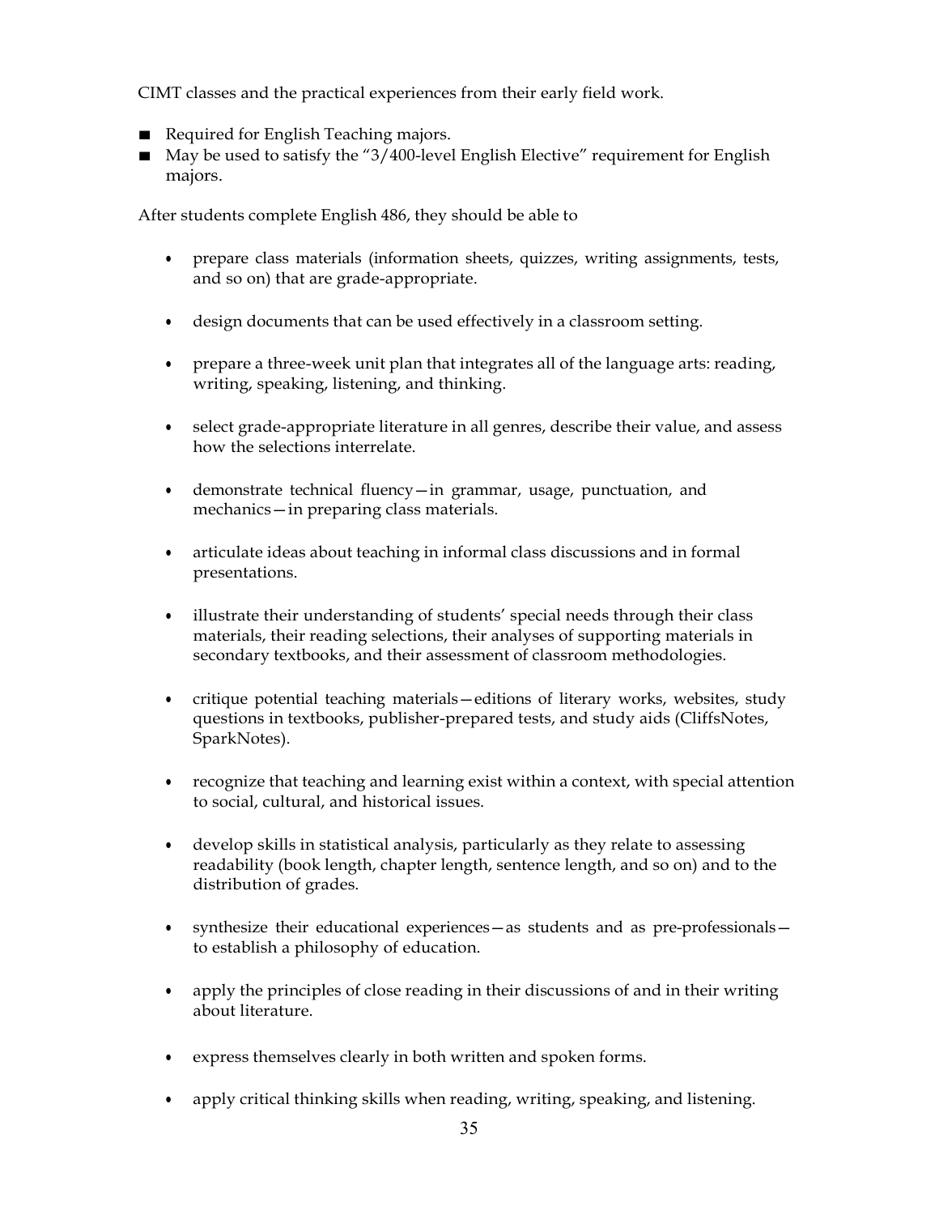CIMT classes and the practical experiences from their early field work.

- Required for English Teaching majors.
- May be used to satisfy the "3/400-level English Elective" requirement for English majors.

After students complete English 486, they should be able to

- prepare class materials (information sheets, quizzes, writing assignments, tests, and so on) that are grade-appropriate.
- design documents that can be used effectively in a classroom setting.
- prepare a three-week unit plan that integrates all of the language arts: reading, writing, speaking, listening, and thinking.
- select grade-appropriate literature in all genres, describe their value, and assess how the selections interrelate.
- demonstrate technical fluency—in grammar, usage, punctuation, and mechanics—in preparing class materials.
- articulate ideas about teaching in informal class discussions and in formal presentations.
- illustrate their understanding of students' special needs through their class materials, their reading selections, their analyses of supporting materials in secondary textbooks, and their assessment of classroom methodologies.
- critique potential teaching materials—editions of literary works, websites, study questions in textbooks, publisher-prepared tests, and study aids (CliffsNotes, SparkNotes).
- recognize that teaching and learning exist within a context, with special attention to social, cultural, and historical issues.
- develop skills in statistical analysis, particularly as they relate to assessing readability (book length, chapter length, sentence length, and so on) and to the distribution of grades.
- synthesize their educational experiences—as students and as pre-professionals—to establish a philosophy of education.
- apply the principles of close reading in their discussions of and in their writing about literature.
- express themselves clearly in both written and spoken forms.
- apply critical thinking skills when reading, writing, speaking, and listening.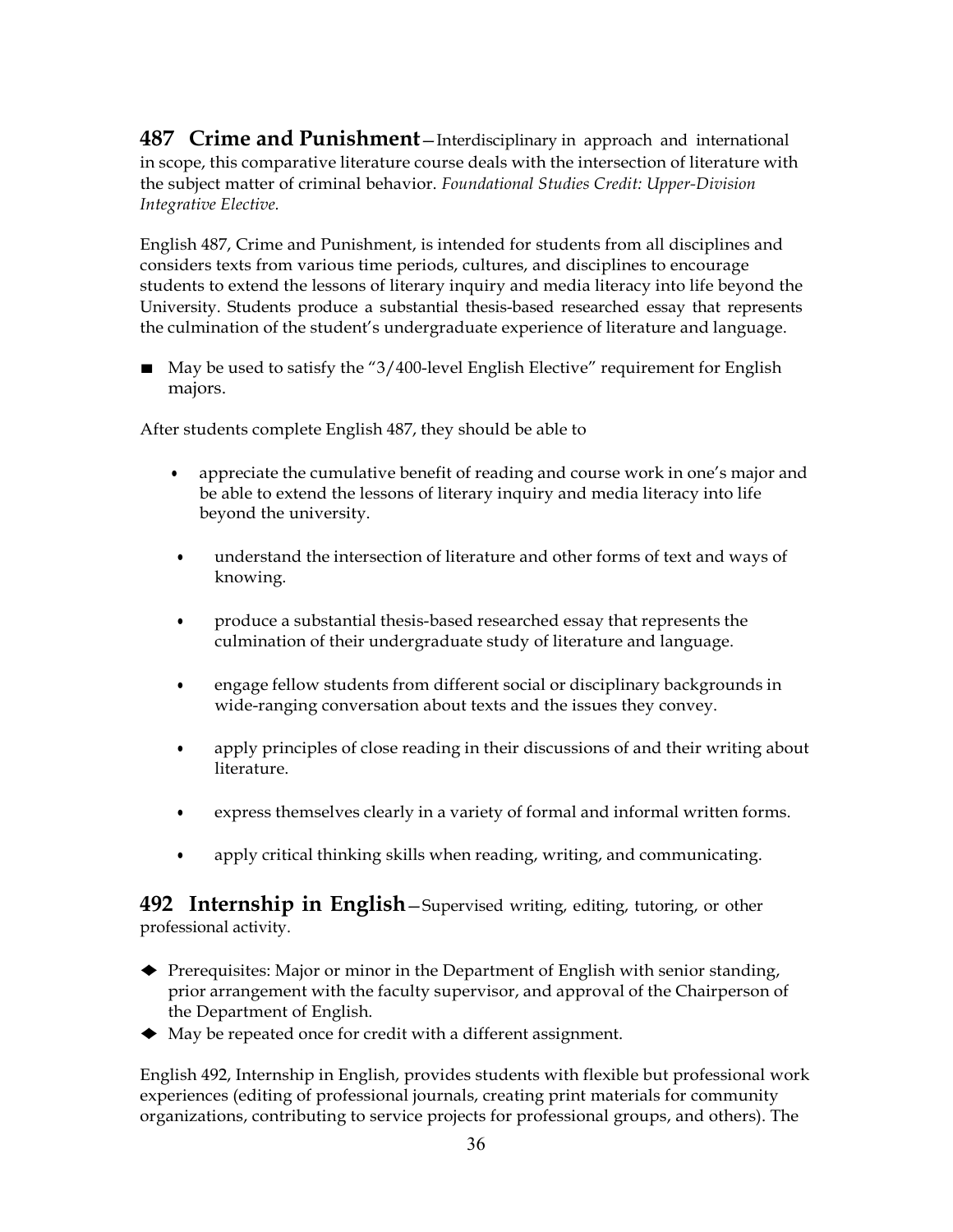**487 Crime and Punishment**—Interdisciplinary in approach and international in scope, this comparative literature course deals with the intersection of literature with the subject matter of criminal behavior. *Foundational Studies Credit: Upper-Division Integrative Elective.*

English 487, Crime and Punishment, is intended for students from all disciplines and considers texts from various time periods, cultures, and disciplines to encourage students to extend the lessons of literary inquiry and media literacy into life beyond the University. Students produce a substantial thesis-based researched essay that represents the culmination of the student's undergraduate experience of literature and language.

- May be used to satisfy the "3/400-level English Elective" requirement for English majors.

After students complete English 487, they should be able to

- appreciate the cumulative benefit of reading and course work in one's major and be able to extend the lessons of literary inquiry and media literacy into life beyond the university.
- understand the intersection of literature and other forms of text and ways of knowing.
- produce a substantial thesis-based researched essay that represents the culmination of their undergraduate study of literature and language.
- engage fellow students from different social or disciplinary backgrounds in wide-ranging conversation about texts and the issues they convey.
- apply principles of close reading in their discussions of and their writing about literature.
- express themselves clearly in a variety of formal and informal written forms.
- apply critical thinking skills when reading, writing, and communicating.

**492 Internship in English**—Supervised writing, editing, tutoring, or other professional activity.

- Prerequisites: Major or minor in the Department of English with senior standing, prior arrangement with the faculty supervisor, and approval of the Chairperson of the Department of English.
- May be repeated once for credit with a different assignment.

English 492, Internship in English, provides students with flexible but professional work experiences (editing of professional journals, creating print materials for community organizations, contributing to service projects for professional groups, and others). The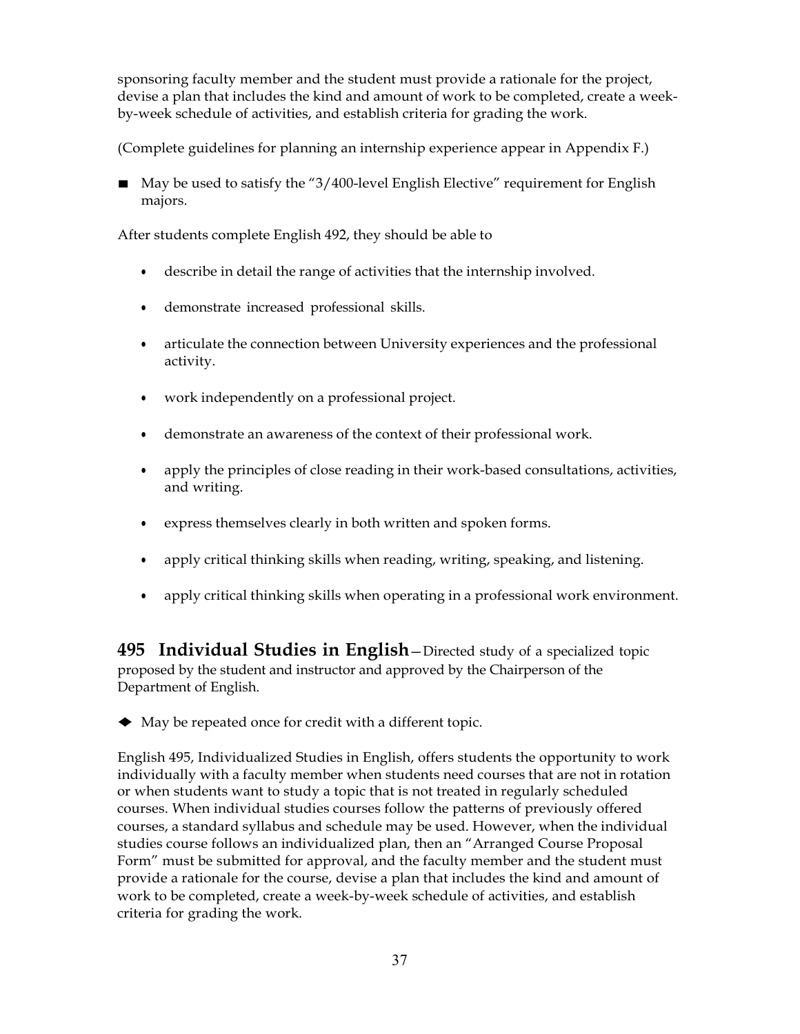sponsoring faculty member and the student must provide a rationale for the project, devise a plan that includes the kind and amount of work to be completed, create a week-by-week schedule of activities, and establish criteria for grading the work.

(Complete guidelines for planning an internship experience appear in Appendix F.)

■ May be used to satisfy the "3/400-level English Elective" requirement for English majors.

After students complete English 492, they should be able to

- describe in detail the range of activities that the internship involved.
- demonstrate increased professional skills.
- articulate the connection between University experiences and the professional activity.
- work independently on a professional project.
- demonstrate an awareness of the context of their professional work.
- apply the principles of close reading in their work-based consultations, activities, and writing.
- express themselves clearly in both written and spoken forms.
- apply critical thinking skills when reading, writing, speaking, and listening.
- apply critical thinking skills when operating in a professional work environment.

### 495 Individual Studies in English

**495 Individual Studies in English**—Directed study of a specialized topic proposed by the student and instructor and approved by the Chairperson of the Department of English.

◆ May be repeated once for credit with a different topic.

English 495, Individualized Studies in English, offers students the opportunity to work individually with a faculty member when students need courses that are not in rotation or when students want to study a topic that is not treated in regularly scheduled courses. When individual studies courses follow the patterns of previously offered courses, a standard syllabus and schedule may be used. However, when the individual studies course follows an individualized plan, then an "Arranged Course Proposal Form" must be submitted for approval, and the faculty member and the student must provide a rationale for the course, devise a plan that includes the kind and amount of work to be completed, create a week-by-week schedule of activities, and establish criteria for grading the work.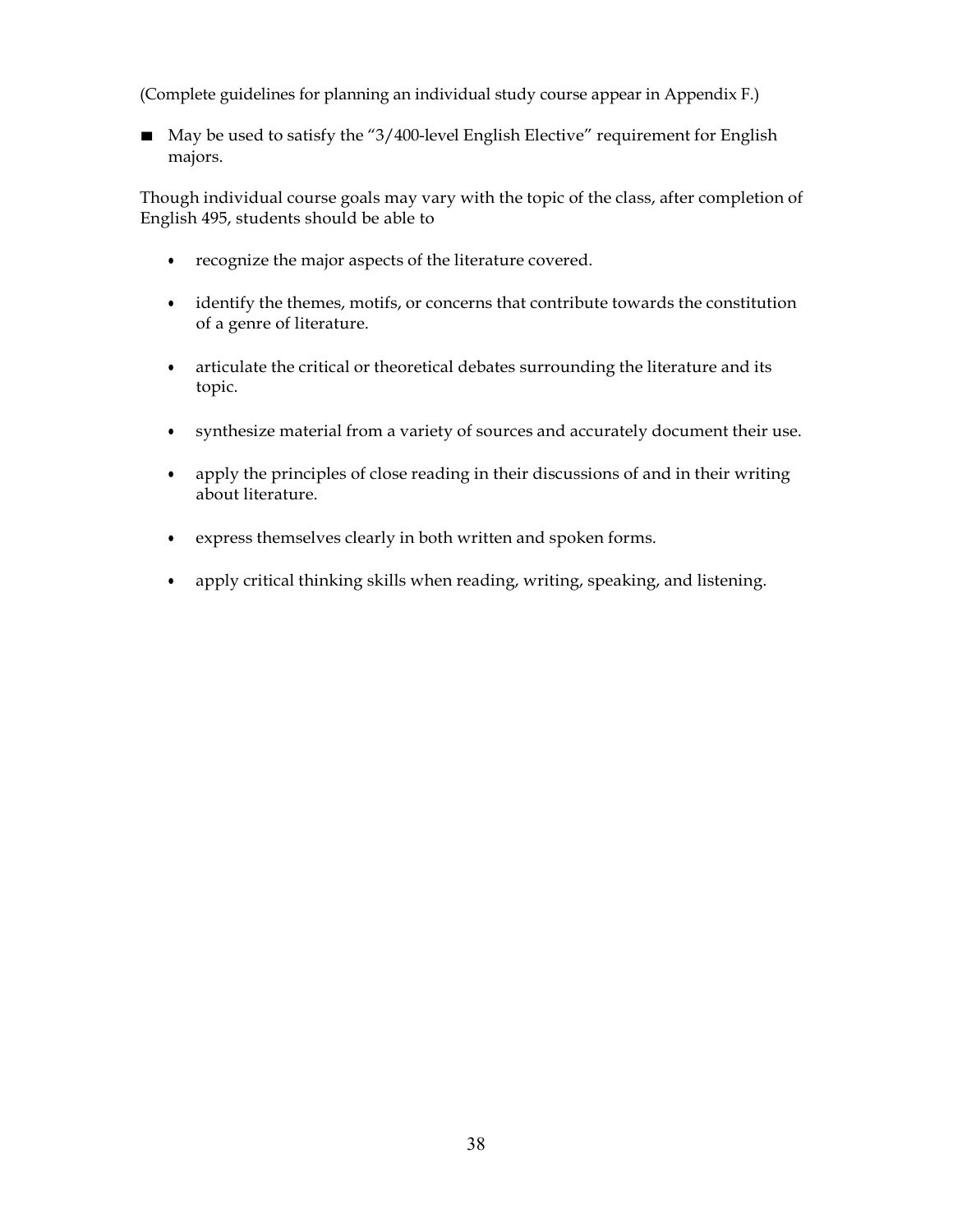(Complete guidelines for planning an individual study course appear in Appendix F.)

- May be used to satisfy the "3/400-level English Elective" requirement for English majors.

Though individual course goals may vary with the topic of the class, after completion of English 495, students should be able to

- recognize the major aspects of the literature covered.
- identify the themes, motifs, or concerns that contribute towards the constitution of a genre of literature.
- articulate the critical or theoretical debates surrounding the literature and its topic.
- synthesize material from a variety of sources and accurately document their use.
- apply the principles of close reading in their discussions of and in their writing about literature.
- express themselves clearly in both written and spoken forms.
- apply critical thinking skills when reading, writing, speaking, and listening.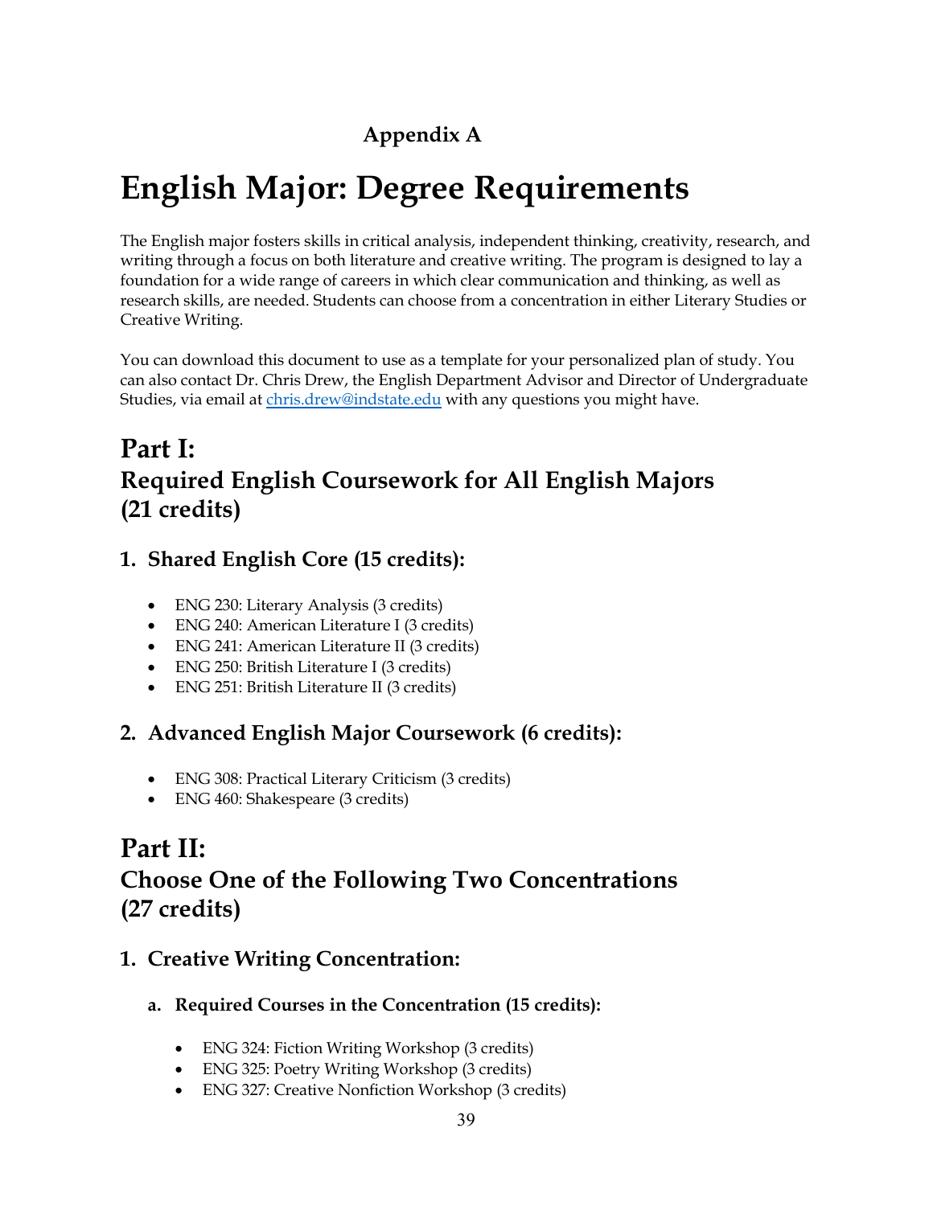**Appendix A**

# English Major: Degree Requirements

The English major fosters skills in critical analysis, independent thinking, creativity, research, and writing through a focus on both literature and creative writing. The program is designed to lay a foundation for a wide range of careers in which clear communication and thinking, as well as research skills, are needed. Students can choose from a concentration in either Literary Studies or Creative Writing.

You can download this document to use as a template for your personalized plan of study. You can also contact Dr. Chris Drew, the English Department Advisor and Director of Undergraduate Studies, via email at [chris.drew@indstate.edu](mailto:chris.drew@indstate.edu) with any questions you might have.

## Part I: Required English Coursework for All English Majors (21 credits)

### 1. Shared English Core (15 credits):

- ENG 230: Literary Analysis (3 credits)
- ENG 240: American Literature I (3 credits)
- ENG 241: American Literature II (3 credits)
- ENG 250: British Literature I (3 credits)
- ENG 251: British Literature II (3 credits)

### 2. Advanced English Major Coursework (6 credits):

- ENG 308: Practical Literary Criticism (3 credits)
- ENG 460: Shakespeare (3 credits)

## Part II: Choose One of the Following Two Concentrations (27 credits)

### 1. Creative Writing Concentration:

#### a. Required Courses in the Concentration (15 credits):

- ENG 324: Fiction Writing Workshop (3 credits)
- ENG 325: Poetry Writing Workshop (3 credits)
- ENG 327: Creative Nonfiction Workshop (3 credits)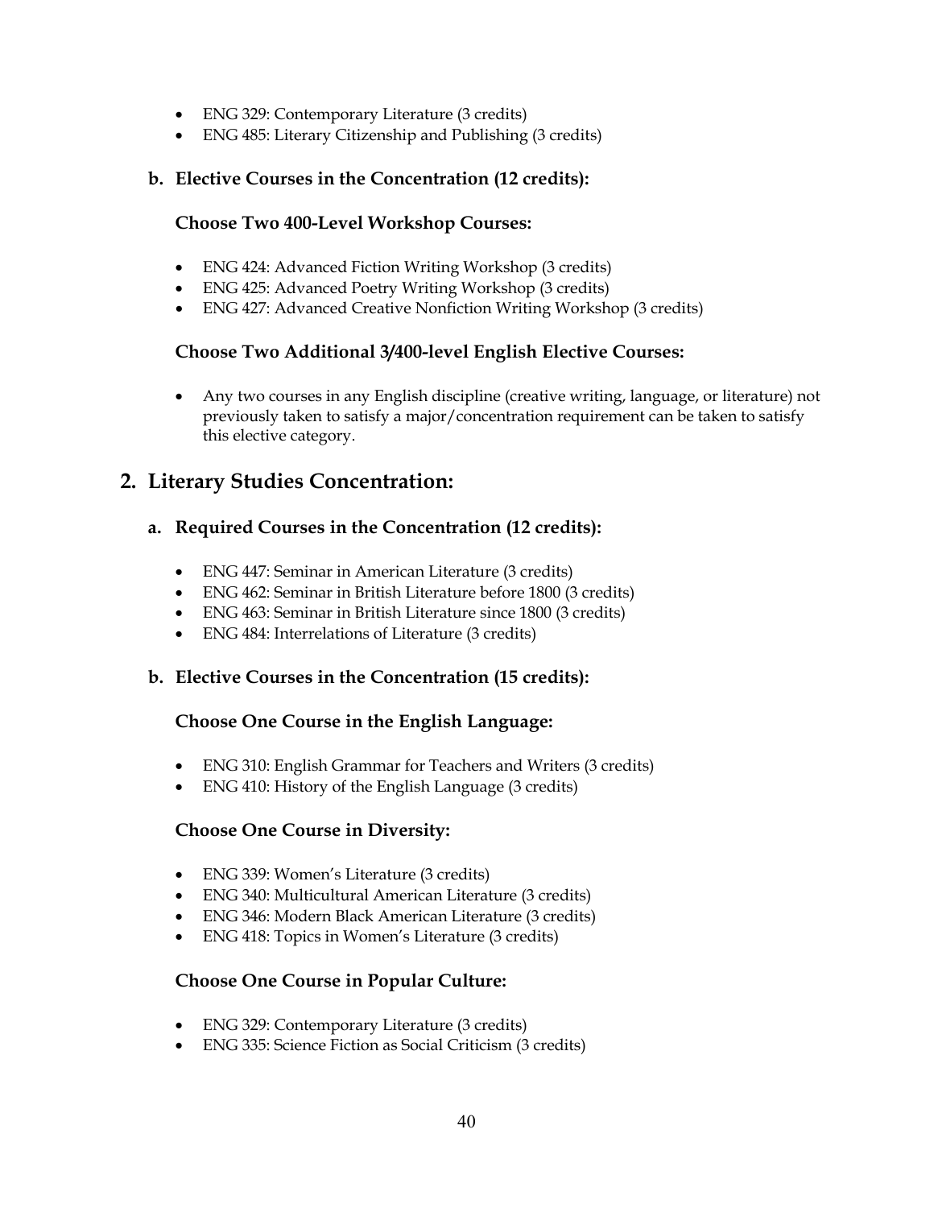- ENG 329: Contemporary Literature (3 credits)
- ENG 485: Literary Citizenship and Publishing (3 credits)

### b. Elective Courses in the Concentration (12 credits):

#### Choose Two 400-Level Workshop Courses:

- ENG 424: Advanced Fiction Writing Workshop (3 credits)
- ENG 425: Advanced Poetry Writing Workshop (3 credits)
- ENG 427: Advanced Creative Nonfiction Writing Workshop (3 credits)

#### Choose Two Additional 3/400-level English Elective Courses:

- Any two courses in any English discipline (creative writing, language, or literature) not previously taken to satisfy a major/concentration requirement can be taken to satisfy this elective category.

## 2. Literary Studies Concentration:

### a. Required Courses in the Concentration (12 credits):

- ENG 447: Seminar in American Literature (3 credits)
- ENG 462: Seminar in British Literature before 1800 (3 credits)
- ENG 463: Seminar in British Literature since 1800 (3 credits)
- ENG 484: Interrelations of Literature (3 credits)

### b. Elective Courses in the Concentration (15 credits):

#### Choose One Course in the English Language:

- ENG 310: English Grammar for Teachers and Writers (3 credits)
- ENG 410: History of the English Language (3 credits)

#### Choose One Course in Diversity:

- ENG 339: Women's Literature (3 credits)
- ENG 340: Multicultural American Literature (3 credits)
- ENG 346: Modern Black American Literature (3 credits)
- ENG 418: Topics in Women's Literature (3 credits)

#### Choose One Course in Popular Culture:

- ENG 329: Contemporary Literature (3 credits)
- ENG 335: Science Fiction as Social Criticism (3 credits)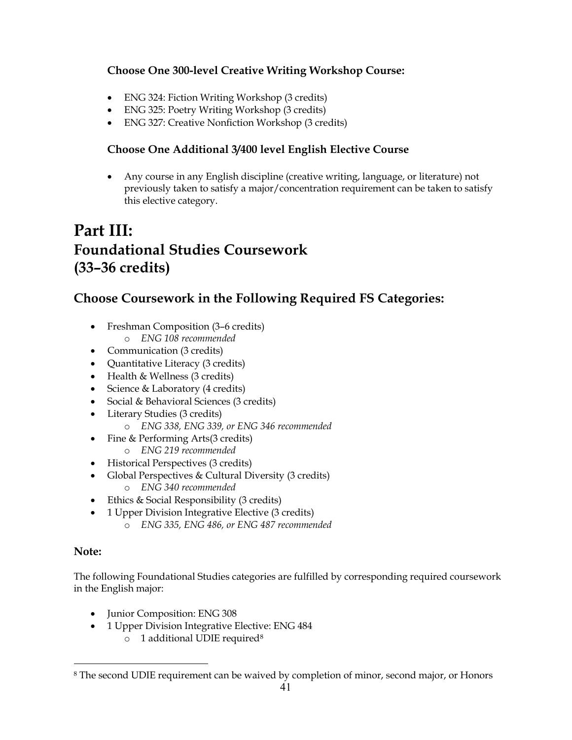### Choose One 300-level Creative Writing Workshop Course:

- ENG 324: Fiction Writing Workshop (3 credits)
- ENG 325: Poetry Writing Workshop (3 credits)
- ENG 327: Creative Nonfiction Workshop (3 credits)

### Choose One Additional 3/400 level English Elective Course

- Any course in any English discipline (creative writing, language, or literature) not previously taken to satisfy a major/concentration requirement can be taken to satisfy this elective category.

# Part III: Foundational Studies Coursework (33–36 credits)

## Choose Coursework in the Following Required FS Categories:

- Freshman Composition (3–6 credits)
  - *ENG 108 recommended*
- Communication (3 credits)
- Quantitative Literacy (3 credits)
- Health & Wellness (3 credits)
- Science & Laboratory (4 credits)
- Social & Behavioral Sciences (3 credits)
- Literary Studies (3 credits)
  - *ENG 338, ENG 339, or ENG 346 recommended*
- Fine & Performing Arts(3 credits)
  - *ENG 219 recommended*
- Historical Perspectives (3 credits)
- Global Perspectives & Cultural Diversity (3 credits)
  - *ENG 340 recommended*
- Ethics & Social Responsibility (3 credits)
- 1 Upper Division Integrative Elective (3 credits)
  - *ENG 335, ENG 486, or ENG 487 recommended*

### Note:

The following Foundational Studies categories are fulfilled by corresponding required coursework in the English major:

- Junior Composition: ENG 308
- 1 Upper Division Integrative Elective: ENG 484
  - 1 additional UDIE required[8]

[8] The second UDIE requirement can be waived by completion of minor, second major, or Honors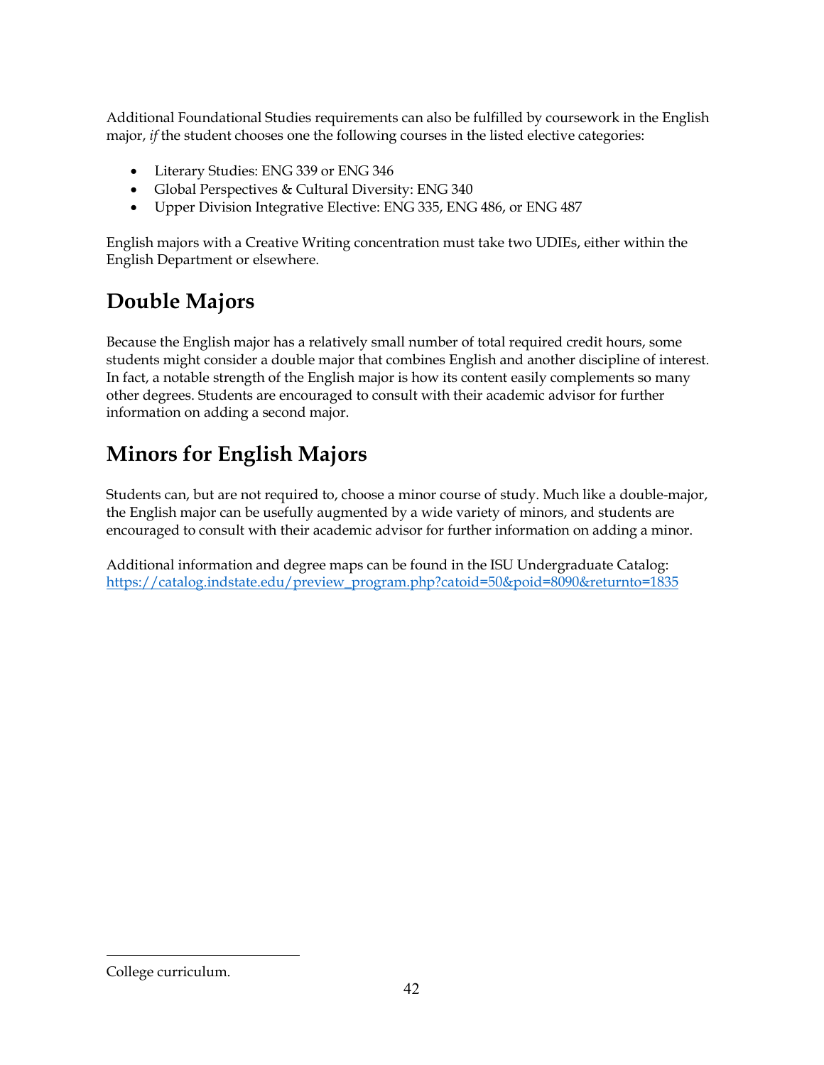Additional Foundational Studies requirements can also be fulfilled by coursework in the English major, *if* the student chooses one the following courses in the listed elective categories:

- Literary Studies: ENG 339 or ENG 346
- Global Perspectives & Cultural Diversity: ENG 340
- Upper Division Integrative Elective: ENG 335, ENG 486, or ENG 487

English majors with a Creative Writing concentration must take two UDIEs, either within the English Department or elsewhere.

## Double Majors

Because the English major has a relatively small number of total required credit hours, some students might consider a double major that combines English and another discipline of interest. In fact, a notable strength of the English major is how its content easily complements so many other degrees. Students are encouraged to consult with their academic advisor for further information on adding a second major.

## Minors for English Majors

Students can, but are not required to, choose a minor course of study. Much like a double-major, the English major can be usefully augmented by a wide variety of minors, and students are encouraged to consult with their academic advisor for further information on adding a minor.

Additional information and degree maps can be found in the ISU Undergraduate Catalog: [https://catalog.indstate.edu/preview_program.php?catoid=50&poid=8090&returnto=1835](https://catalog.indstate.edu/preview_program.php?catoid=50&poid=8090&returnto=1835)

---

College curriculum.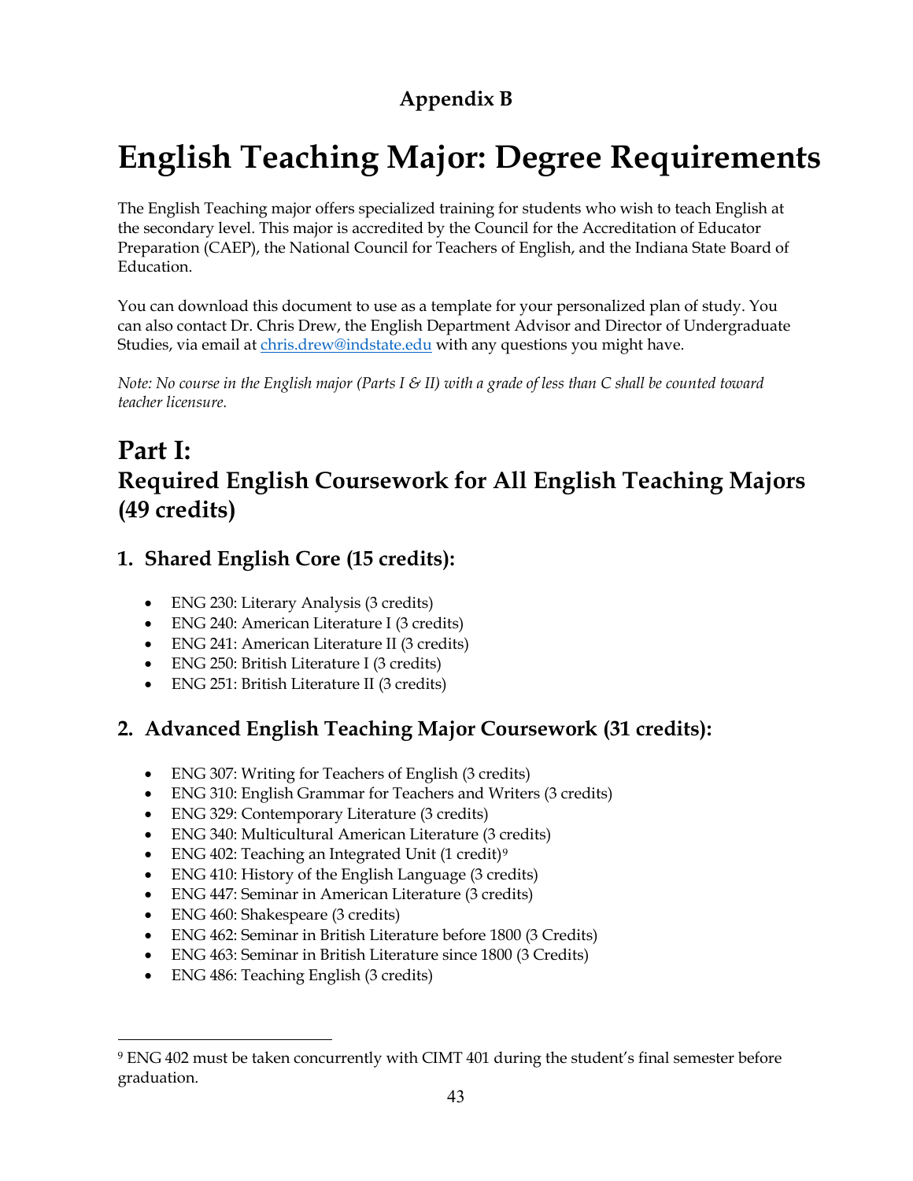**Appendix B**

# English Teaching Major: Degree Requirements

The English Teaching major offers specialized training for students who wish to teach English at the secondary level. This major is accredited by the Council for the Accreditation of Educator Preparation (CAEP), the National Council for Teachers of English, and the Indiana State Board of Education.

You can download this document to use as a template for your personalized plan of study. You can also contact Dr. Chris Drew, the English Department Advisor and Director of Undergraduate Studies, via email at chris.drew@indstate.edu with any questions you might have.

*Note: No course in the English major (Parts I & II) with a grade of less than C shall be counted toward teacher licensure.*

## Part I:
## Required English Coursework for All English Teaching Majors (49 credits)

### 1. Shared English Core (15 credits):

- ENG 230: Literary Analysis (3 credits)
- ENG 240: American Literature I (3 credits)
- ENG 241: American Literature II (3 credits)
- ENG 250: British Literature I (3 credits)
- ENG 251: British Literature II (3 credits)

### 2. Advanced English Teaching Major Coursework (31 credits):

- ENG 307: Writing for Teachers of English (3 credits)
- ENG 310: English Grammar for Teachers and Writers (3 credits)
- ENG 329: Contemporary Literature (3 credits)
- ENG 340: Multicultural American Literature (3 credits)
- ENG 402: Teaching an Integrated Unit (1 credit)[9]
- ENG 410: History of the English Language (3 credits)
- ENG 447: Seminar in American Literature (3 credits)
- ENG 460: Shakespeare (3 credits)
- ENG 462: Seminar in British Literature before 1800 (3 Credits)
- ENG 463: Seminar in British Literature since 1800 (3 Credits)
- ENG 486: Teaching English (3 credits)

---

[9] ENG 402 must be taken concurrently with CIMT 401 during the student's final semester before graduation.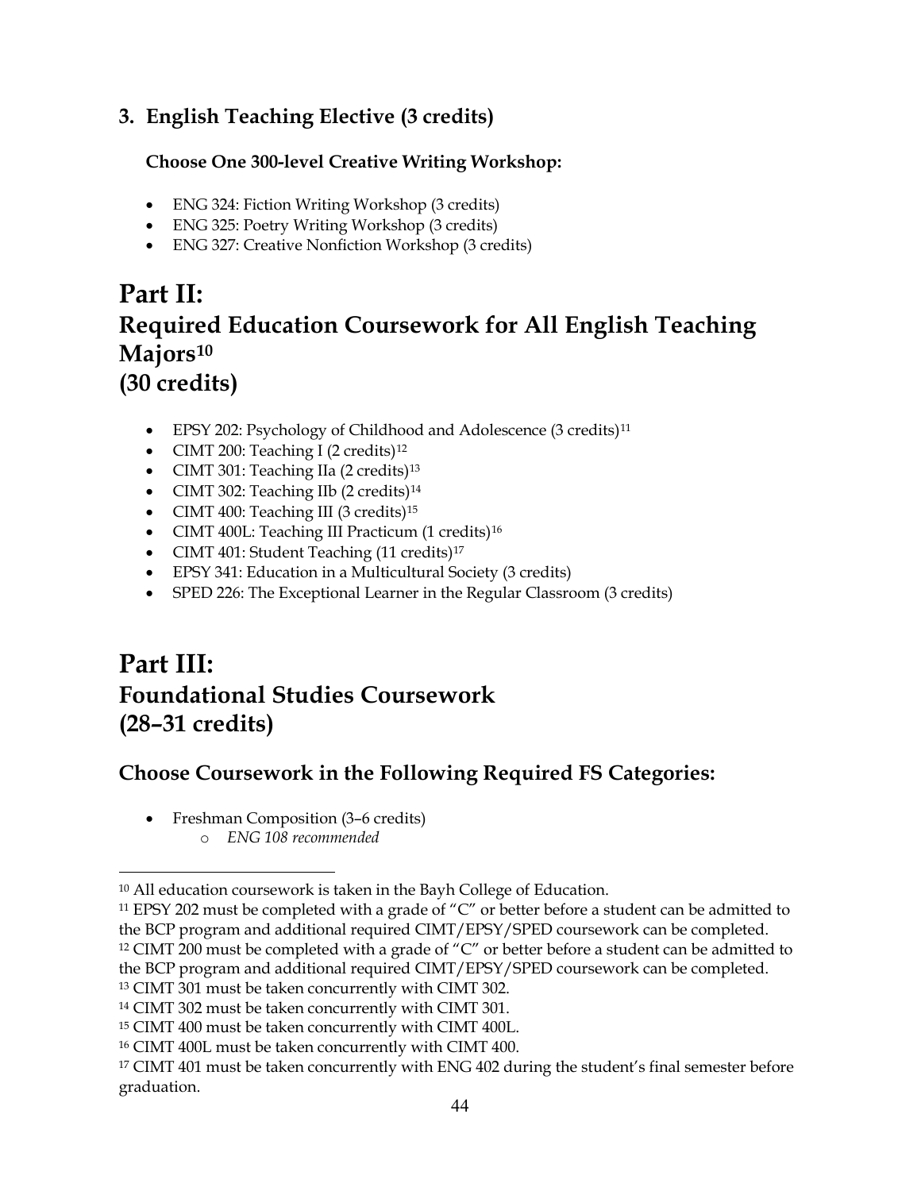### 3. English Teaching Elective (3 credits)

**Choose One 300-level Creative Writing Workshop:**

- ENG 324: Fiction Writing Workshop (3 credits)
- ENG 325: Poetry Writing Workshop (3 credits)
- ENG 327: Creative Nonfiction Workshop (3 credits)

# Part II:
# Required Education Coursework for All English Teaching Majors[10]
# (30 credits)

- EPSY 202: Psychology of Childhood and Adolescence (3 credits)[11]
- CIMT 200: Teaching I (2 credits)[12]
- CIMT 301: Teaching IIa (2 credits)[13]
- CIMT 302: Teaching IIb (2 credits)[14]
- CIMT 400: Teaching III (3 credits)[15]
- CIMT 400L: Teaching III Practicum (1 credits)[16]
- CIMT 401: Student Teaching (11 credits)[17]
- EPSY 341: Education in a Multicultural Society (3 credits)
- SPED 226: The Exceptional Learner in the Regular Classroom (3 credits)

# Part III:
# Foundational Studies Coursework
# (28–31 credits)

## Choose Coursework in the Following Required FS Categories:

- Freshman Composition (3–6 credits)
  - *ENG 108 recommended*

---

[10] All education coursework is taken in the Bayh College of Education.

[11] EPSY 202 must be completed with a grade of "C" or better before a student can be admitted to the BCP program and additional required CIMT/EPSY/SPED coursework can be completed.

[12] CIMT 200 must be completed with a grade of "C" or better before a student can be admitted to the BCP program and additional required CIMT/EPSY/SPED coursework can be completed.

[13] CIMT 301 must be taken concurrently with CIMT 302.

[14] CIMT 302 must be taken concurrently with CIMT 301.

[15] CIMT 400 must be taken concurrently with CIMT 400L.

[16] CIMT 400L must be taken concurrently with CIMT 400.

[17] CIMT 401 must be taken concurrently with ENG 402 during the student's final semester before graduation.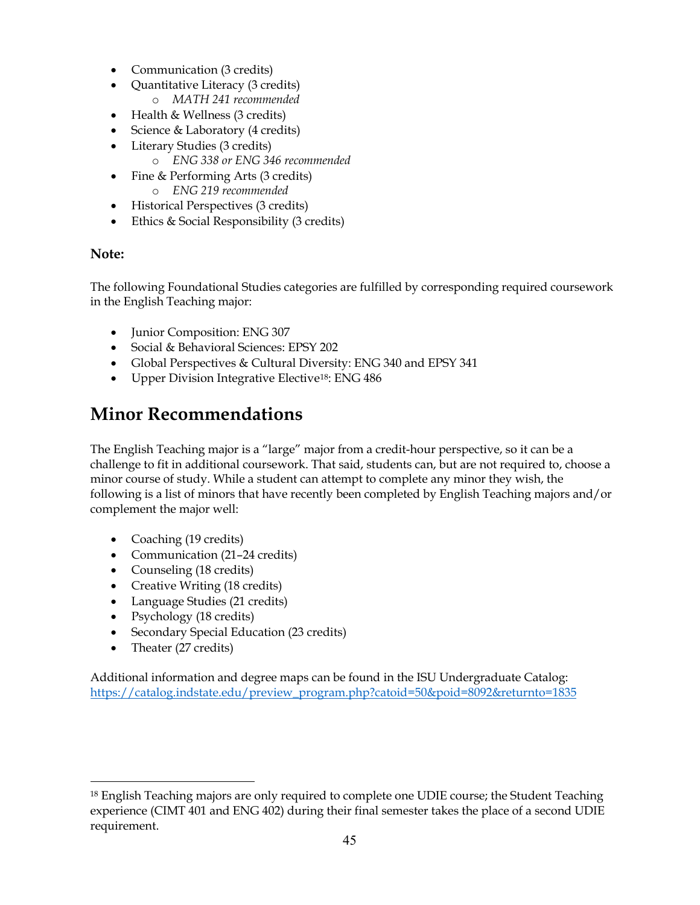- Communication (3 credits)
- Quantitative Literacy (3 credits)
  - *MATH 241 recommended*
- Health & Wellness (3 credits)
- Science & Laboratory (4 credits)
- Literary Studies (3 credits)
  - *ENG 338 or ENG 346 recommended*
- Fine & Performing Arts (3 credits)
  - *ENG 219 recommended*
- Historical Perspectives (3 credits)
- Ethics & Social Responsibility (3 credits)

**Note:**

The following Foundational Studies categories are fulfilled by corresponding required coursework in the English Teaching major:

- Junior Composition: ENG 307
- Social & Behavioral Sciences: EPSY 202
- Global Perspectives & Cultural Diversity: ENG 340 and EPSY 341
- Upper Division Integrative Elective[18]: ENG 486

## Minor Recommendations

The English Teaching major is a "large" major from a credit-hour perspective, so it can be a challenge to fit in additional coursework. That said, students can, but are not required to, choose a minor course of study. While a student can attempt to complete any minor they wish, the following is a list of minors that have recently been completed by English Teaching majors and/or complement the major well:

- Coaching (19 credits)
- Communication (21–24 credits)
- Counseling (18 credits)
- Creative Writing (18 credits)
- Language Studies (21 credits)
- Psychology (18 credits)
- Secondary Special Education (23 credits)
- Theater (27 credits)

Additional information and degree maps can be found in the ISU Undergraduate Catalog: https://catalog.indstate.edu/preview_program.php?catoid=50&poid=8092&returnto=1835

[18] English Teaching majors are only required to complete one UDIE course; the Student Teaching experience (CIMT 401 and ENG 402) during their final semester takes the place of a second UDIE requirement.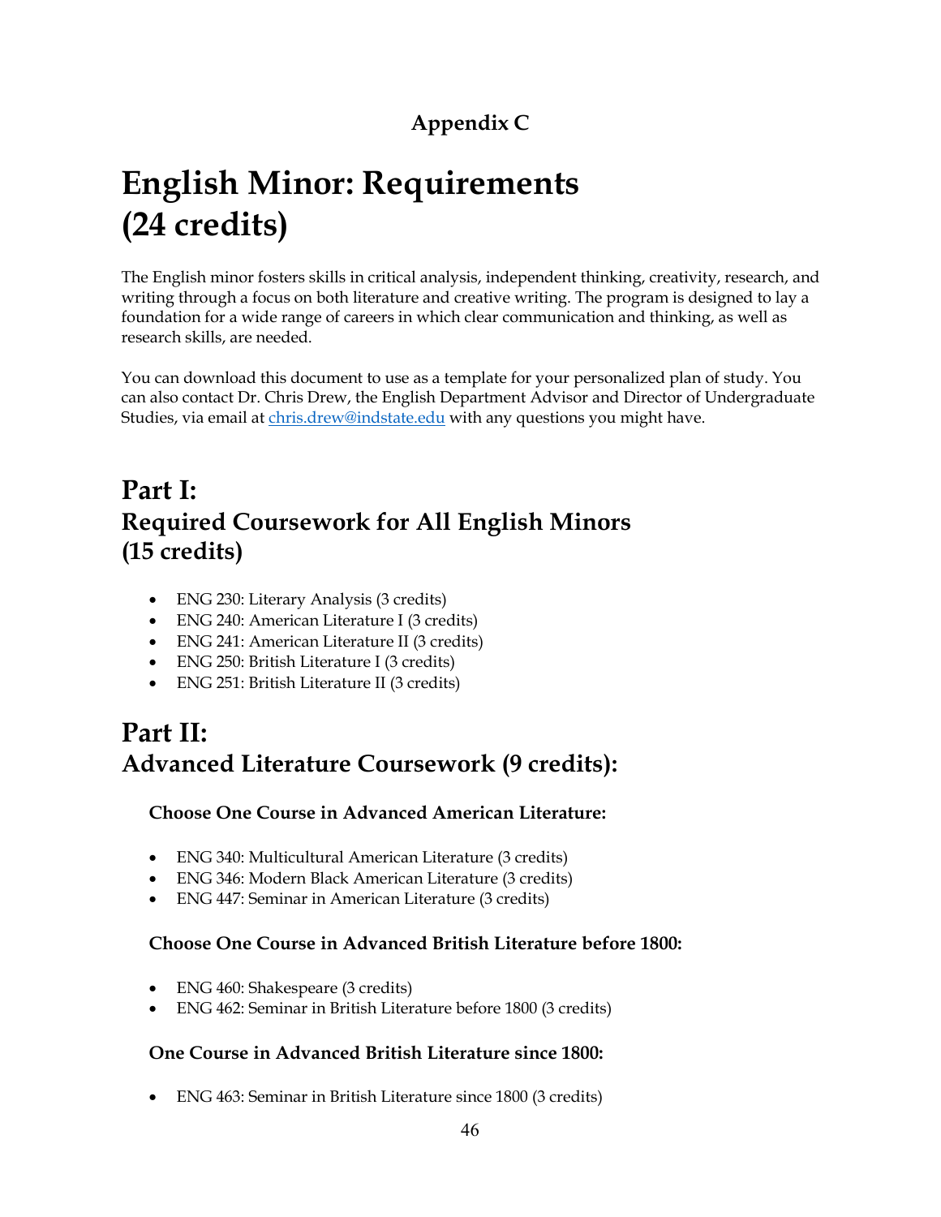**Appendix C**

# English Minor: Requirements (24 credits)

The English minor fosters skills in critical analysis, independent thinking, creativity, research, and writing through a focus on both literature and creative writing. The program is designed to lay a foundation for a wide range of careers in which clear communication and thinking, as well as research skills, are needed.

You can download this document to use as a template for your personalized plan of study. You can also contact Dr. Chris Drew, the English Department Advisor and Director of Undergraduate Studies, via email at [chris.drew@indstate.edu](mailto:chris.drew@indstate.edu) with any questions you might have.

## Part I: Required Coursework for All English Minors (15 credits)

- ENG 230: Literary Analysis (3 credits)
- ENG 240: American Literature I (3 credits)
- ENG 241: American Literature II (3 credits)
- ENG 250: British Literature I (3 credits)
- ENG 251: British Literature II (3 credits)

## Part II: Advanced Literature Coursework (9 credits):

### Choose One Course in Advanced American Literature:

- ENG 340: Multicultural American Literature (3 credits)
- ENG 346: Modern Black American Literature (3 credits)
- ENG 447: Seminar in American Literature (3 credits)

### Choose One Course in Advanced British Literature before 1800:

- ENG 460: Shakespeare (3 credits)
- ENG 462: Seminar in British Literature before 1800 (3 credits)

### One Course in Advanced British Literature since 1800:

- ENG 463: Seminar in British Literature since 1800 (3 credits)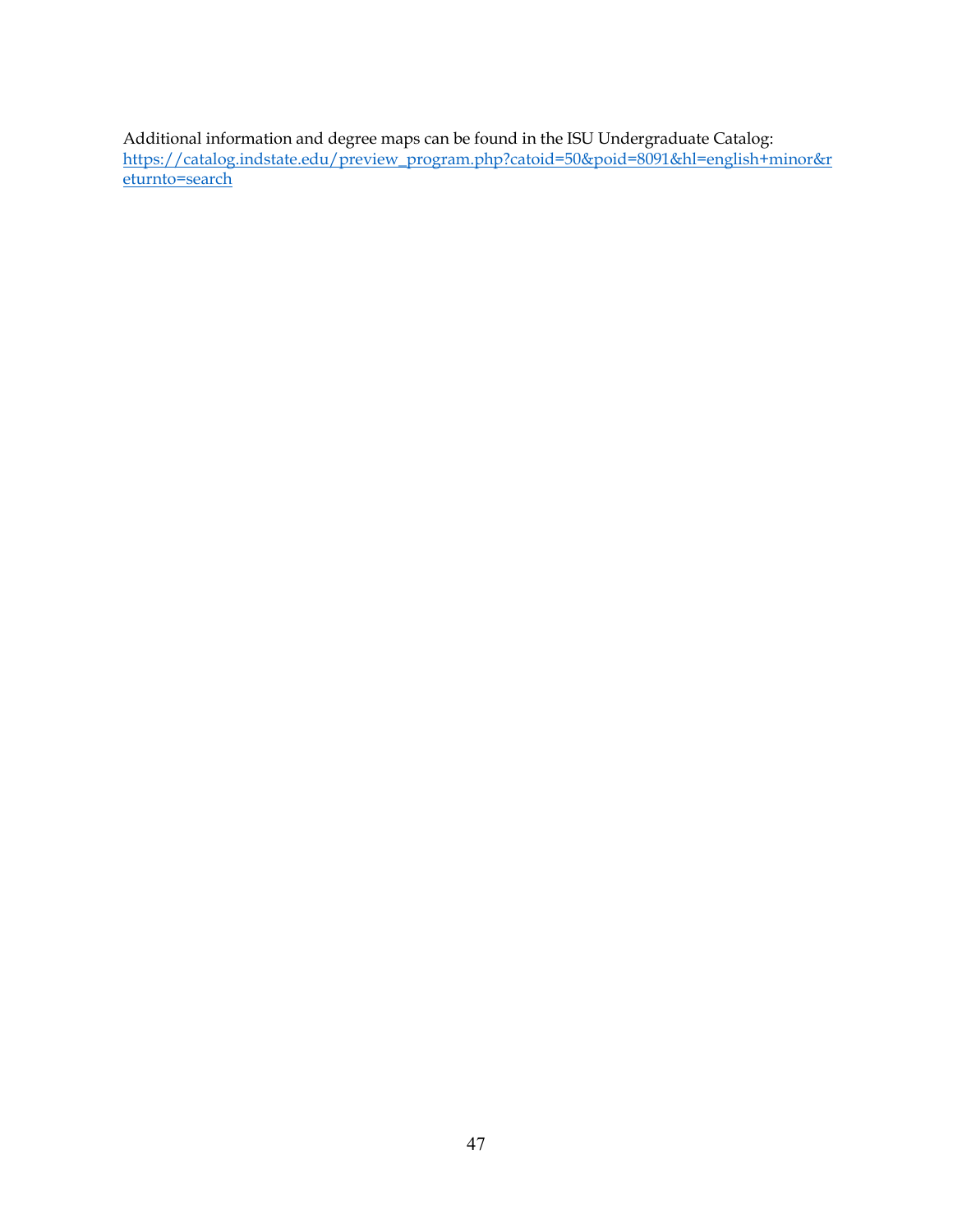Additional information and degree maps can be found in the ISU Undergraduate Catalog: https://catalog.indstate.edu/preview_program.php?catoid=50&poid=8091&hl=english+minor&returnto=search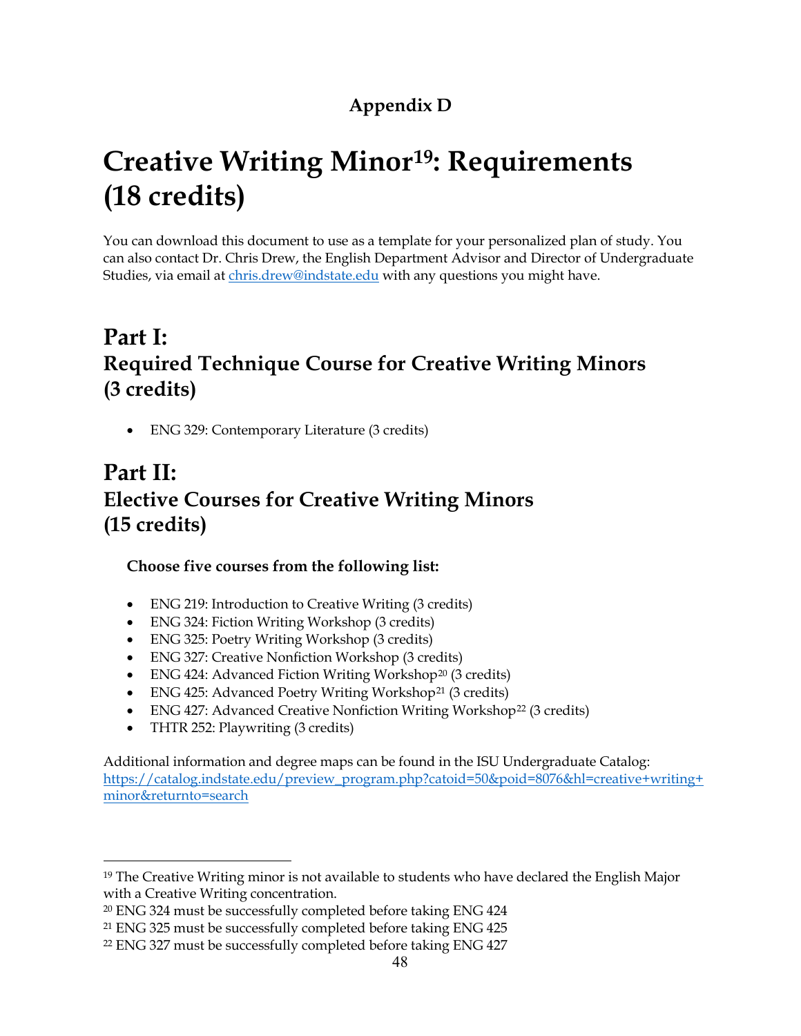**Appendix D**

# Creative Writing Minor[19]: Requirements (18 credits)

You can download this document to use as a template for your personalized plan of study. You can also contact Dr. Chris Drew, the English Department Advisor and Director of Undergraduate Studies, via email at chris.drew@indstate.edu with any questions you might have.

## Part I:
## Required Technique Course for Creative Writing Minors (3 credits)

- ENG 329: Contemporary Literature (3 credits)

## Part II:
## Elective Courses for Creative Writing Minors (15 credits)

**Choose five courses from the following list:**

- ENG 219: Introduction to Creative Writing (3 credits)
- ENG 324: Fiction Writing Workshop (3 credits)
- ENG 325: Poetry Writing Workshop (3 credits)
- ENG 327: Creative Nonfiction Workshop (3 credits)
- ENG 424: Advanced Fiction Writing Workshop[20] (3 credits)
- ENG 425: Advanced Poetry Writing Workshop[21] (3 credits)
- ENG 427: Advanced Creative Nonfiction Writing Workshop[22] (3 credits)
- THTR 252: Playwriting (3 credits)

Additional information and degree maps can be found in the ISU Undergraduate Catalog: https://catalog.indstate.edu/preview_program.php?catoid=50&poid=8076&hl=creative+writing+minor&returnto=search

---

[19] The Creative Writing minor is not available to students who have declared the English Major with a Creative Writing concentration.

[20] ENG 324 must be successfully completed before taking ENG 424

[21] ENG 325 must be successfully completed before taking ENG 425

[22] ENG 327 must be successfully completed before taking ENG 427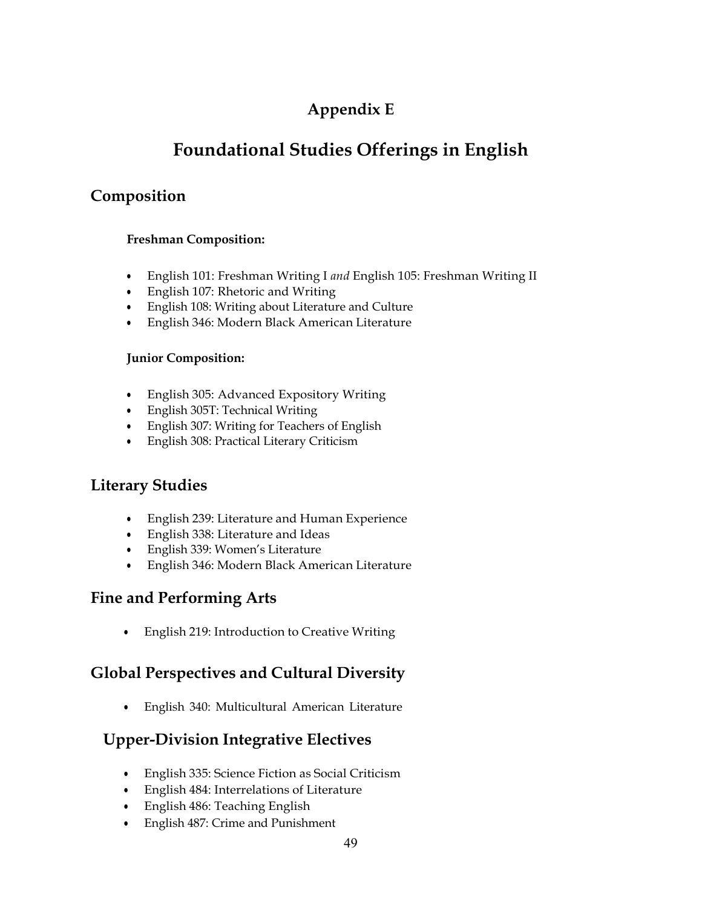# Appendix E

# Foundational Studies Offerings in English

## Composition

### Freshman Composition:

- English 101: Freshman Writing I *and* English 105: Freshman Writing II
- English 107: Rhetoric and Writing
- English 108: Writing about Literature and Culture
- English 346: Modern Black American Literature

### Junior Composition:

- English 305: Advanced Expository Writing
- English 305T: Technical Writing
- English 307: Writing for Teachers of English
- English 308: Practical Literary Criticism

## Literary Studies

- English 239: Literature and Human Experience
- English 338: Literature and Ideas
- English 339: Women's Literature
- English 346: Modern Black American Literature

## Fine and Performing Arts

- English 219: Introduction to Creative Writing

## Global Perspectives and Cultural Diversity

- English 340: Multicultural American Literature

## Upper-Division Integrative Electives

- English 335: Science Fiction as Social Criticism
- English 484: Interrelations of Literature
- English 486: Teaching English
- English 487: Crime and Punishment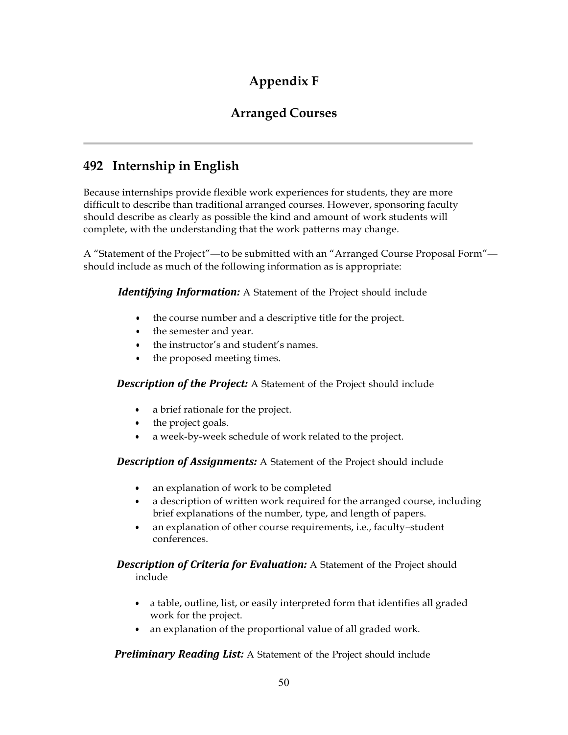# Appendix F

## Arranged Courses

---

## 492 Internship in English

Because internships provide flexible work experiences for students, they are more difficult to describe than traditional arranged courses. However, sponsoring faculty should describe as clearly as possible the kind and amount of work students will complete, with the understanding that the work patterns may change.

A "Statement of the Project"—to be submitted with an "Arranged Course Proposal Form"—should include as much of the following information as is appropriate:

***Identifying Information:*** A Statement of the Project should include

- the course number and a descriptive title for the project.
- the semester and year.
- the instructor's and student's names.
- the proposed meeting times.

***Description of the Project:*** A Statement of the Project should include

- a brief rationale for the project.
- the project goals.
- a week-by-week schedule of work related to the project.

***Description of Assignments:*** A Statement of the Project should include

- an explanation of work to be completed
- a description of written work required for the arranged course, including brief explanations of the number, type, and length of papers.
- an explanation of other course requirements, i.e., faculty–student conferences.

***Description of Criteria for Evaluation:*** A Statement of the Project should include

- a table, outline, list, or easily interpreted form that identifies all graded work for the project.
- an explanation of the proportional value of all graded work.

***Preliminary Reading List:*** A Statement of the Project should include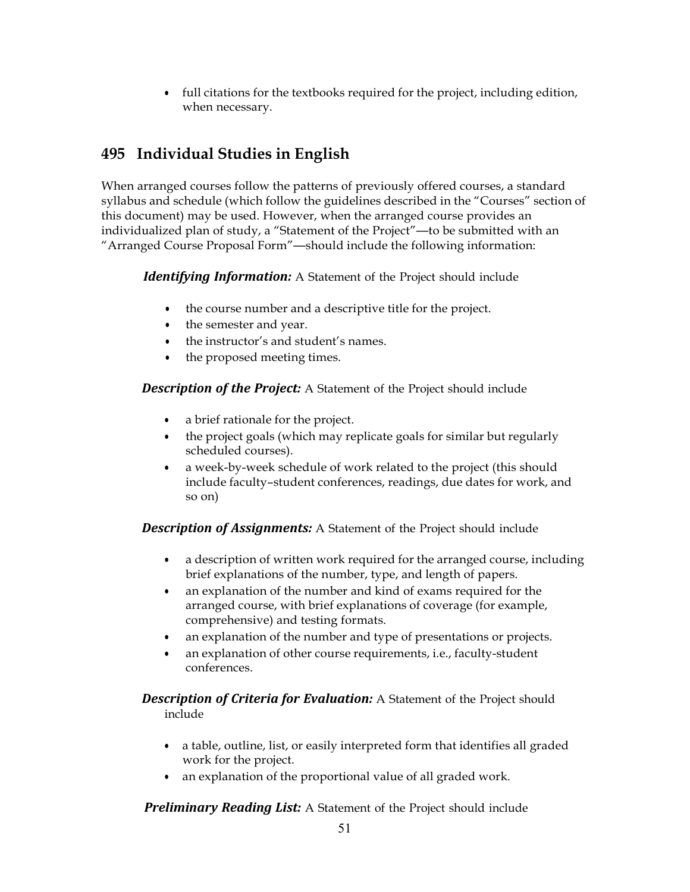- full citations for the textbooks required for the project, including edition, when necessary.

## 495 Individual Studies in English

When arranged courses follow the patterns of previously offered courses, a standard syllabus and schedule (which follow the guidelines described in the "Courses" section of this document) may be used. However, when the arranged course provides an individualized plan of study, a "Statement of the Project"—to be submitted with an "Arranged Course Proposal Form"—should include the following information:

***Identifying Information:*** A Statement of the Project should include

- the course number and a descriptive title for the project.
- the semester and year.
- the instructor's and student's names.
- the proposed meeting times.

***Description of the Project:*** A Statement of the Project should include

- a brief rationale for the project.
- the project goals (which may replicate goals for similar but regularly scheduled courses).
- a week-by-week schedule of work related to the project (this should include faculty–student conferences, readings, due dates for work, and so on)

***Description of Assignments:*** A Statement of the Project should include

- a description of written work required for the arranged course, including brief explanations of the number, type, and length of papers.
- an explanation of the number and kind of exams required for the arranged course, with brief explanations of coverage (for example, comprehensive) and testing formats.
- an explanation of the number and type of presentations or projects.
- an explanation of other course requirements, i.e., faculty-student conferences.

***Description of Criteria for Evaluation:*** A Statement of the Project should include

- a table, outline, list, or easily interpreted form that identifies all graded work for the project.
- an explanation of the proportional value of all graded work.

***Preliminary Reading List:*** A Statement of the Project should include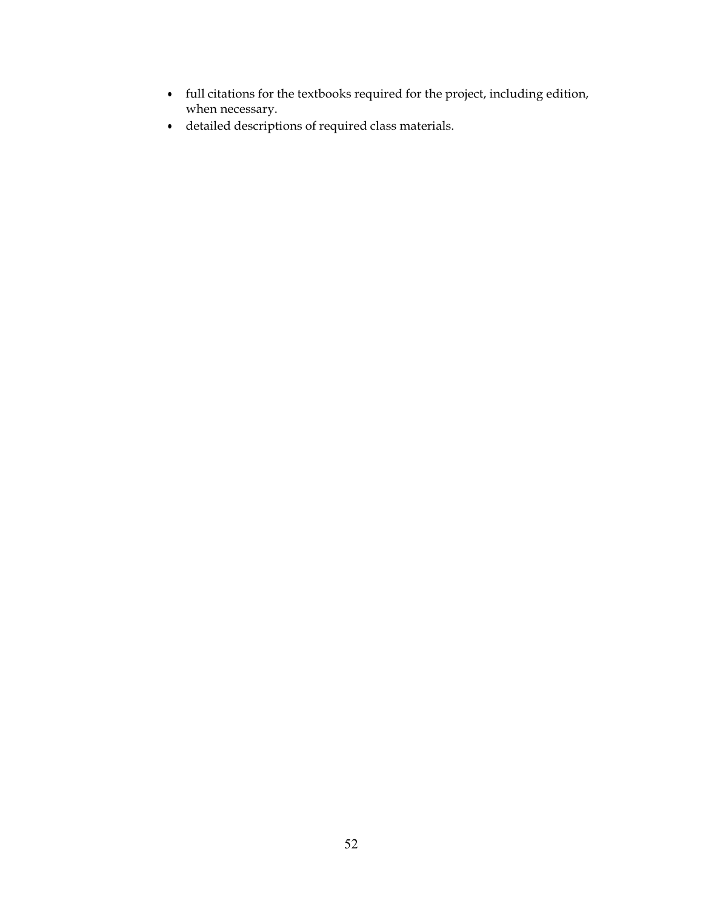- full citations for the textbooks required for the project, including edition, when necessary.
- detailed descriptions of required class materials.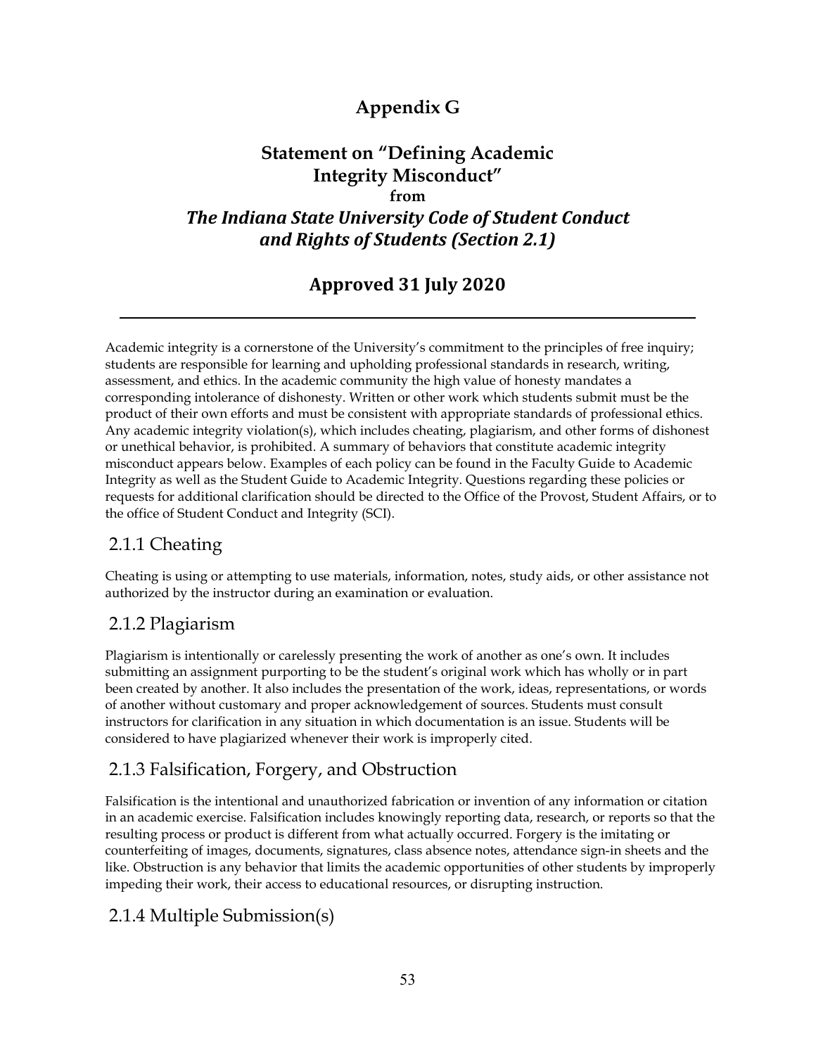# Appendix G

## Statement on "Defining Academic Integrity Misconduct" from *The Indiana State University Code of Student Conduct and Rights of Students (Section 2.1)*

## Approved 31 July 2020

---

Academic integrity is a cornerstone of the University's commitment to the principles of free inquiry; students are responsible for learning and upholding professional standards in research, writing, assessment, and ethics. In the academic community the high value of honesty mandates a corresponding intolerance of dishonesty. Written or other work which students submit must be the product of their own efforts and must be consistent with appropriate standards of professional ethics. Any academic integrity violation(s), which includes cheating, plagiarism, and other forms of dishonest or unethical behavior, is prohibited. A summary of behaviors that constitute academic integrity misconduct appears below. Examples of each policy can be found in the Faculty Guide to Academic Integrity as well as the Student Guide to Academic Integrity. Questions regarding these policies or requests for additional clarification should be directed to the Office of the Provost, Student Affairs, or to the office of Student Conduct and Integrity (SCI).

### 2.1.1 Cheating

Cheating is using or attempting to use materials, information, notes, study aids, or other assistance not authorized by the instructor during an examination or evaluation.

### 2.1.2 Plagiarism

Plagiarism is intentionally or carelessly presenting the work of another as one's own. It includes submitting an assignment purporting to be the student's original work which has wholly or in part been created by another. It also includes the presentation of the work, ideas, representations, or words of another without customary and proper acknowledgement of sources. Students must consult instructors for clarification in any situation in which documentation is an issue. Students will be considered to have plagiarized whenever their work is improperly cited.

### 2.1.3 Falsification, Forgery, and Obstruction

Falsification is the intentional and unauthorized fabrication or invention of any information or citation in an academic exercise. Falsification includes knowingly reporting data, research, or reports so that the resulting process or product is different from what actually occurred. Forgery is the imitating or counterfeiting of images, documents, signatures, class absence notes, attendance sign-in sheets and the like. Obstruction is any behavior that limits the academic opportunities of other students by improperly impeding their work, their access to educational resources, or disrupting instruction.

### 2.1.4 Multiple Submission(s)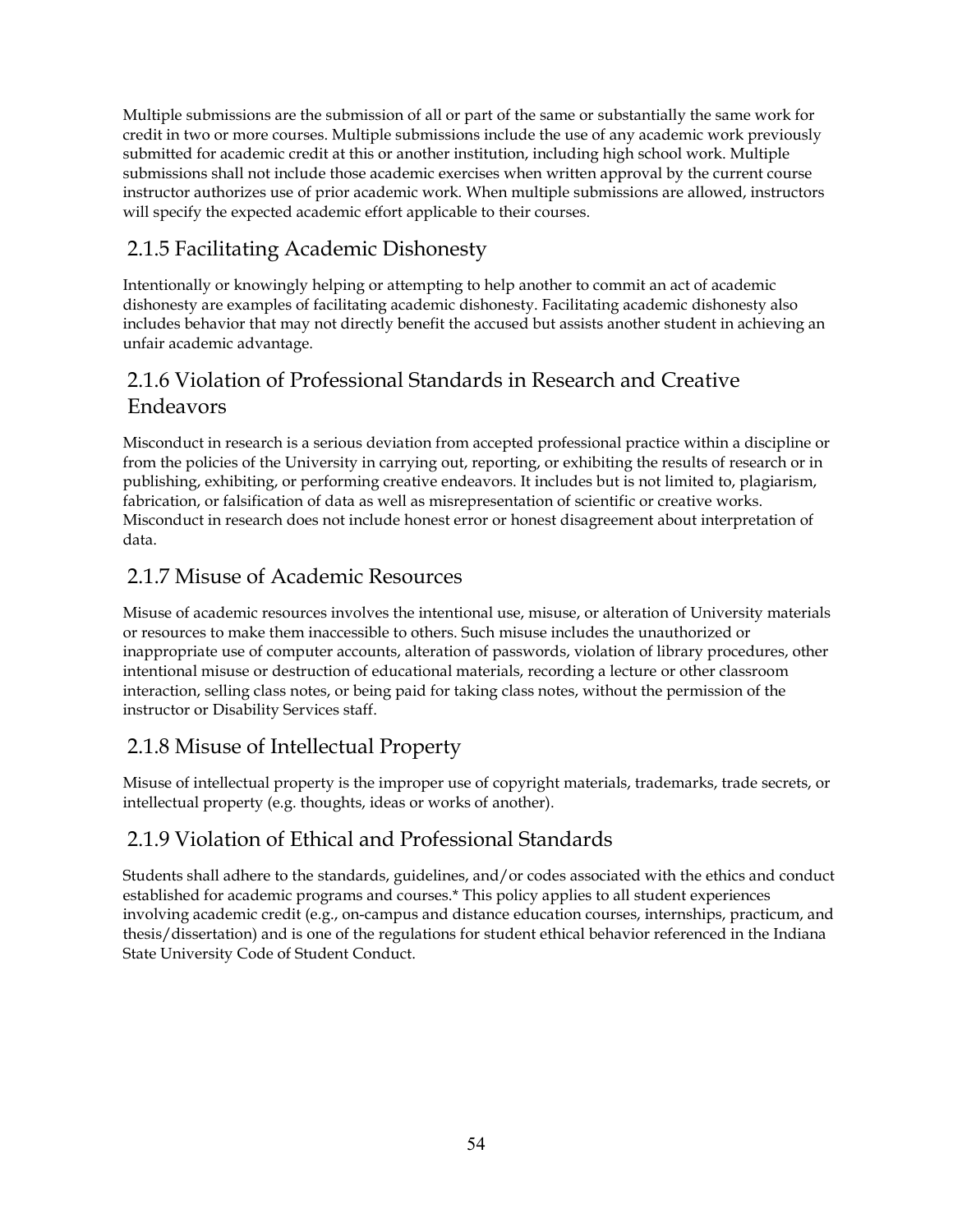Multiple submissions are the submission of all or part of the same or substantially the same work for credit in two or more courses. Multiple submissions include the use of any academic work previously submitted for academic credit at this or another institution, including high school work. Multiple submissions shall not include those academic exercises when written approval by the current course instructor authorizes use of prior academic work. When multiple submissions are allowed, instructors will specify the expected academic effort applicable to their courses.

### 2.1.5 Facilitating Academic Dishonesty

Intentionally or knowingly helping or attempting to help another to commit an act of academic dishonesty are examples of facilitating academic dishonesty. Facilitating academic dishonesty also includes behavior that may not directly benefit the accused but assists another student in achieving an unfair academic advantage.

### 2.1.6 Violation of Professional Standards in Research and Creative Endeavors

Misconduct in research is a serious deviation from accepted professional practice within a discipline or from the policies of the University in carrying out, reporting, or exhibiting the results of research or in publishing, exhibiting, or performing creative endeavors. It includes but is not limited to, plagiarism, fabrication, or falsification of data as well as misrepresentation of scientific or creative works. Misconduct in research does not include honest error or honest disagreement about interpretation of data.

### 2.1.7 Misuse of Academic Resources

Misuse of academic resources involves the intentional use, misuse, or alteration of University materials or resources to make them inaccessible to others. Such misuse includes the unauthorized or inappropriate use of computer accounts, alteration of passwords, violation of library procedures, other intentional misuse or destruction of educational materials, recording a lecture or other classroom interaction, selling class notes, or being paid for taking class notes, without the permission of the instructor or Disability Services staff.

### 2.1.8 Misuse of Intellectual Property

Misuse of intellectual property is the improper use of copyright materials, trademarks, trade secrets, or intellectual property (e.g. thoughts, ideas or works of another).

### 2.1.9 Violation of Ethical and Professional Standards

Students shall adhere to the standards, guidelines, and/or codes associated with the ethics and conduct established for academic programs and courses.* This policy applies to all student experiences involving academic credit (e.g., on-campus and distance education courses, internships, practicum, and thesis/dissertation) and is one of the regulations for student ethical behavior referenced in the Indiana State University Code of Student Conduct.